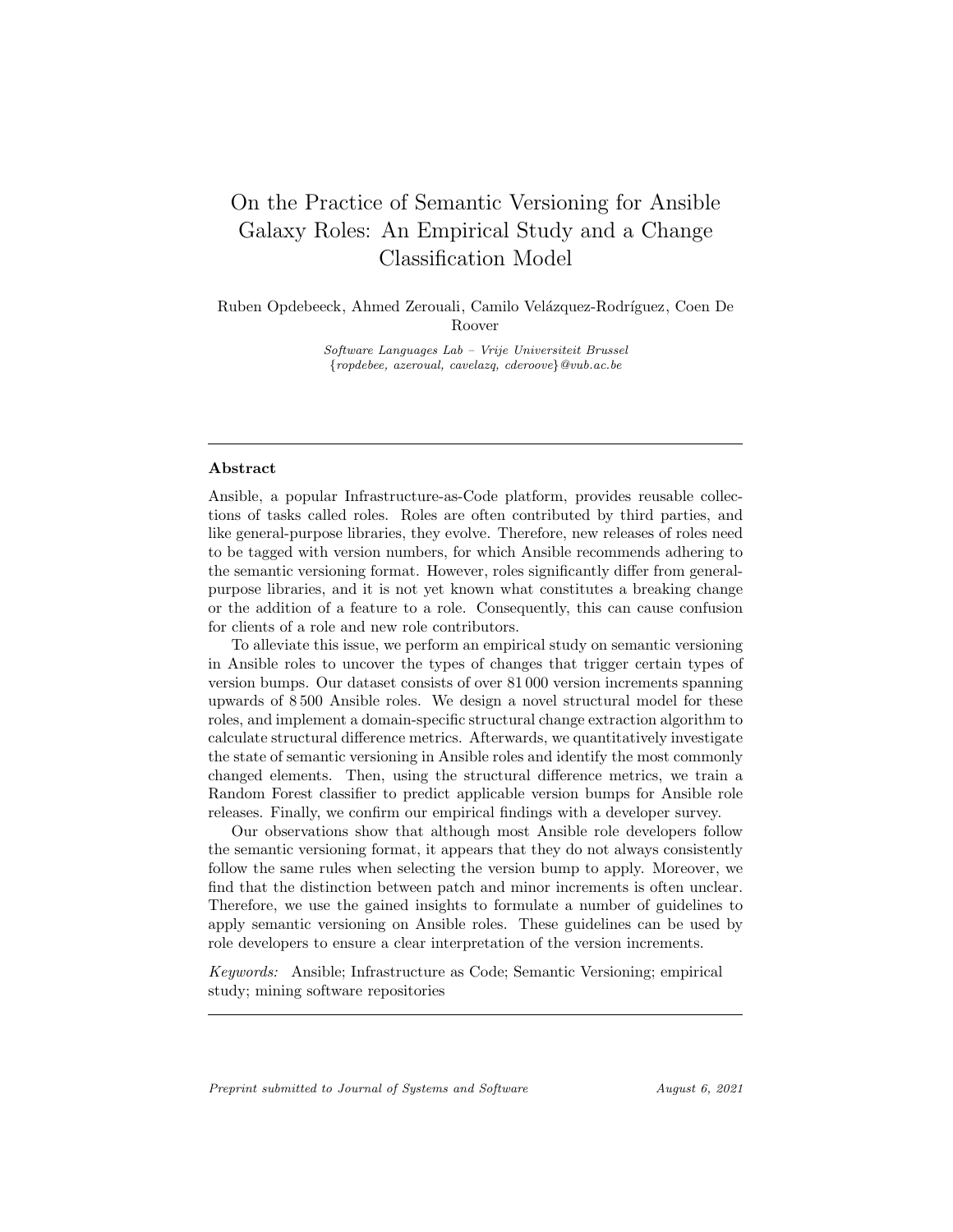# On the Practice of Semantic Versioning for Ansible Galaxy Roles: An Empirical Study and a Change Classification Model

Ruben Opdebeeck, Ahmed Zerouali, Camilo Velázquez-Rodríguez, Coen De Roover

*Software Languages Lab – Vrije Universiteit Brussel*
*{ropdebee, azeroual, cavelazq, cderoove}@vub.ac.be*

---

## Abstract

Ansible, a popular Infrastructure-as-Code platform, provides reusable collections of tasks called roles. Roles are often contributed by third parties, and like general-purpose libraries, they evolve. Therefore, new releases of roles need to be tagged with version numbers, for which Ansible recommends adhering to the semantic versioning format. However, roles significantly differ from general-purpose libraries, and it is not yet known what constitutes a breaking change or the addition of a feature to a role. Consequently, this can cause confusion for clients of a role and new role contributors.

To alleviate this issue, we perform an empirical study on semantic versioning in Ansible roles to uncover the types of changes that trigger certain types of version bumps. Our dataset consists of over 81 000 version increments spanning upwards of 8 500 Ansible roles. We design a novel structural model for these roles, and implement a domain-specific structural change extraction algorithm to calculate structural difference metrics. Afterwards, we quantitatively investigate the state of semantic versioning in Ansible roles and identify the most commonly changed elements. Then, using the structural difference metrics, we train a Random Forest classifier to predict applicable version bumps for Ansible role releases. Finally, we confirm our empirical findings with a developer survey.

Our observations show that although most Ansible role developers follow the semantic versioning format, it appears that they do not always consistently follow the same rules when selecting the version bump to apply. Moreover, we find that the distinction between patch and minor increments is often unclear. Therefore, we use the gained insights to formulate a number of guidelines to apply semantic versioning on Ansible roles. These guidelines can be used by role developers to ensure a clear interpretation of the version increments.

*Keywords:* Ansible; Infrastructure as Code; Semantic Versioning; empirical study; mining software repositories

---

*Preprint submitted to Journal of Systems and Software* — *August 6, 2021*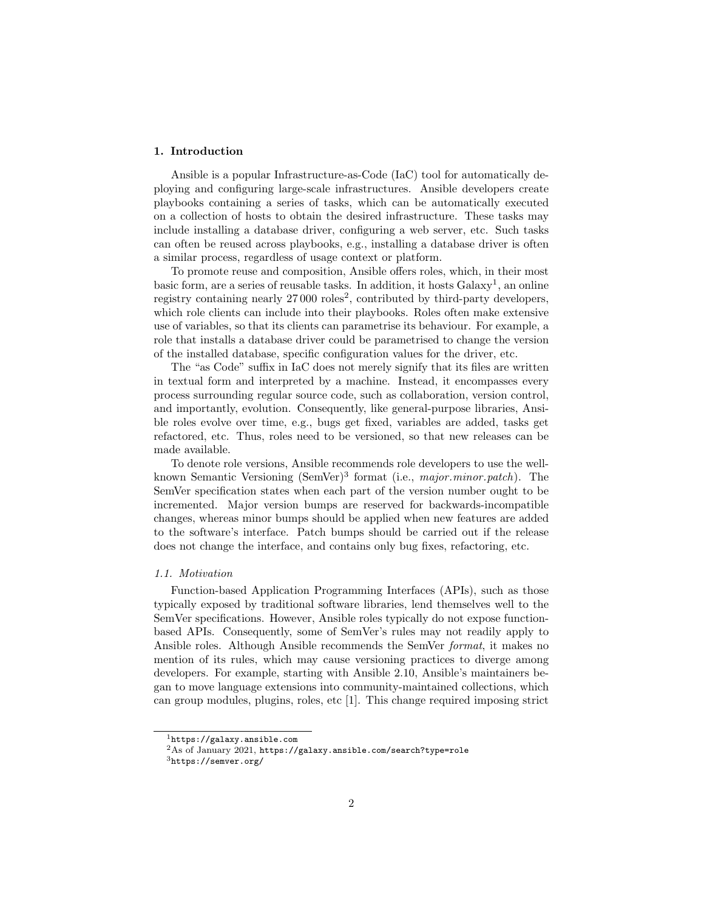## 1. Introduction

Ansible is a popular Infrastructure-as-Code (IaC) tool for automatically deploying and configuring large-scale infrastructures. Ansible developers create playbooks containing a series of tasks, which can be automatically executed on a collection of hosts to obtain the desired infrastructure. These tasks may include installing a database driver, configuring a web server, etc. Such tasks can often be reused across playbooks, e.g., installing a database driver is often a similar process, regardless of usage context or platform.

To promote reuse and composition, Ansible offers roles, which, in their most basic form, are a series of reusable tasks. In addition, it hosts Galaxy[1], an online registry containing nearly 27 000 roles[2], contributed by third-party developers, which role clients can include into their playbooks. Roles often make extensive use of variables, so that its clients can parametrise its behaviour. For example, a role that installs a database driver could be parametrised to change the version of the installed database, specific configuration values for the driver, etc.

The "as Code" suffix in IaC does not merely signify that its files are written in textual form and interpreted by a machine. Instead, it encompasses every process surrounding regular source code, such as collaboration, version control, and importantly, evolution. Consequently, like general-purpose libraries, Ansible roles evolve over time, e.g., bugs get fixed, variables are added, tasks get refactored, etc. Thus, roles need to be versioned, so that new releases can be made available.

To denote role versions, Ansible recommends role developers to use the well-known Semantic Versioning (SemVer)[3] format (i.e., *major.minor.patch*). The SemVer specification states when each part of the version number ought to be incremented. Major version bumps are reserved for backwards-incompatible changes, whereas minor bumps should be applied when new features are added to the software's interface. Patch bumps should be carried out if the release does not change the interface, and contains only bug fixes, refactoring, etc.

### *1.1. Motivation*

Function-based Application Programming Interfaces (APIs), such as those typically exposed by traditional software libraries, lend themselves well to the SemVer specifications. However, Ansible roles typically do not expose function-based APIs. Consequently, some of SemVer's rules may not readily apply to Ansible roles. Although Ansible recommends the SemVer *format*, it makes no mention of its rules, which may cause versioning practices to diverge among developers. For example, starting with Ansible 2.10, Ansible's maintainers began to move language extensions into community-maintained collections, which can group modules, plugins, roles, etc [1]. This change required imposing strict

[1] `https://galaxy.ansible.com`

[2] As of January 2021, `https://galaxy.ansible.com/search?type=role`

[3] `https://semver.org/`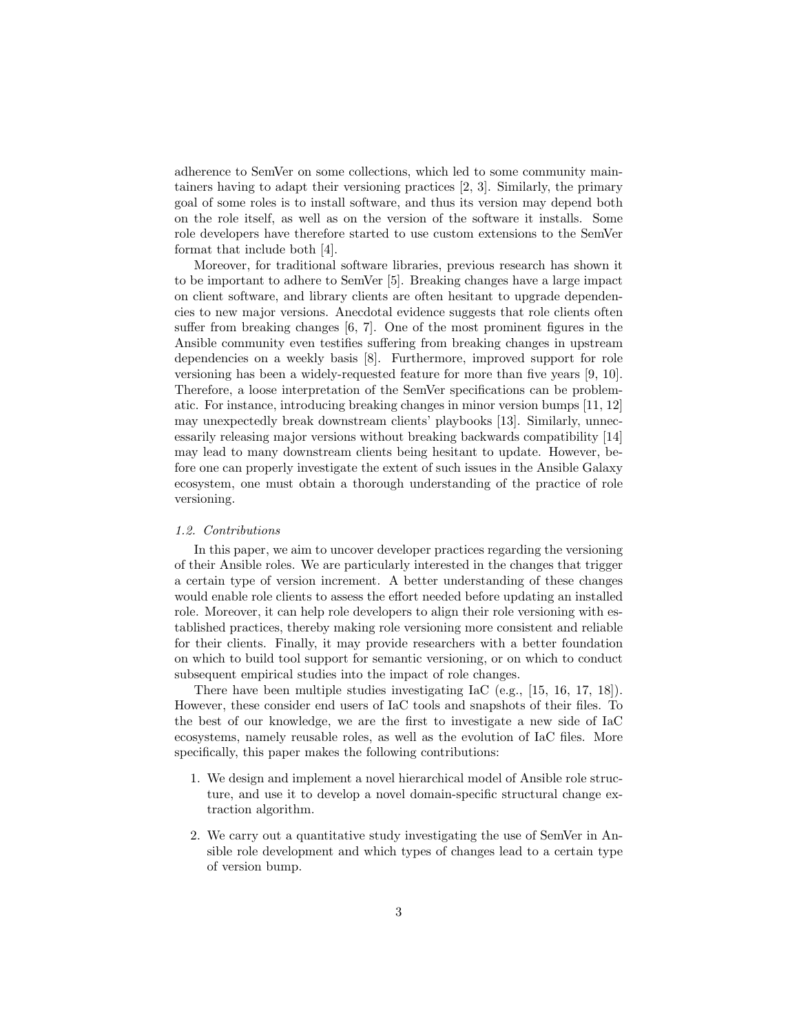adherence to SemVer on some collections, which led to some community maintainers having to adapt their versioning practices [2, 3]. Similarly, the primary goal of some roles is to install software, and thus its version may depend both on the role itself, as well as on the version of the software it installs. Some role developers have therefore started to use custom extensions to the SemVer format that include both [4].

Moreover, for traditional software libraries, previous research has shown it to be important to adhere to SemVer [5]. Breaking changes have a large impact on client software, and library clients are often hesitant to upgrade dependencies to new major versions. Anecdotal evidence suggests that role clients often suffer from breaking changes [6, 7]. One of the most prominent figures in the Ansible community even testifies suffering from breaking changes in upstream dependencies on a weekly basis [8]. Furthermore, improved support for role versioning has been a widely-requested feature for more than five years [9, 10]. Therefore, a loose interpretation of the SemVer specifications can be problematic. For instance, introducing breaking changes in minor version bumps [11, 12] may unexpectedly break downstream clients' playbooks [13]. Similarly, unnecessarily releasing major versions without breaking backwards compatibility [14] may lead to many downstream clients being hesitant to update. However, before one can properly investigate the extent of such issues in the Ansible Galaxy ecosystem, one must obtain a thorough understanding of the practice of role versioning.

### 1.2. Contributions

In this paper, we aim to uncover developer practices regarding the versioning of their Ansible roles. We are particularly interested in the changes that trigger a certain type of version increment. A better understanding of these changes would enable role clients to assess the effort needed before updating an installed role. Moreover, it can help role developers to align their role versioning with established practices, thereby making role versioning more consistent and reliable for their clients. Finally, it may provide researchers with a better foundation on which to build tool support for semantic versioning, or on which to conduct subsequent empirical studies into the impact of role changes.

There have been multiple studies investigating IaC (e.g., [15, 16, 17, 18]). However, these consider end users of IaC tools and snapshots of their files. To the best of our knowledge, we are the first to investigate a new side of IaC ecosystems, namely reusable roles, as well as the evolution of IaC files. More specifically, this paper makes the following contributions:

1. We design and implement a novel hierarchical model of Ansible role structure, and use it to develop a novel domain-specific structural change extraction algorithm.
2. We carry out a quantitative study investigating the use of SemVer in Ansible role development and which types of changes lead to a certain type of version bump.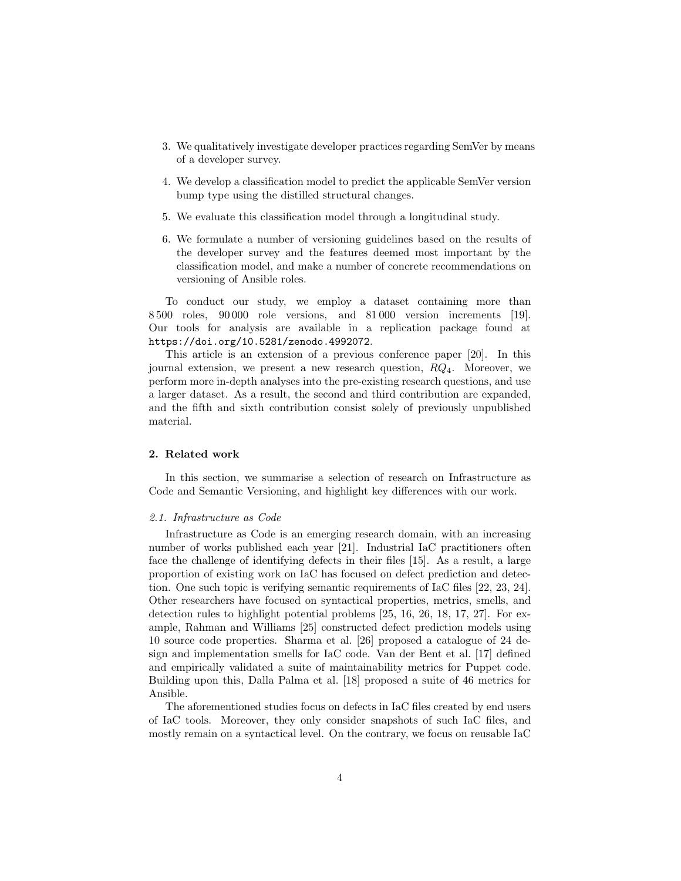3. We qualitatively investigate developer practices regarding SemVer by means of a developer survey.

4. We develop a classification model to predict the applicable SemVer version bump type using the distilled structural changes.

5. We evaluate this classification model through a longitudinal study.

6. We formulate a number of versioning guidelines based on the results of the developer survey and the features deemed most important by the classification model, and make a number of concrete recommendations on versioning of Ansible roles.

To conduct our study, we employ a dataset containing more than 8 500 roles, 90 000 role versions, and 81 000 version increments [19]. Our tools for analysis are available in a replication package found at `https://doi.org/10.5281/zenodo.4992072`.

This article is an extension of a previous conference paper [20]. In this journal extension, we present a new research question, $RQ_4$. Moreover, we perform more in-depth analyses into the pre-existing research questions, and use a larger dataset. As a result, the second and third contribution are expanded, and the fifth and sixth contribution consist solely of previously unpublished material.

## 2. Related work

In this section, we summarise a selection of research on Infrastructure as Code and Semantic Versioning, and highlight key differences with our work.

### *2.1. Infrastructure as Code*

Infrastructure as Code is an emerging research domain, with an increasing number of works published each year [21]. Industrial IaC practitioners often face the challenge of identifying defects in their files [15]. As a result, a large proportion of existing work on IaC has focused on defect prediction and detection. One such topic is verifying semantic requirements of IaC files [22, 23, 24]. Other researchers have focused on syntactical properties, metrics, smells, and detection rules to highlight potential problems [25, 16, 26, 18, 17, 27]. For example, Rahman and Williams [25] constructed defect prediction models using 10 source code properties. Sharma et al. [26] proposed a catalogue of 24 design and implementation smells for IaC code. Van der Bent et al. [17] defined and empirically validated a suite of maintainability metrics for Puppet code. Building upon this, Dalla Palma et al. [18] proposed a suite of 46 metrics for Ansible.

The aforementioned studies focus on defects in IaC files created by end users of IaC tools. Moreover, they only consider snapshots of such IaC files, and mostly remain on a syntactical level. On the contrary, we focus on reusable IaC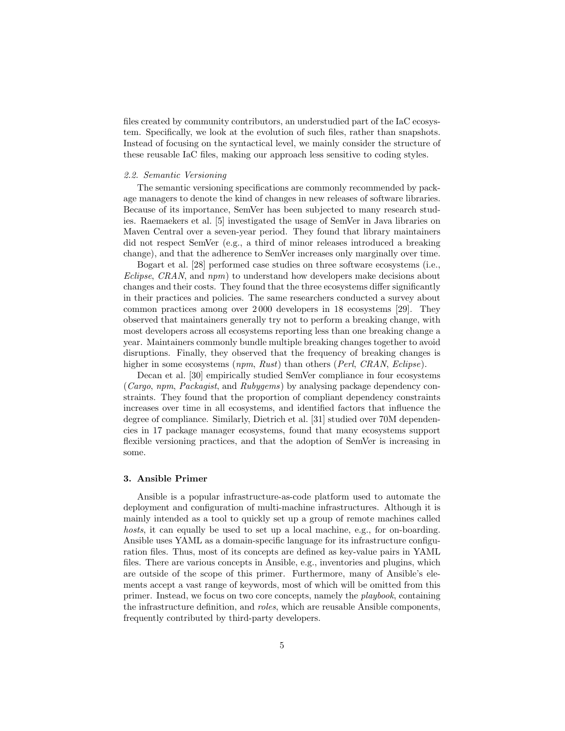files created by community contributors, an understudied part of the IaC ecosystem. Specifically, we look at the evolution of such files, rather than snapshots. Instead of focusing on the syntactical level, we mainly consider the structure of these reusable IaC files, making our approach less sensitive to coding styles.

### *2.2. Semantic Versioning*

The semantic versioning specifications are commonly recommended by package managers to denote the kind of changes in new releases of software libraries. Because of its importance, SemVer has been subjected to many research studies. Raemaekers et al. [5] investigated the usage of SemVer in Java libraries on Maven Central over a seven-year period. They found that library maintainers did not respect SemVer (e.g., a third of minor releases introduced a breaking change), and that the adherence to SemVer increases only marginally over time.

Bogart et al. [28] performed case studies on three software ecosystems (i.e., *Eclipse*, *CRAN*, and *npm*) to understand how developers make decisions about changes and their costs. They found that the three ecosystems differ significantly in their practices and policies. The same researchers conducted a survey about common practices among over 2 000 developers in 18 ecosystems [29]. They observed that maintainers generally try not to perform a breaking change, with most developers across all ecosystems reporting less than one breaking change a year. Maintainers commonly bundle multiple breaking changes together to avoid disruptions. Finally, they observed that the frequency of breaking changes is higher in some ecosystems (*npm*, *Rust*) than others (*Perl*, *CRAN*, *Eclipse*).

Decan et al. [30] empirically studied SemVer compliance in four ecosystems (*Cargo*, *npm*, *Packagist*, and *Rubygems*) by analysing package dependency constraints. They found that the proportion of compliant dependency constraints increases over time in all ecosystems, and identified factors that influence the degree of compliance. Similarly, Dietrich et al. [31] studied over 70M dependencies in 17 package manager ecosystems, found that many ecosystems support flexible versioning practices, and that the adoption of SemVer is increasing in some.

## 3. Ansible Primer

Ansible is a popular infrastructure-as-code platform used to automate the deployment and configuration of multi-machine infrastructures. Although it is mainly intended as a tool to quickly set up a group of remote machines called *hosts*, it can equally be used to set up a local machine, e.g., for on-boarding. Ansible uses YAML as a domain-specific language for its infrastructure configuration files. Thus, most of its concepts are defined as key-value pairs in YAML files. There are various concepts in Ansible, e.g., inventories and plugins, which are outside of the scope of this primer. Furthermore, many of Ansible's elements accept a vast range of keywords, most of which will be omitted from this primer. Instead, we focus on two core concepts, namely the *playbook*, containing the infrastructure definition, and *roles*, which are reusable Ansible components, frequently contributed by third-party developers.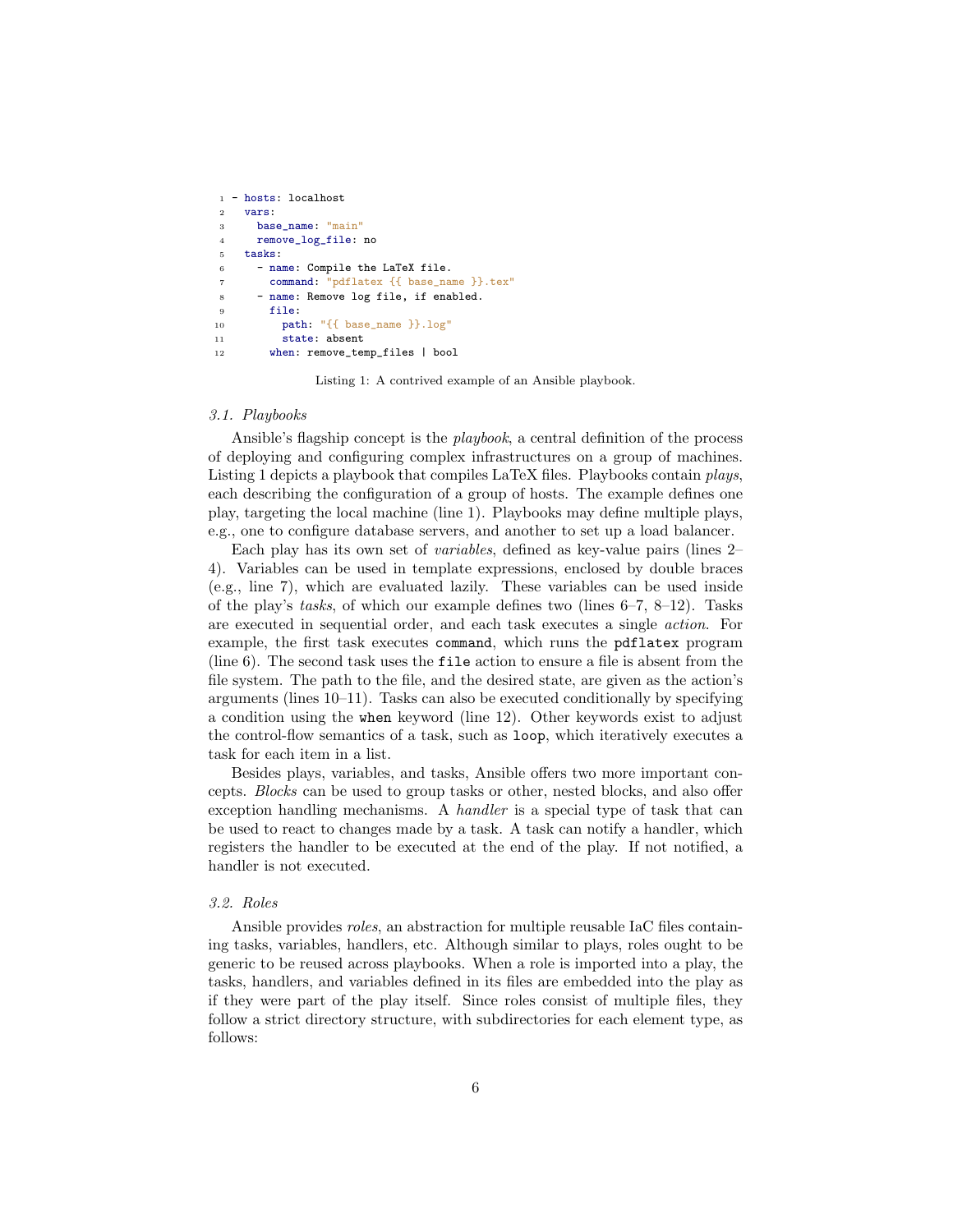```yaml
- hosts: localhost
  vars:
    base_name: "main"
    remove_log_file: no
  tasks:
    - name: Compile the LaTeX file.
      command: "pdflatex {{ base_name }}.tex"
    - name: Remove log file, if enabled.
      file:
        path: "{{ base_name }}.log"
        state: absent
      when: remove_temp_files | bool
```

Listing 1: A contrived example of an Ansible playbook.

### *3.1. Playbooks*

Ansible's flagship concept is the *playbook*, a central definition of the process of deploying and configuring complex infrastructures on a group of machines. Listing 1 depicts a playbook that compiles LaTeX files. Playbooks contain *plays*, each describing the configuration of a group of hosts. The example defines one play, targeting the local machine (line 1). Playbooks may define multiple plays, e.g., one to configure database servers, and another to set up a load balancer.

Each play has its own set of *variables*, defined as key-value pairs (lines 2–4). Variables can be used in template expressions, enclosed by double braces (e.g., line 7), which are evaluated lazily. These variables can be used inside of the play's *tasks*, of which our example defines two (lines 6–7, 8–12). Tasks are executed in sequential order, and each task executes a single *action*. For example, the first task executes `command`, which runs the `pdflatex` program (line 6). The second task uses the `file` action to ensure a file is absent from the file system. The path to the file, and the desired state, are given as the action's arguments (lines 10–11). Tasks can also be executed conditionally by specifying a condition using the `when` keyword (line 12). Other keywords exist to adjust the control-flow semantics of a task, such as `loop`, which iteratively executes a task for each item in a list.

Besides plays, variables, and tasks, Ansible offers two more important concepts. *Blocks* can be used to group tasks or other, nested blocks, and also offer exception handling mechanisms. A *handler* is a special type of task that can be used to react to changes made by a task. A task can notify a handler, which registers the handler to be executed at the end of the play. If not notified, a handler is not executed.

### *3.2. Roles*

Ansible provides *roles*, an abstraction for multiple reusable IaC files containing tasks, variables, handlers, etc. Although similar to plays, roles ought to be generic to be reused across playbooks. When a role is imported into a play, the tasks, handlers, and variables defined in its files are embedded into the play as if they were part of the play itself. Since roles consist of multiple files, they follow a strict directory structure, with subdirectories for each element type, as follows: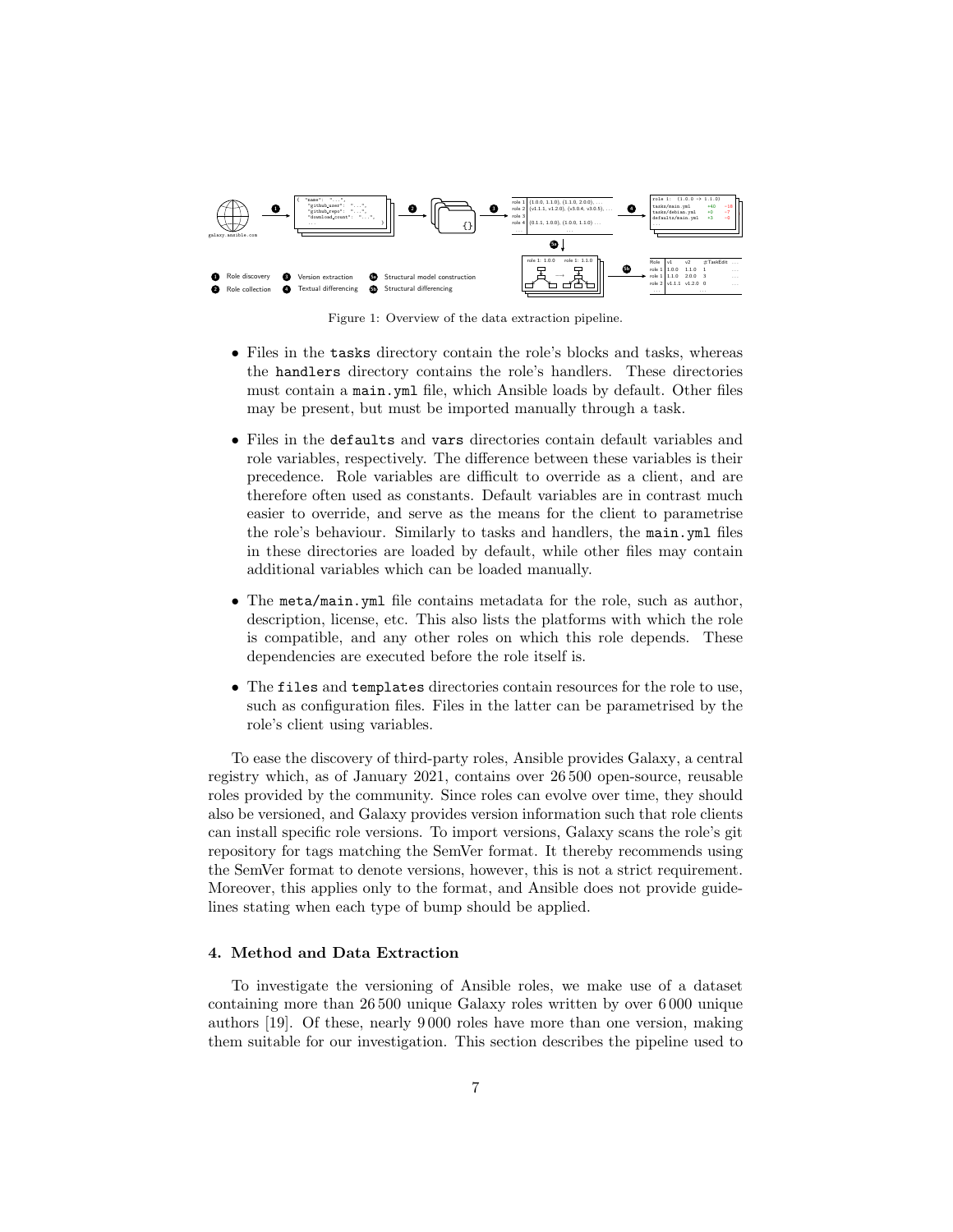Figure 1: Overview of the data extraction pipeline.

- Files in the tasks directory contain the role's blocks and tasks, whereas the handlers directory contains the role's handlers. These directories must contain a main.yml file, which Ansible loads by default. Other files may be present, but must be imported manually through a task.
- Files in the defaults and vars directories contain default variables and role variables, respectively. The difference between these variables is their precedence. Role variables are difficult to override as a client, and are therefore often used as constants. Default variables are in contrast much easier to override, and serve as the means for the client to parametrise the role's behaviour. Similarly to tasks and handlers, the main.yml files in these directories are loaded by default, while other files may contain additional variables which can be loaded manually.
- The meta/main.yml file contains metadata for the role, such as author, description, license, etc. This also lists the platforms with which the role is compatible, and any other roles on which this role depends. These dependencies are executed before the role itself is.
- The files and templates directories contain resources for the role to use, such as configuration files. Files in the latter can be parametrised by the role's client using variables.

To ease the discovery of third-party roles, Ansible provides Galaxy, a central registry which, as of January 2021, contains over 26 500 open-source, reusable roles provided by the community. Since roles can evolve over time, they should also be versioned, and Galaxy provides version information such that role clients can install specific role versions. To import versions, Galaxy scans the role's git repository for tags matching the SemVer format. It thereby recommends using the SemVer format to denote versions, however, this is not a strict requirement. Moreover, this applies only to the format, and Ansible does not provide guidelines stating when each type of bump should be applied.

## 4. Method and Data Extraction

To investigate the versioning of Ansible roles, we make use of a dataset containing more than 26 500 unique Galaxy roles written by over 6 000 unique authors [19]. Of these, nearly 9 000 roles have more than one version, making them suitable for our investigation. This section describes the pipeline used to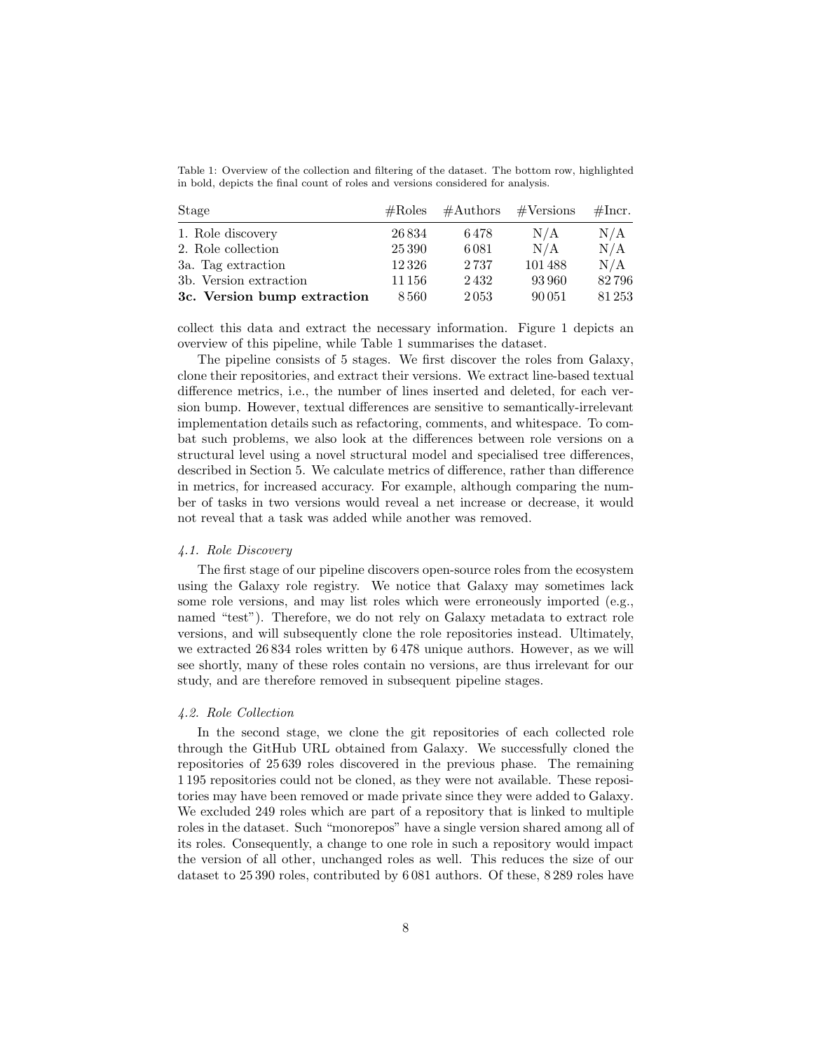Table 1: Overview of the collection and filtering of the dataset. The bottom row, highlighted in bold, depicts the final count of roles and versions considered for analysis.

| Stage | #Roles | #Authors | #Versions | #Incr. |
|---|---|---|---|---|
| 1. Role discovery | 26 834 | 6 478 | N/A | N/A |
| 2. Role collection | 25 390 | 6 081 | N/A | N/A |
| 3a. Tag extraction | 12 326 | 2 737 | 101 488 | N/A |
| 3b. Version extraction | 11 156 | 2 432 | 93 960 | 82 796 |
| **3c. Version bump extraction** | 8 560 | 2 053 | 90 051 | 81 253 |

collect this data and extract the necessary information. Figure 1 depicts an overview of this pipeline, while Table 1 summarises the dataset.

The pipeline consists of 5 stages. We first discover the roles from Galaxy, clone their repositories, and extract their versions. We extract line-based textual difference metrics, i.e., the number of lines inserted and deleted, for each version bump. However, textual differences are sensitive to semantically-irrelevant implementation details such as refactoring, comments, and whitespace. To combat such problems, we also look at the differences between role versions on a structural level using a novel structural model and specialised tree differences, described in Section 5. We calculate metrics of difference, rather than difference in metrics, for increased accuracy. For example, although comparing the number of tasks in two versions would reveal a net increase or decrease, it would not reveal that a task was added while another was removed.

#### *4.1. Role Discovery*

The first stage of our pipeline discovers open-source roles from the ecosystem using the Galaxy role registry. We notice that Galaxy may sometimes lack some role versions, and may list roles which were erroneously imported (e.g., named "test"). Therefore, we do not rely on Galaxy metadata to extract role versions, and will subsequently clone the role repositories instead. Ultimately, we extracted 26 834 roles written by 6 478 unique authors. However, as we will see shortly, many of these roles contain no versions, are thus irrelevant for our study, and are therefore removed in subsequent pipeline stages.

#### *4.2. Role Collection*

In the second stage, we clone the git repositories of each collected role through the GitHub URL obtained from Galaxy. We successfully cloned the repositories of 25 639 roles discovered in the previous phase. The remaining 1 195 repositories could not be cloned, as they were not available. These repositories may have been removed or made private since they were added to Galaxy. We excluded 249 roles which are part of a repository that is linked to multiple roles in the dataset. Such "monorepos" have a single version shared among all of its roles. Consequently, a change to one role in such a repository would impact the version of all other, unchanged roles as well. This reduces the size of our dataset to 25 390 roles, contributed by 6 081 authors. Of these, 8 289 roles have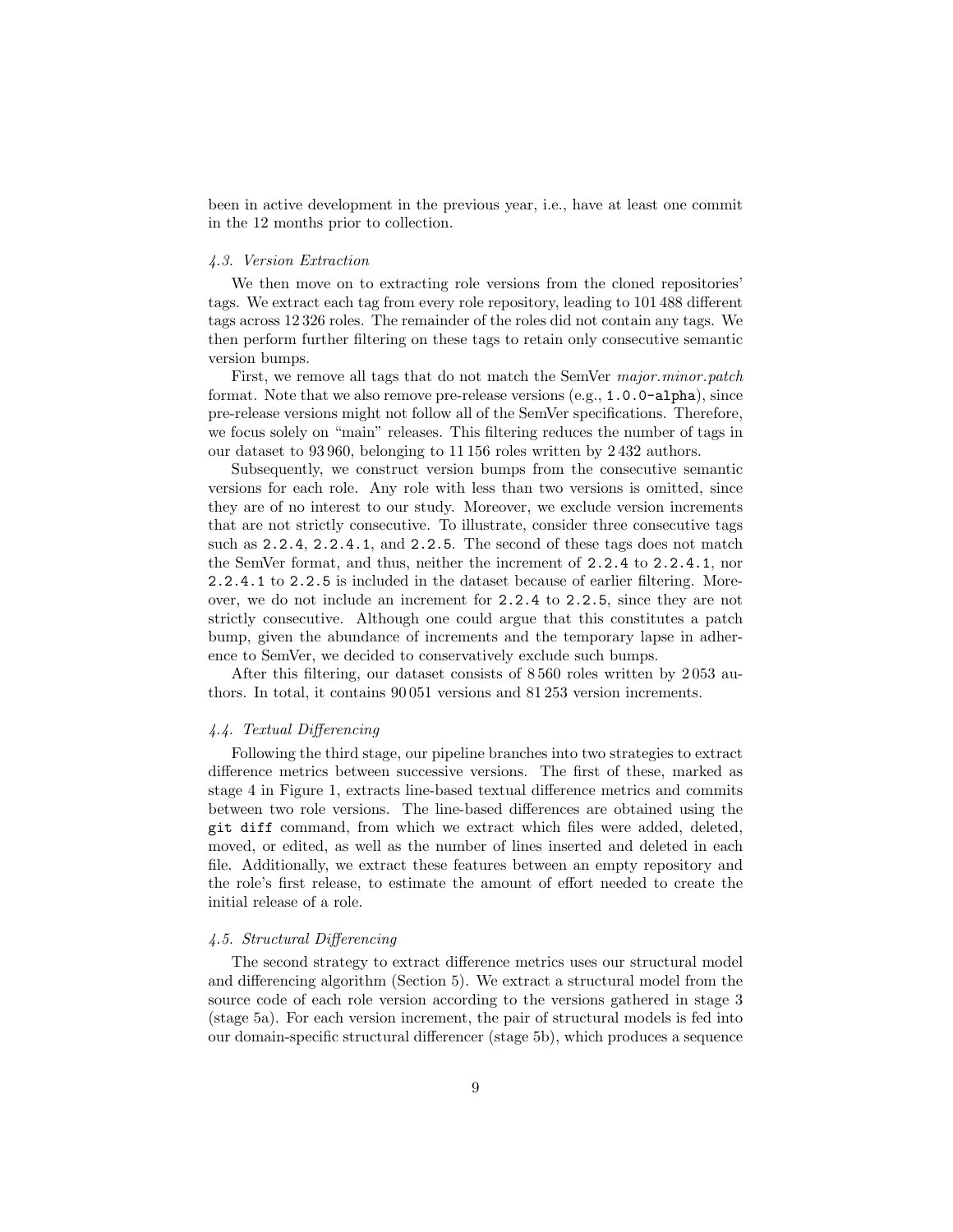been in active development in the previous year, i.e., have at least one commit in the 12 months prior to collection.

### 4.3. Version Extraction

We then move on to extracting role versions from the cloned repositories' tags. We extract each tag from every role repository, leading to 101 488 different tags across 12 326 roles. The remainder of the roles did not contain any tags. We then perform further filtering on these tags to retain only consecutive semantic version bumps.

First, we remove all tags that do not match the SemVer *major.minor.patch* format. Note that we also remove pre-release versions (e.g., `1.0.0-alpha`), since pre-release versions might not follow all of the SemVer specifications. Therefore, we focus solely on "main" releases. This filtering reduces the number of tags in our dataset to 93 960, belonging to 11 156 roles written by 2 432 authors.

Subsequently, we construct version bumps from the consecutive semantic versions for each role. Any role with less than two versions is omitted, since they are of no interest to our study. Moreover, we exclude version increments that are not strictly consecutive. To illustrate, consider three consecutive tags such as `2.2.4`, `2.2.4.1`, and `2.2.5`. The second of these tags does not match the SemVer format, and thus, neither the increment of `2.2.4` to `2.2.4.1`, nor `2.2.4.1` to `2.2.5` is included in the dataset because of earlier filtering. Moreover, we do not include an increment for `2.2.4` to `2.2.5`, since they are not strictly consecutive. Although one could argue that this constitutes a patch bump, given the abundance of increments and the temporary lapse in adherence to SemVer, we decided to conservatively exclude such bumps.

After this filtering, our dataset consists of 8 560 roles written by 2 053 authors. In total, it contains 90 051 versions and 81 253 version increments.

### 4.4. Textual Differencing

Following the third stage, our pipeline branches into two strategies to extract difference metrics between successive versions. The first of these, marked as stage 4 in Figure 1, extracts line-based textual difference metrics and commits between two role versions. The line-based differences are obtained using the `git diff` command, from which we extract which files were added, deleted, moved, or edited, as well as the number of lines inserted and deleted in each file. Additionally, we extract these features between an empty repository and the role's first release, to estimate the amount of effort needed to create the initial release of a role.

### 4.5. Structural Differencing

The second strategy to extract difference metrics uses our structural model and differencing algorithm (Section 5). We extract a structural model from the source code of each role version according to the versions gathered in stage 3 (stage 5a). For each version increment, the pair of structural models is fed into our domain-specific structural differencer (stage 5b), which produces a sequence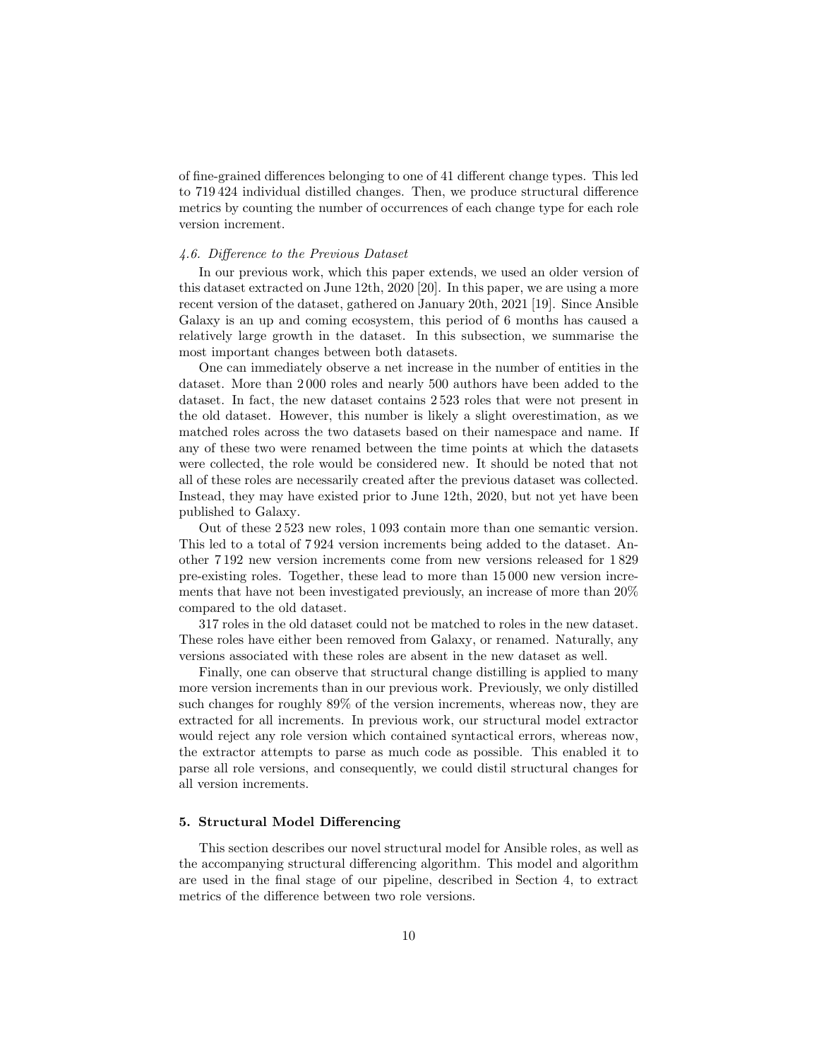of fine-grained differences belonging to one of 41 different change types. This led to 719 424 individual distilled changes. Then, we produce structural difference metrics by counting the number of occurrences of each change type for each role version increment.

### *4.6. Difference to the Previous Dataset*

In our previous work, which this paper extends, we used an older version of this dataset extracted on June 12th, 2020 [20]. In this paper, we are using a more recent version of the dataset, gathered on January 20th, 2021 [19]. Since Ansible Galaxy is an up and coming ecosystem, this period of 6 months has caused a relatively large growth in the dataset. In this subsection, we summarise the most important changes between both datasets.

One can immediately observe a net increase in the number of entities in the dataset. More than 2 000 roles and nearly 500 authors have been added to the dataset. In fact, the new dataset contains 2 523 roles that were not present in the old dataset. However, this number is likely a slight overestimation, as we matched roles across the two datasets based on their namespace and name. If any of these two were renamed between the time points at which the datasets were collected, the role would be considered new. It should be noted that not all of these roles are necessarily created after the previous dataset was collected. Instead, they may have existed prior to June 12th, 2020, but not yet have been published to Galaxy.

Out of these 2 523 new roles, 1 093 contain more than one semantic version. This led to a total of 7 924 version increments being added to the dataset. Another 7 192 new version increments come from new versions released for 1 829 pre-existing roles. Together, these lead to more than 15 000 new version increments that have not been investigated previously, an increase of more than 20% compared to the old dataset.

317 roles in the old dataset could not be matched to roles in the new dataset. These roles have either been removed from Galaxy, or renamed. Naturally, any versions associated with these roles are absent in the new dataset as well.

Finally, one can observe that structural change distilling is applied to many more version increments than in our previous work. Previously, we only distilled such changes for roughly 89% of the version increments, whereas now, they are extracted for all increments. In previous work, our structural model extractor would reject any role version which contained syntactical errors, whereas now, the extractor attempts to parse as much code as possible. This enabled it to parse all role versions, and consequently, we could distil structural changes for all version increments.

## 5. Structural Model Differencing

This section describes our novel structural model for Ansible roles, as well as the accompanying structural differencing algorithm. This model and algorithm are used in the final stage of our pipeline, described in Section 4, to extract metrics of the difference between two role versions.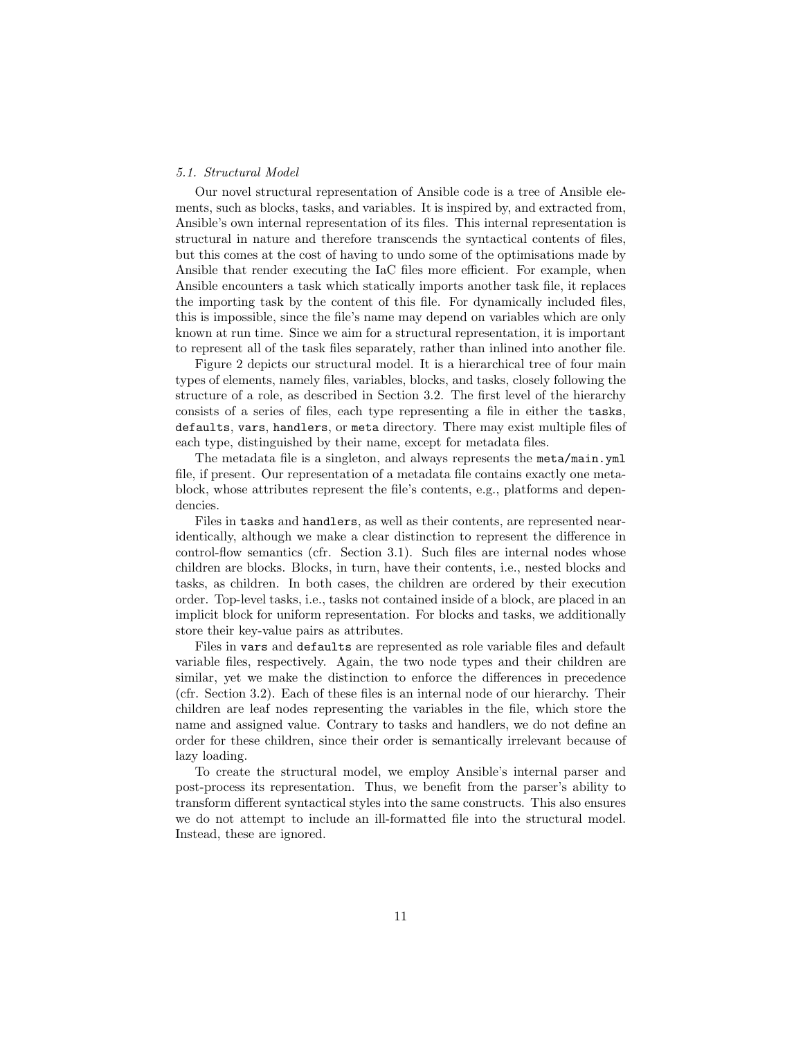### *5.1. Structural Model*

Our novel structural representation of Ansible code is a tree of Ansible elements, such as blocks, tasks, and variables. It is inspired by, and extracted from, Ansible's own internal representation of its files. This internal representation is structural in nature and therefore transcends the syntactical contents of files, but this comes at the cost of having to undo some of the optimisations made by Ansible that render executing the IaC files more efficient. For example, when Ansible encounters a task which statically imports another task file, it replaces the importing task by the content of this file. For dynamically included files, this is impossible, since the file's name may depend on variables which are only known at run time. Since we aim for a structural representation, it is important to represent all of the task files separately, rather than inlined into another file.

Figure 2 depicts our structural model. It is a hierarchical tree of four main types of elements, namely files, variables, blocks, and tasks, closely following the structure of a role, as described in Section 3.2. The first level of the hierarchy consists of a series of files, each type representing a file in either the `tasks`, `defaults`, `vars`, `handlers`, or `meta` directory. There may exist multiple files of each type, distinguished by their name, except for metadata files.

The metadata file is a singleton, and always represents the `meta/main.yml` file, if present. Our representation of a metadata file contains exactly one meta-block, whose attributes represent the file's contents, e.g., platforms and dependencies.

Files in `tasks` and `handlers`, as well as their contents, are represented near-identically, although we make a clear distinction to represent the difference in control-flow semantics (cfr. Section 3.1). Such files are internal nodes whose children are blocks. Blocks, in turn, have their contents, i.e., nested blocks and tasks, as children. In both cases, the children are ordered by their execution order. Top-level tasks, i.e., tasks not contained inside of a block, are placed in an implicit block for uniform representation. For blocks and tasks, we additionally store their key-value pairs as attributes.

Files in `vars` and `defaults` are represented as role variable files and default variable files, respectively. Again, the two node types and their children are similar, yet we make the distinction to enforce the differences in precedence (cfr. Section 3.2). Each of these files is an internal node of our hierarchy. Their children are leaf nodes representing the variables in the file, which store the name and assigned value. Contrary to tasks and handlers, we do not define an order for these children, since their order is semantically irrelevant because of lazy loading.

To create the structural model, we employ Ansible's internal parser and post-process its representation. Thus, we benefit from the parser's ability to transform different syntactical styles into the same constructs. This also ensures we do not attempt to include an ill-formatted file into the structural model. Instead, these are ignored.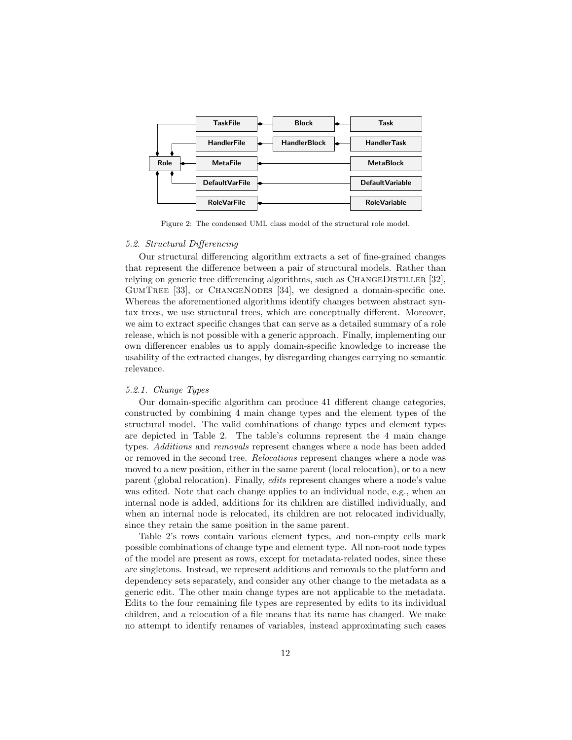Figure 2: The condensed UML class model of the structural role model.

*5.2. Structural Differencing*

Our structural differencing algorithm extracts a set of fine-grained changes that represent the difference between a pair of structural models. Rather than relying on generic tree differencing algorithms, such as ChangeDistiller [32], GumTree [33], or ChangeNodes [34], we designed a domain-specific one. Whereas the aforementioned algorithms identify changes between abstract syntax trees, we use structural trees, which are conceptually different. Moreover, we aim to extract specific changes that can serve as a detailed summary of a role release, which is not possible with a generic approach. Finally, implementing our own differencer enables us to apply domain-specific knowledge to increase the usability of the extracted changes, by disregarding changes carrying no semantic relevance.

*5.2.1. Change Types*

Our domain-specific algorithm can produce 41 different change categories, constructed by combining 4 main change types and the element types of the structural model. The valid combinations of change types and element types are depicted in Table 2. The table's columns represent the 4 main change types. *Additions* and *removals* represent changes where a node has been added or removed in the second tree. *Relocations* represent changes where a node was moved to a new position, either in the same parent (local relocation), or to a new parent (global relocation). Finally, *edits* represent changes where a node's value was edited. Note that each change applies to an individual node, e.g., when an internal node is added, additions for its children are distilled individually, and when an internal node is relocated, its children are not relocated individually, since they retain the same position in the same parent.

Table 2's rows contain various element types, and non-empty cells mark possible combinations of change type and element type. All non-root node types of the model are present as rows, except for metadata-related nodes, since these are singletons. Instead, we represent additions and removals to the platform and dependency sets separately, and consider any other change to the metadata as a generic edit. The other main change types are not applicable to the metadata. Edits to the four remaining file types are represented by edits to its individual children, and a relocation of a file means that its name has changed. We make no attempt to identify renames of variables, instead approximating such cases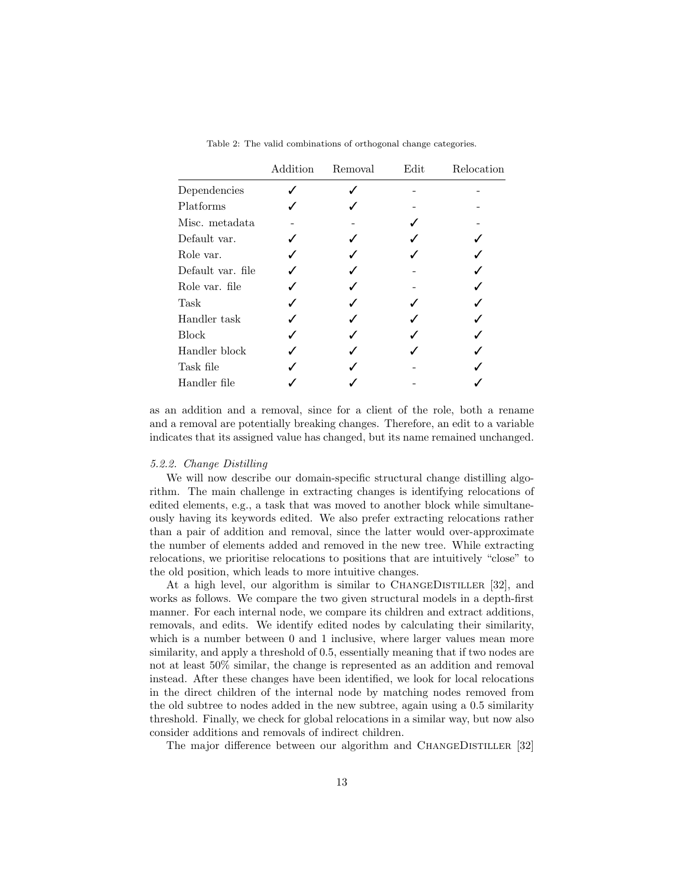Table 2: The valid combinations of orthogonal change categories.

| | Addition | Removal | Edit | Relocation |
|---|---|---|---|---|
| Dependencies | ✓ | ✓ | - | - |
| Platforms | ✓ | ✓ | - | - |
| Misc. metadata | - | - | ✓ | - |
| Default var. | ✓ | ✓ | ✓ | ✓ |
| Role var. | ✓ | ✓ | ✓ | ✓ |
| Default var. file | ✓ | ✓ | - | ✓ |
| Role var. file | ✓ | ✓ | - | ✓ |
| Task | ✓ | ✓ | ✓ | ✓ |
| Handler task | ✓ | ✓ | ✓ | ✓ |
| Block | ✓ | ✓ | ✓ | ✓ |
| Handler block | ✓ | ✓ | ✓ | ✓ |
| Task file | ✓ | ✓ | - | ✓ |
| Handler file | ✓ | ✓ | - | ✓ |

as an addition and a removal, since for a client of the role, both a rename and a removal are potentially breaking changes. Therefore, an edit to a variable indicates that its assigned value has changed, but its name remained unchanged.

#### *5.2.2. Change Distilling*

We will now describe our domain-specific structural change distilling algorithm. The main challenge in extracting changes is identifying relocations of edited elements, e.g., a task that was moved to another block while simultaneously having its keywords edited. We also prefer extracting relocations rather than a pair of addition and removal, since the latter would over-approximate the number of elements added and removed in the new tree. While extracting relocations, we prioritise relocations to positions that are intuitively "close" to the old position, which leads to more intuitive changes.

At a high level, our algorithm is similar to ChangeDistiller [32], and works as follows. We compare the two given structural models in a depth-first manner. For each internal node, we compare its children and extract additions, removals, and edits. We identify edited nodes by calculating their similarity, which is a number between 0 and 1 inclusive, where larger values mean more similarity, and apply a threshold of 0.5, essentially meaning that if two nodes are not at least 50% similar, the change is represented as an addition and removal instead. After these changes have been identified, we look for local relocations in the direct children of the internal node by matching nodes removed from the old subtree to nodes added in the new subtree, again using a 0.5 similarity threshold. Finally, we check for global relocations in a similar way, but now also consider additions and removals of indirect children.

The major difference between our algorithm and ChangeDistiller [32]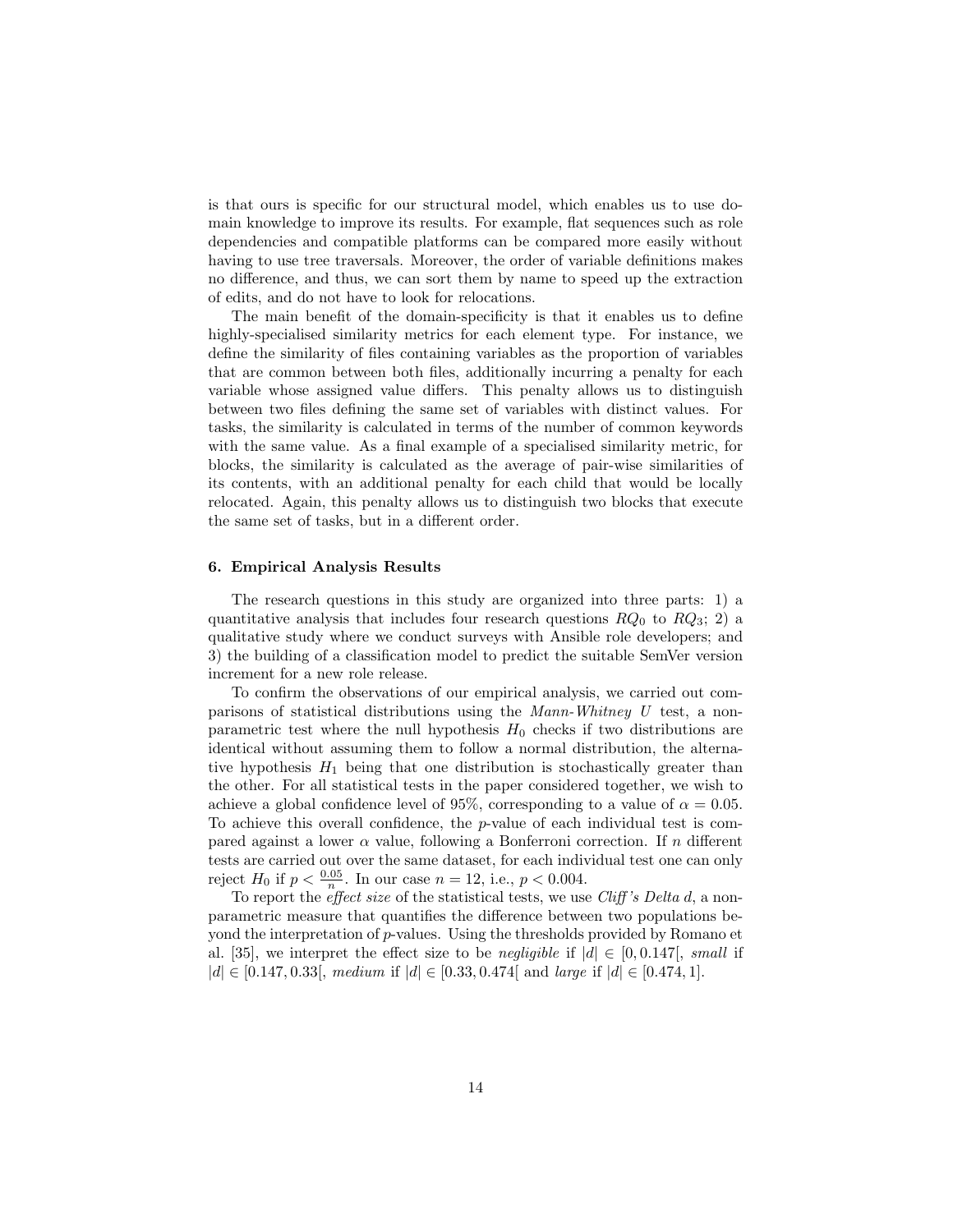is that ours is specific for our structural model, which enables us to use domain knowledge to improve its results. For example, flat sequences such as role dependencies and compatible platforms can be compared more easily without having to use tree traversals. Moreover, the order of variable definitions makes no difference, and thus, we can sort them by name to speed up the extraction of edits, and do not have to look for relocations.

The main benefit of the domain-specificity is that it enables us to define highly-specialised similarity metrics for each element type. For instance, we define the similarity of files containing variables as the proportion of variables that are common between both files, additionally incurring a penalty for each variable whose assigned value differs. This penalty allows us to distinguish between two files defining the same set of variables with distinct values. For tasks, the similarity is calculated in terms of the number of common keywords with the same value. As a final example of a specialised similarity metric, for blocks, the similarity is calculated as the average of pair-wise similarities of its contents, with an additional penalty for each child that would be locally relocated. Again, this penalty allows us to distinguish two blocks that execute the same set of tasks, but in a different order.

### 6. Empirical Analysis Results

The research questions in this study are organized into three parts: 1) a quantitative analysis that includes four research questions $RQ_0$ to $RQ_3$; 2) a qualitative study where we conduct surveys with Ansible role developers; and 3) the building of a classification model to predict the suitable SemVer version increment for a new role release.

To confirm the observations of our empirical analysis, we carried out comparisons of statistical distributions using the *Mann-Whitney U* test, a non-parametric test where the null hypothesis $H_0$ checks if two distributions are identical without assuming them to follow a normal distribution, the alternative hypothesis $H_1$ being that one distribution is stochastically greater than the other. For all statistical tests in the paper considered together, we wish to achieve a global confidence level of 95%, corresponding to a value of $\alpha = 0.05$. To achieve this overall confidence, the $p$-value of each individual test is compared against a lower $\alpha$ value, following a Bonferroni correction. If $n$ different tests are carried out over the same dataset, for each individual test one can only reject $H_0$ if $p < \frac{0.05}{n}$. In our case $n = 12$, i.e., $p < 0.004$.

To report the *effect size* of the statistical tests, we use *Cliff's Delta d*, a non-parametric measure that quantifies the difference between two populations beyond the interpretation of $p$-values. Using the thresholds provided by Romano et al. [35], we interpret the effect size to be *negligible* if $|d| \in [0, 0.147[$, *small* if $|d| \in [0.147, 0.33[$, *medium* if $|d| \in [0.33, 0.474[$ and *large* if $|d| \in [0.474, 1]$.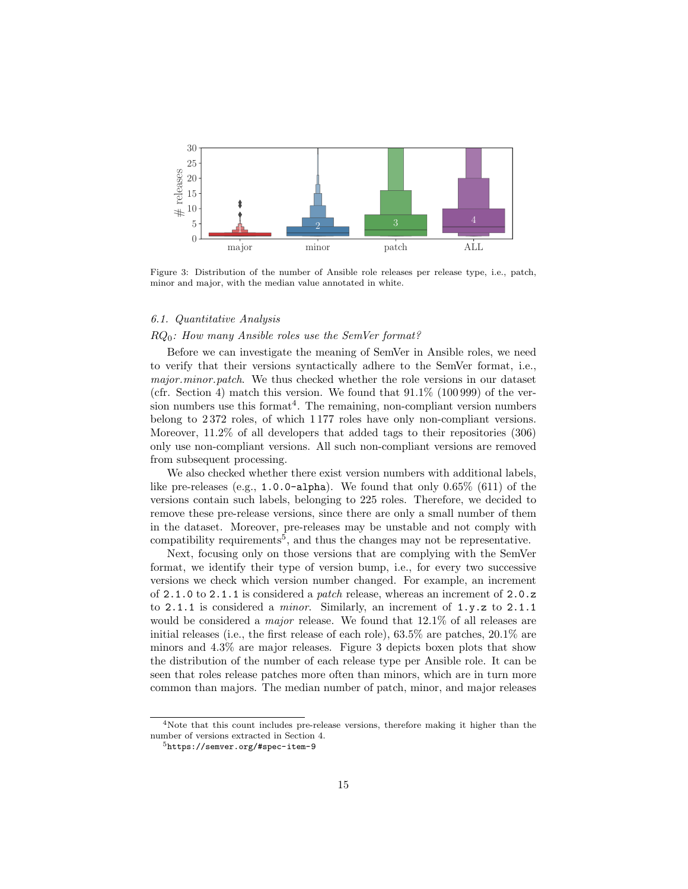Figure 3: Distribution of the number of Ansible role releases per release type, i.e., patch, minor and major, with the median value annotated in white.

### 6.1. Quantitative Analysis

*$RQ_0$: How many Ansible roles use the SemVer format?*

Before we can investigate the meaning of SemVer in Ansible roles, we need to verify that their versions syntactically adhere to the SemVer format, i.e., *major.minor.patch*. We thus checked whether the role versions in our dataset (cfr. Section 4) match this version. We found that 91.1% (100 999) of the version numbers use this format[4]. The remaining, non-compliant version numbers belong to 2 372 roles, of which 1 177 roles have only non-compliant versions. Moreover, 11.2% of all developers that added tags to their repositories (306) only use non-compliant versions. All such non-compliant versions are removed from subsequent processing.

We also checked whether there exist version numbers with additional labels, like pre-releases (e.g., `1.0.0-alpha`). We found that only 0.65% (611) of the versions contain such labels, belonging to 225 roles. Therefore, we decided to remove these pre-release versions, since there are only a small number of them in the dataset. Moreover, pre-releases may be unstable and not comply with compatibility requirements[5], and thus the changes may not be representative.

Next, focusing only on those versions that are complying with the SemVer format, we identify their type of version bump, i.e., for every two successive versions we check which version number changed. For example, an increment of `2.1.0` to `2.1.1` is considered a *patch* release, whereas an increment of `2.0.z` to `2.1.1` is considered a *minor*. Similarly, an increment of `1.y.z` to `2.1.1` would be considered a *major* release. We found that 12.1% of all releases are initial releases (i.e., the first release of each role), 63.5% are patches, 20.1% are minors and 4.3% are major releases. Figure 3 depicts boxen plots that show the distribution of the number of each release type per Ansible role. It can be seen that roles release patches more often than minors, which are in turn more common than majors. The median number of patch, minor, and major releases

[4] Note that this count includes pre-release versions, therefore making it higher than the number of versions extracted in Section 4.

[5] `https://semver.org/#spec-item-9`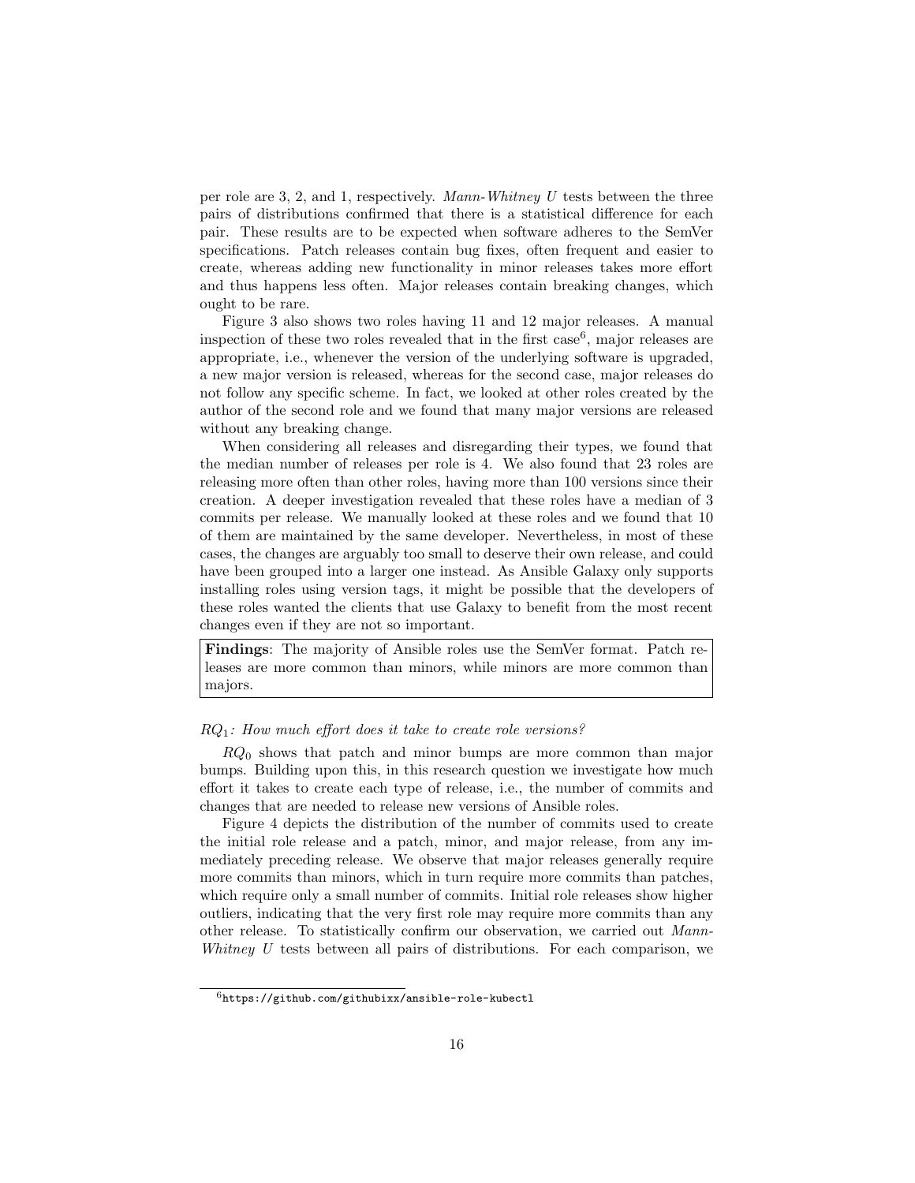per role are 3, 2, and 1, respectively. *Mann-Whitney U* tests between the three pairs of distributions confirmed that there is a statistical difference for each pair. These results are to be expected when software adheres to the SemVer specifications. Patch releases contain bug fixes, often frequent and easier to create, whereas adding new functionality in minor releases takes more effort and thus happens less often. Major releases contain breaking changes, which ought to be rare.

Figure 3 also shows two roles having 11 and 12 major releases. A manual inspection of these two roles revealed that in the first case[6], major releases are appropriate, i.e., whenever the version of the underlying software is upgraded, a new major version is released, whereas for the second case, major releases do not follow any specific scheme. In fact, we looked at other roles created by the author of the second role and we found that many major versions are released without any breaking change.

When considering all releases and disregarding their types, we found that the median number of releases per role is 4. We also found that 23 roles are releasing more often than other roles, having more than 100 versions since their creation. A deeper investigation revealed that these roles have a median of 3 commits per release. We manually looked at these roles and we found that 10 of them are maintained by the same developer. Nevertheless, in most of these cases, the changes are arguably too small to deserve their own release, and could have been grouped into a larger one instead. As Ansible Galaxy only supports installing roles using version tags, it might be possible that the developers of these roles wanted the clients that use Galaxy to benefit from the most recent changes even if they are not so important.

> **Findings**: The majority of Ansible roles use the SemVer format. Patch releases are more common than minors, while minors are more common than majors.

*$RQ_1$: How much effort does it take to create role versions?*

$RQ_0$ shows that patch and minor bumps are more common than major bumps. Building upon this, in this research question we investigate how much effort it takes to create each type of release, i.e., the number of commits and changes that are needed to release new versions of Ansible roles.

Figure 4 depicts the distribution of the number of commits used to create the initial role release and a patch, minor, and major release, from any immediately preceding release. We observe that major releases generally require more commits than minors, which in turn require more commits than patches, which require only a small number of commits. Initial role releases show higher outliers, indicating that the very first role may require more commits than any other release. To statistically confirm our observation, we carried out *Mann-Whitney U* tests between all pairs of distributions. For each comparison, we

[6] https://github.com/githubixx/ansible-role-kubectl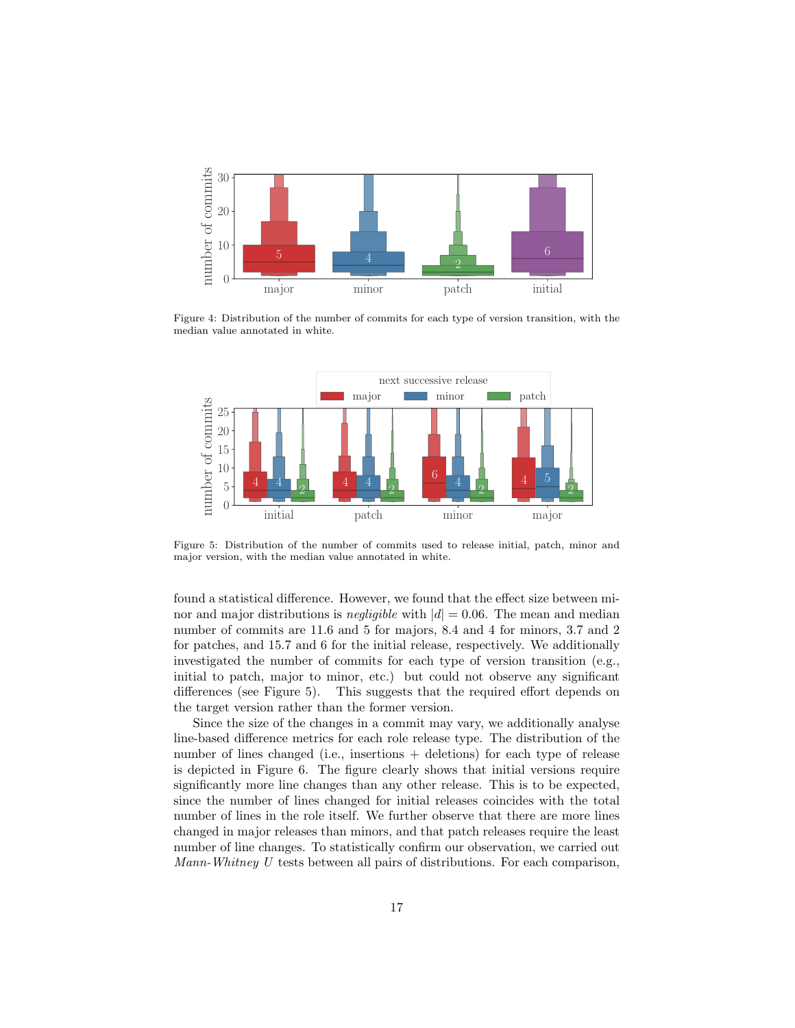Figure 4: Distribution of the number of commits for each type of version transition, with the median value annotated in white.

Figure 5: Distribution of the number of commits used to release initial, patch, minor and major version, with the median value annotated in white.

found a statistical difference. However, we found that the effect size between minor and major distributions is *negligible* with $|d| = 0.06$. The mean and median number of commits are 11.6 and 5 for majors, 8.4 and 4 for minors, 3.7 and 2 for patches, and 15.7 and 6 for the initial release, respectively. We additionally investigated the number of commits for each type of version transition (e.g., initial to patch, major to minor, etc.) but could not observe any significant differences (see Figure 5). This suggests that the required effort depends on the target version rather than the former version.

Since the size of the changes in a commit may vary, we additionally analyse line-based difference metrics for each role release type. The distribution of the number of lines changed (i.e., insertions + deletions) for each type of release is depicted in Figure 6. The figure clearly shows that initial versions require significantly more line changes than any other release. This is to be expected, since the number of lines changed for initial releases coincides with the total number of lines in the role itself. We further observe that there are more lines changed in major releases than minors, and that patch releases require the least number of line changes. To statistically confirm our observation, we carried out *Mann-Whitney U* tests between all pairs of distributions. For each comparison,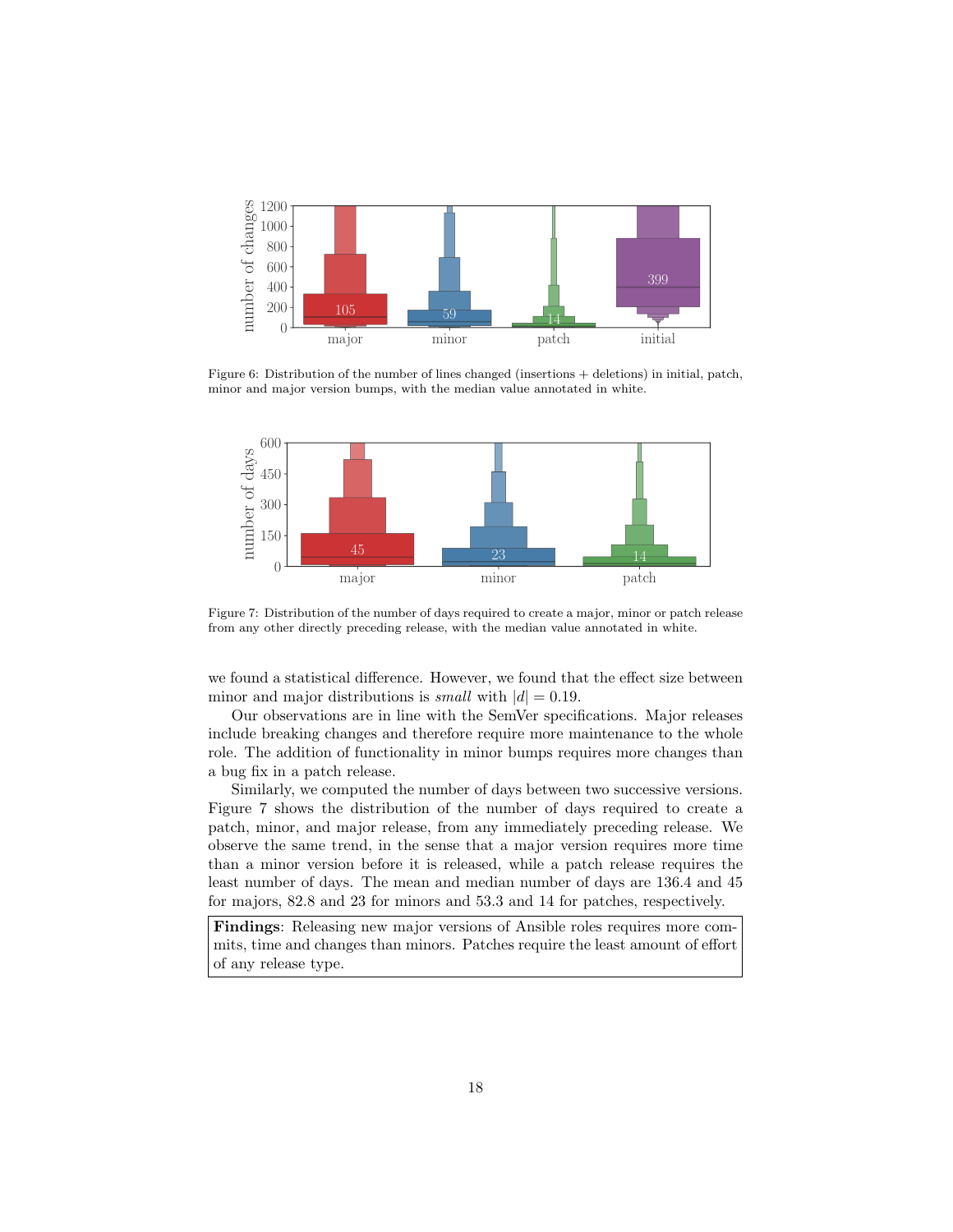Figure 6: Distribution of the number of lines changed (insertions + deletions) in initial, patch, minor and major version bumps, with the median value annotated in white.

Figure 7: Distribution of the number of days required to create a major, minor or patch release from any other directly preceding release, with the median value annotated in white.

we found a statistical difference. However, we found that the effect size between minor and major distributions is *small* with $|d| = 0.19$.

Our observations are in line with the SemVer specifications. Major releases include breaking changes and therefore require more maintenance to the whole role. The addition of functionality in minor bumps requires more changes than a bug fix in a patch release.

Similarly, we computed the number of days between two successive versions. Figure 7 shows the distribution of the number of days required to create a patch, minor, and major release, from any immediately preceding release. We observe the same trend, in the sense that a major version requires more time than a minor version before it is released, while a patch release requires the least number of days. The mean and median number of days are 136.4 and 45 for majors, 82.8 and 23 for minors and 53.3 and 14 for patches, respectively.

**Findings**: Releasing new major versions of Ansible roles requires more commits, time and changes than minors. Patches require the least amount of effort of any release type.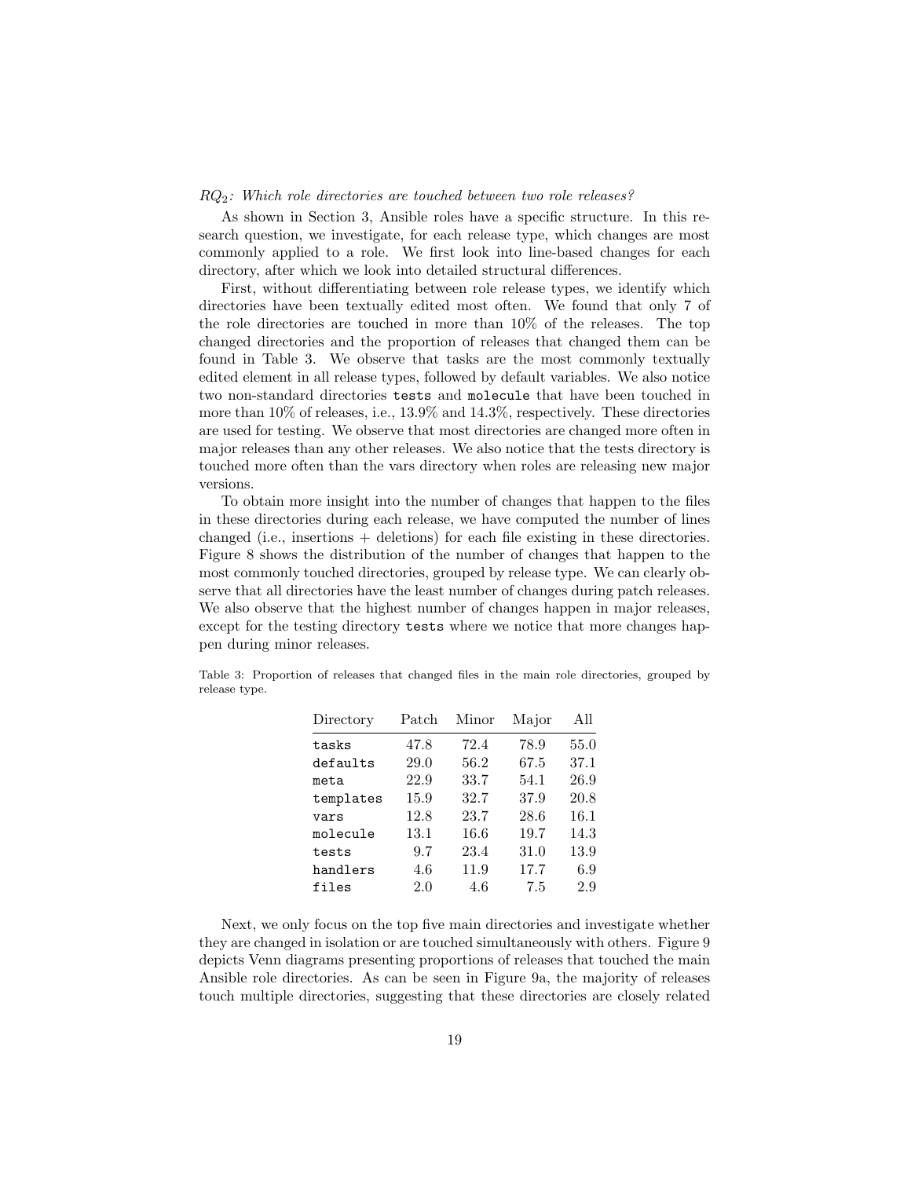*$RQ_2$: Which role directories are touched between two role releases?*

As shown in Section 3, Ansible roles have a specific structure. In this research question, we investigate, for each release type, which changes are most commonly applied to a role. We first look into line-based changes for each directory, after which we look into detailed structural differences.

First, without differentiating between role release types, we identify which directories have been textually edited most often. We found that only 7 of the role directories are touched in more than 10% of the releases. The top changed directories and the proportion of releases that changed them can be found in Table 3. We observe that tasks are the most commonly textually edited element in all release types, followed by default variables. We also notice two non-standard directories `tests` and `molecule` that have been touched in more than 10% of releases, i.e., 13.9% and 14.3%, respectively. These directories are used for testing. We observe that most directories are changed more often in major releases than any other releases. We also notice that the tests directory is touched more often than the vars directory when roles are releasing new major versions.

To obtain more insight into the number of changes that happen to the files in these directories during each release, we have computed the number of lines changed (i.e., insertions + deletions) for each file existing in these directories. Figure 8 shows the distribution of the number of changes that happen to the most commonly touched directories, grouped by release type. We can clearly observe that all directories have the least number of changes during patch releases. We also observe that the highest number of changes happen in major releases, except for the testing directory `tests` where we notice that more changes happen during minor releases.

Table 3: Proportion of releases that changed files in the main role directories, grouped by release type.

| Directory | Patch | Minor | Major | All |
|---|---|---|---|---|
| `tasks` | 47.8 | 72.4 | 78.9 | 55.0 |
| `defaults` | 29.0 | 56.2 | 67.5 | 37.1 |
| `meta` | 22.9 | 33.7 | 54.1 | 26.9 |
| `templates` | 15.9 | 32.7 | 37.9 | 20.8 |
| `vars` | 12.8 | 23.7 | 28.6 | 16.1 |
| `molecule` | 13.1 | 16.6 | 19.7 | 14.3 |
| `tests` | 9.7 | 23.4 | 31.0 | 13.9 |
| `handlers` | 4.6 | 11.9 | 17.7 | 6.9 |
| `files` | 2.0 | 4.6 | 7.5 | 2.9 |

Next, we only focus on the top five main directories and investigate whether they are changed in isolation or are touched simultaneously with others. Figure 9 depicts Venn diagrams presenting proportions of releases that touched the main Ansible role directories. As can be seen in Figure 9a, the majority of releases touch multiple directories, suggesting that these directories are closely related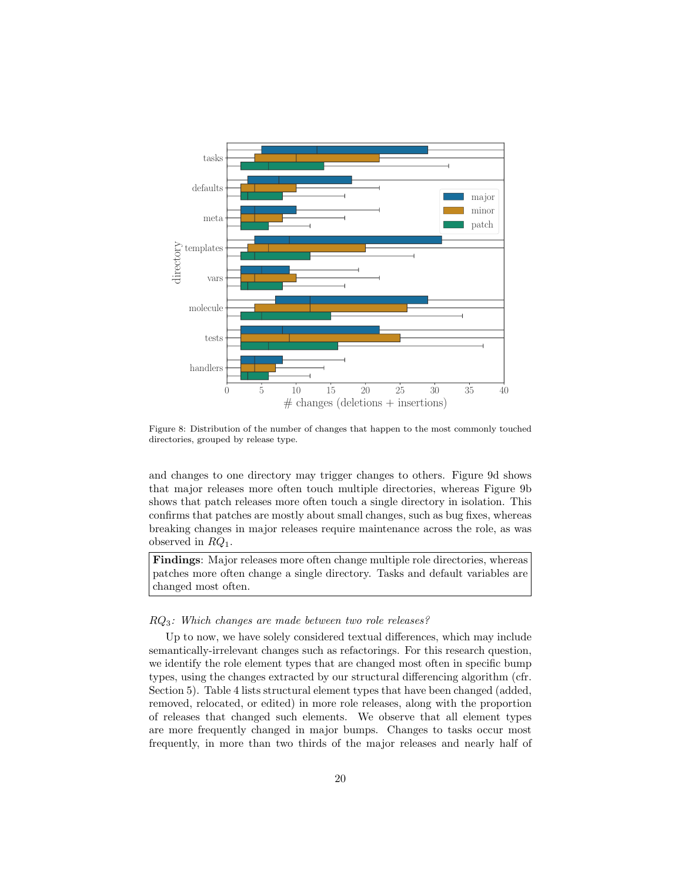Figure 8: Distribution of the number of changes that happen to the most commonly touched directories, grouped by release type.

and changes to one directory may trigger changes to others. Figure 9d shows that major releases more often touch multiple directories, whereas Figure 9b shows that patch releases more often touch a single directory in isolation. This confirms that patches are mostly about small changes, such as bug fixes, whereas breaking changes in major releases require maintenance across the role, as was observed in $RQ_1$.

> **Findings**: Major releases more often change multiple role directories, whereas patches more often change a single directory. Tasks and default variables are changed most often.

*$RQ_3$: Which changes are made between two role releases?*

Up to now, we have solely considered textual differences, which may include semantically-irrelevant changes such as refactorings. For this research question, we identify the role element types that are changed most often in specific bump types, using the changes extracted by our structural differencing algorithm (cfr. Section 5). Table 4 lists structural element types that have been changed (added, removed, relocated, or edited) in more role releases, along with the proportion of releases that changed such elements. We observe that all element types are more frequently changed in major bumps. Changes to tasks occur most frequently, in more than two thirds of the major releases and nearly half of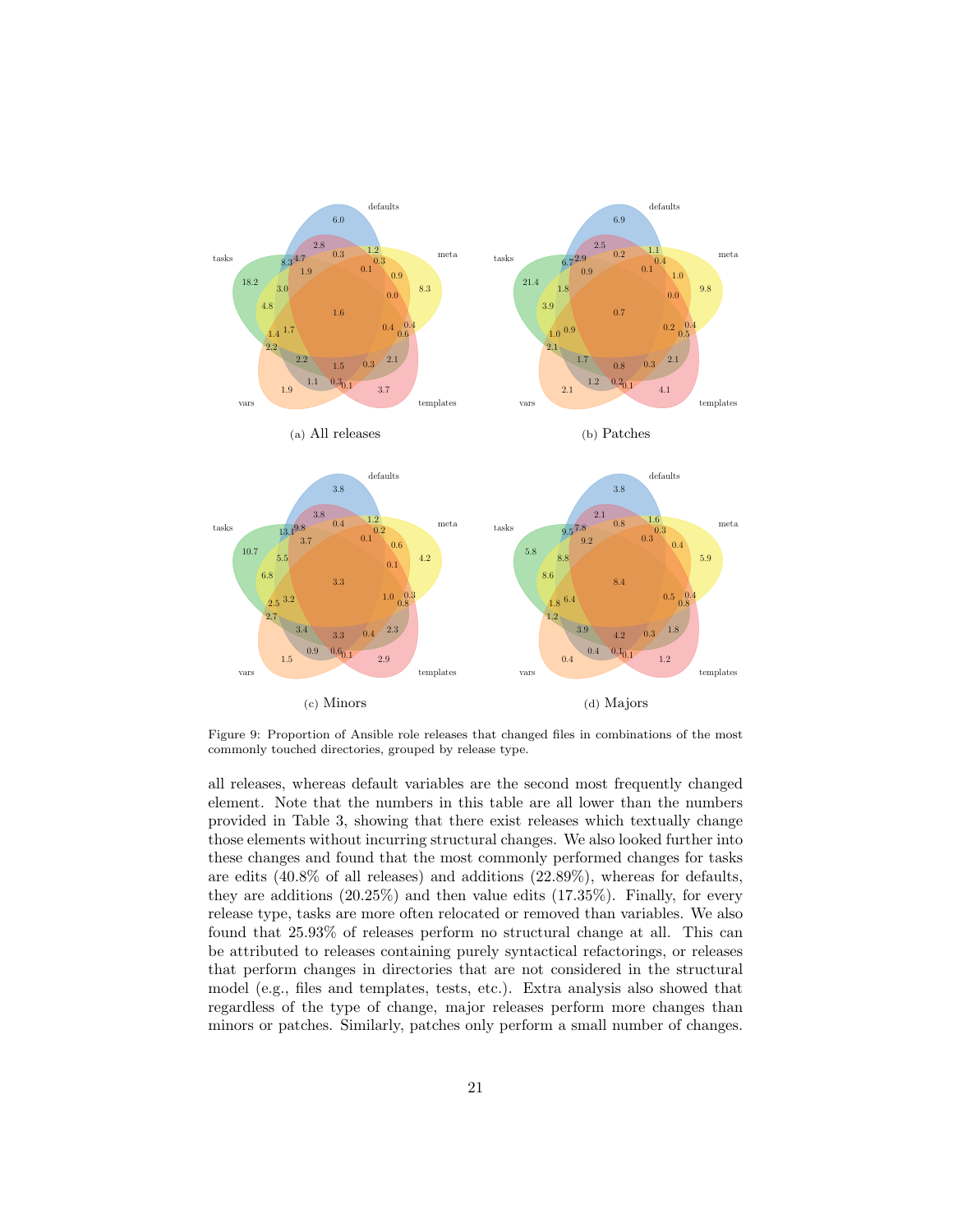(a) All releases

(b) Patches

(c) Minors

(d) Majors

Figure 9: Proportion of Ansible role releases that changed files in combinations of the most commonly touched directories, grouped by release type.

all releases, whereas default variables are the second most frequently changed element. Note that the numbers in this table are all lower than the numbers provided in Table 3, showing that there exist releases which textually change those elements without incurring structural changes. We also looked further into these changes and found that the most commonly performed changes for tasks are edits (40.8% of all releases) and additions (22.89%), whereas for defaults, they are additions (20.25%) and then value edits (17.35%). Finally, for every release type, tasks are more often relocated or removed than variables. We also found that 25.93% of releases perform no structural change at all. This can be attributed to releases containing purely syntactical refactorings, or releases that perform changes in directories that are not considered in the structural model (e.g., files and templates, tests, etc.). Extra analysis also showed that regardless of the type of change, major releases perform more changes than minors or patches. Similarly, patches only perform a small number of changes.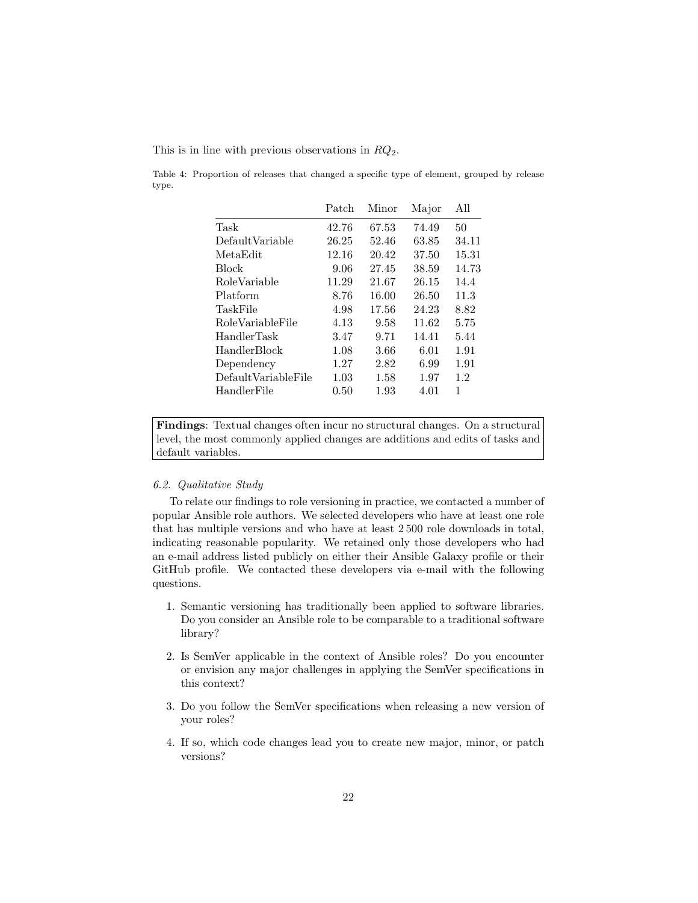This is in line with previous observations in $RQ_2$.

Table 4: Proportion of releases that changed a specific type of element, grouped by release type.

| | Patch | Minor | Major | All |
|---|---|---|---|---|
| Task | 42.76 | 67.53 | 74.49 | 50 |
| DefaultVariable | 26.25 | 52.46 | 63.85 | 34.11 |
| MetaEdit | 12.16 | 20.42 | 37.50 | 15.31 |
| Block | 9.06 | 27.45 | 38.59 | 14.73 |
| RoleVariable | 11.29 | 21.67 | 26.15 | 14.4 |
| Platform | 8.76 | 16.00 | 26.50 | 11.3 |
| TaskFile | 4.98 | 17.56 | 24.23 | 8.82 |
| RoleVariableFile | 4.13 | 9.58 | 11.62 | 5.75 |
| HandlerTask | 3.47 | 9.71 | 14.41 | 5.44 |
| HandlerBlock | 1.08 | 3.66 | 6.01 | 1.91 |
| Dependency | 1.27 | 2.82 | 6.99 | 1.91 |
| DefaultVariableFile | 1.03 | 1.58 | 1.97 | 1.2 |
| HandlerFile | 0.50 | 1.93 | 4.01 | 1 |

**Findings**: Textual changes often incur no structural changes. On a structural level, the most commonly applied changes are additions and edits of tasks and default variables.

### *6.2. Qualitative Study*

To relate our findings to role versioning in practice, we contacted a number of popular Ansible role authors. We selected developers who have at least one role that has multiple versions and who have at least 2 500 role downloads in total, indicating reasonable popularity. We retained only those developers who had an e-mail address listed publicly on either their Ansible Galaxy profile or their GitHub profile. We contacted these developers via e-mail with the following questions.

1. Semantic versioning has traditionally been applied to software libraries. Do you consider an Ansible role to be comparable to a traditional software library?

2. Is SemVer applicable in the context of Ansible roles? Do you encounter or envision any major challenges in applying the SemVer specifications in this context?

3. Do you follow the SemVer specifications when releasing a new version of your roles?

4. If so, which code changes lead you to create new major, minor, or patch versions?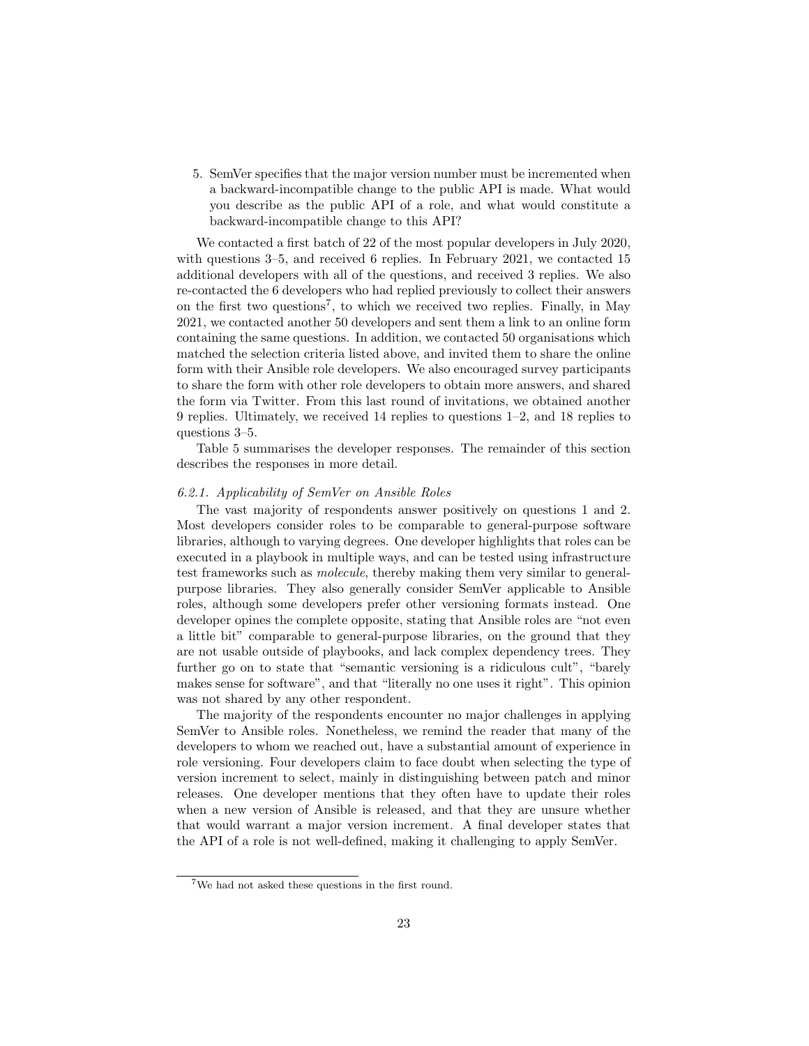5. SemVer specifies that the major version number must be incremented when a backward-incompatible change to the public API is made. What would you describe as the public API of a role, and what would constitute a backward-incompatible change to this API?

We contacted a first batch of 22 of the most popular developers in July 2020, with questions 3–5, and received 6 replies. In February 2021, we contacted 15 additional developers with all of the questions, and received 3 replies. We also re-contacted the 6 developers who had replied previously to collect their answers on the first two questions[7], to which we received two replies. Finally, in May 2021, we contacted another 50 developers and sent them a link to an online form containing the same questions. In addition, we contacted 50 organisations which matched the selection criteria listed above, and invited them to share the online form with their Ansible role developers. We also encouraged survey participants to share the form with other role developers to obtain more answers, and shared the form via Twitter. From this last round of invitations, we obtained another 9 replies. Ultimately, we received 14 replies to questions 1–2, and 18 replies to questions 3–5.

Table 5 summarises the developer responses. The remainder of this section describes the responses in more detail.

#### 6.2.1. Applicability of SemVer on Ansible Roles

The vast majority of respondents answer positively on questions 1 and 2. Most developers consider roles to be comparable to general-purpose software libraries, although to varying degrees. One developer highlights that roles can be executed in a playbook in multiple ways, and can be tested using infrastructure test frameworks such as *molecule*, thereby making them very similar to general-purpose libraries. They also generally consider SemVer applicable to Ansible roles, although some developers prefer other versioning formats instead. One developer opines the complete opposite, stating that Ansible roles are "not even a little bit" comparable to general-purpose libraries, on the ground that they are not usable outside of playbooks, and lack complex dependency trees. They further go on to state that "semantic versioning is a ridiculous cult", "barely makes sense for software", and that "literally no one uses it right". This opinion was not shared by any other respondent.

The majority of the respondents encounter no major challenges in applying SemVer to Ansible roles. Nonetheless, we remind the reader that many of the developers to whom we reached out, have a substantial amount of experience in role versioning. Four developers claim to face doubt when selecting the type of version increment to select, mainly in distinguishing between patch and minor releases. One developer mentions that they often have to update their roles when a new version of Ansible is released, and that they are unsure whether that would warrant a major version increment. A final developer states that the API of a role is not well-defined, making it challenging to apply SemVer.

[7] We had not asked these questions in the first round.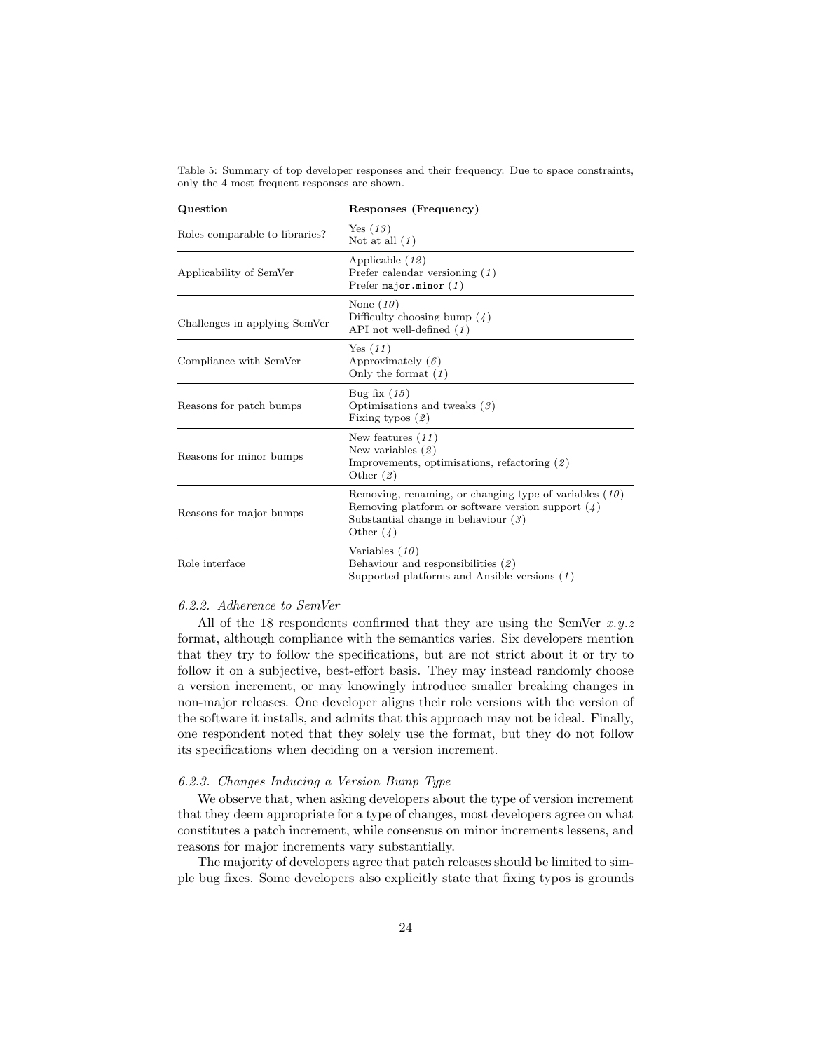Table 5: Summary of top developer responses and their frequency. Due to space constraints, only the 4 most frequent responses are shown.

| Question | Responses (Frequency) |
| --- | --- |
| Roles comparable to libraries? | Yes (*13*)<br>Not at all (*1*) |
| Applicability of SemVer | Applicable (*12*)<br>Prefer calendar versioning (*1*)<br>Prefer `major.minor` (*1*) |
| Challenges in applying SemVer | None (*10*)<br>Difficulty choosing bump (*4*)<br>API not well-defined (*1*) |
| Compliance with SemVer | Yes (*11*)<br>Approximately (*6*)<br>Only the format (*1*) |
| Reasons for patch bumps | Bug fix (*15*)<br>Optimisations and tweaks (*3*)<br>Fixing typos (*2*) |
| Reasons for minor bumps | New features (*11*)<br>New variables (*2*)<br>Improvements, optimisations, refactoring (*2*)<br>Other (*2*) |
| Reasons for major bumps | Removing, renaming, or changing type of variables (*10*)<br>Removing platform or software version support (*4*)<br>Substantial change in behaviour (*3*)<br>Other (*4*) |
| Role interface | Variables (*10*)<br>Behaviour and responsibilities (*2*)<br>Supported platforms and Ansible versions (*1*) |

### *6.2.2. Adherence to SemVer*

All of the 18 respondents confirmed that they are using the SemVer $x.y.z$ format, although compliance with the semantics varies. Six developers mention that they try to follow the specifications, but are not strict about it or try to follow it on a subjective, best-effort basis. They may instead randomly choose a version increment, or may knowingly introduce smaller breaking changes in non-major releases. One developer aligns their role versions with the version of the software it installs, and admits that this approach may not be ideal. Finally, one respondent noted that they solely use the format, but they do not follow its specifications when deciding on a version increment.

### *6.2.3. Changes Inducing a Version Bump Type*

We observe that, when asking developers about the type of version increment that they deem appropriate for a type of changes, most developers agree on what constitutes a patch increment, while consensus on minor increments lessens, and reasons for major increments vary substantially.

The majority of developers agree that patch releases should be limited to simple bug fixes. Some developers also explicitly state that fixing typos is grounds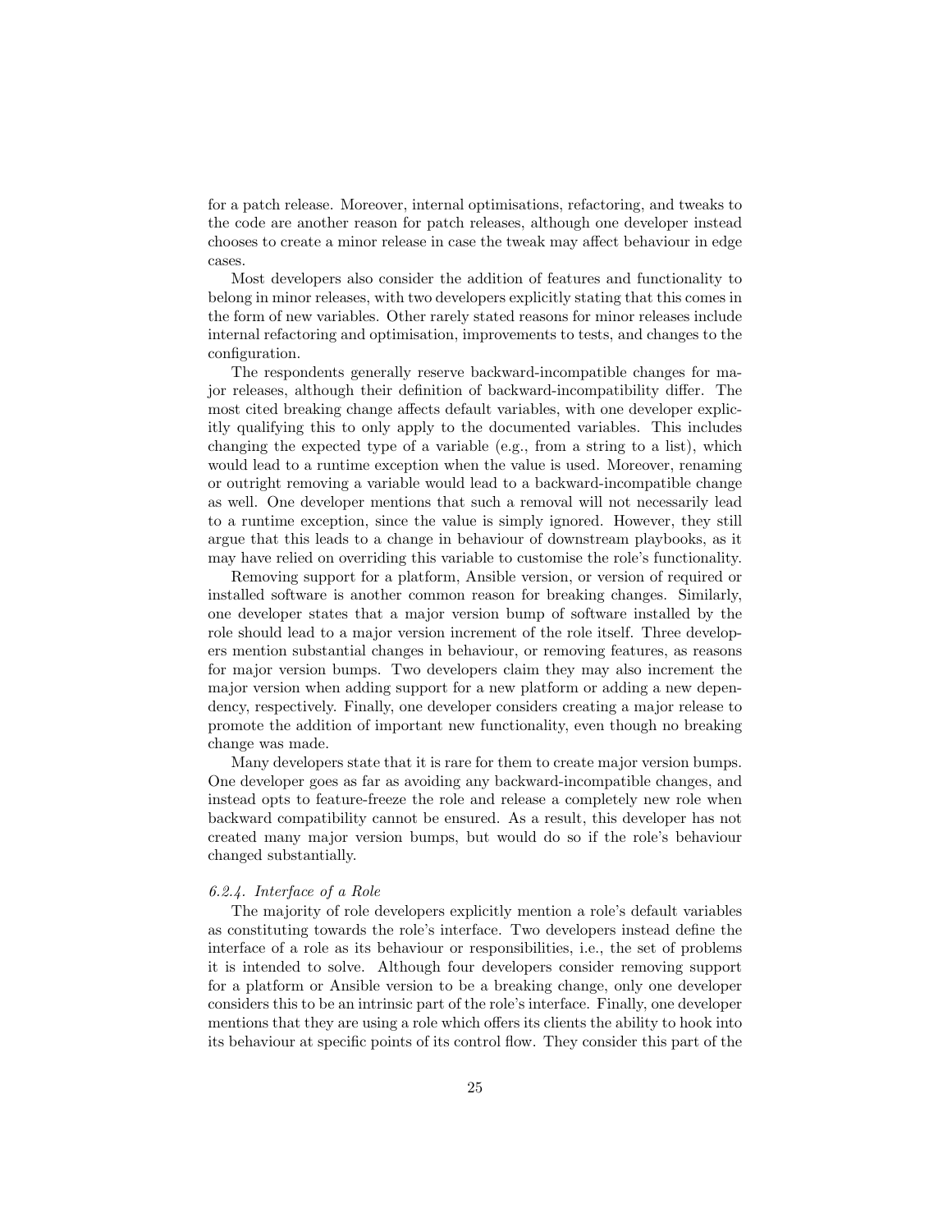for a patch release. Moreover, internal optimisations, refactoring, and tweaks to the code are another reason for patch releases, although one developer instead chooses to create a minor release in case the tweak may affect behaviour in edge cases.

Most developers also consider the addition of features and functionality to belong in minor releases, with two developers explicitly stating that this comes in the form of new variables. Other rarely stated reasons for minor releases include internal refactoring and optimisation, improvements to tests, and changes to the configuration.

The respondents generally reserve backward-incompatible changes for major releases, although their definition of backward-incompatibility differ. The most cited breaking change affects default variables, with one developer explicitly qualifying this to only apply to the documented variables. This includes changing the expected type of a variable (e.g., from a string to a list), which would lead to a runtime exception when the value is used. Moreover, renaming or outright removing a variable would lead to a backward-incompatible change as well. One developer mentions that such a removal will not necessarily lead to a runtime exception, since the value is simply ignored. However, they still argue that this leads to a change in behaviour of downstream playbooks, as it may have relied on overriding this variable to customise the role's functionality.

Removing support for a platform, Ansible version, or version of required or installed software is another common reason for breaking changes. Similarly, one developer states that a major version bump of software installed by the role should lead to a major version increment of the role itself. Three developers mention substantial changes in behaviour, or removing features, as reasons for major version bumps. Two developers claim they may also increment the major version when adding support for a new platform or adding a new dependency, respectively. Finally, one developer considers creating a major release to promote the addition of important new functionality, even though no breaking change was made.

Many developers state that it is rare for them to create major version bumps. One developer goes as far as avoiding any backward-incompatible changes, and instead opts to feature-freeze the role and release a completely new role when backward compatibility cannot be ensured. As a result, this developer has not created many major version bumps, but would do so if the role's behaviour changed substantially.

#### *6.2.4. Interface of a Role*

The majority of role developers explicitly mention a role's default variables as constituting towards the role's interface. Two developers instead define the interface of a role as its behaviour or responsibilities, i.e., the set of problems it is intended to solve. Although four developers consider removing support for a platform or Ansible version to be a breaking change, only one developer considers this to be an intrinsic part of the role's interface. Finally, one developer mentions that they are using a role which offers its clients the ability to hook into its behaviour at specific points of its control flow. They consider this part of the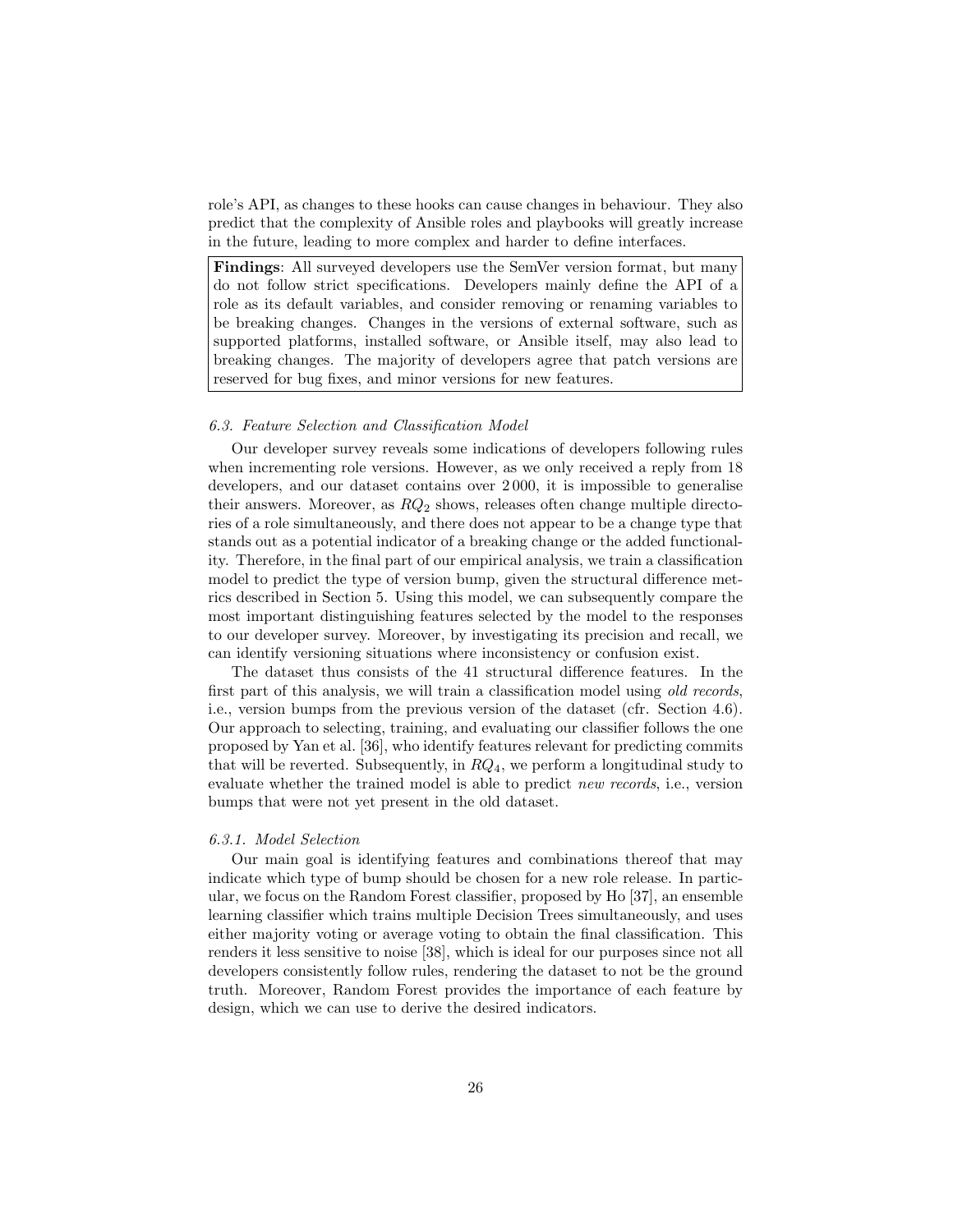role's API, as changes to these hooks can cause changes in behaviour. They also predict that the complexity of Ansible roles and playbooks will greatly increase in the future, leading to more complex and harder to define interfaces.

> **Findings**: All surveyed developers use the SemVer version format, but many do not follow strict specifications. Developers mainly define the API of a role as its default variables, and consider removing or renaming variables to be breaking changes. Changes in the versions of external software, such as supported platforms, installed software, or Ansible itself, may also lead to breaking changes. The majority of developers agree that patch versions are reserved for bug fixes, and minor versions for new features.

### *6.3. Feature Selection and Classification Model*

Our developer survey reveals some indications of developers following rules when incrementing role versions. However, as we only received a reply from 18 developers, and our dataset contains over 2 000, it is impossible to generalise their answers. Moreover, as $RQ_2$ shows, releases often change multiple directories of a role simultaneously, and there does not appear to be a change type that stands out as a potential indicator of a breaking change or the added functionality. Therefore, in the final part of our empirical analysis, we train a classification model to predict the type of version bump, given the structural difference metrics described in Section 5. Using this model, we can subsequently compare the most important distinguishing features selected by the model to the responses to our developer survey. Moreover, by investigating its precision and recall, we can identify versioning situations where inconsistency or confusion exist.

The dataset thus consists of the 41 structural difference features. In the first part of this analysis, we will train a classification model using *old records*, i.e., version bumps from the previous version of the dataset (cfr. Section 4.6). Our approach to selecting, training, and evaluating our classifier follows the one proposed by Yan et al. [36], who identify features relevant for predicting commits that will be reverted. Subsequently, in $RQ_4$, we perform a longitudinal study to evaluate whether the trained model is able to predict *new records*, i.e., version bumps that were not yet present in the old dataset.

#### *6.3.1. Model Selection*

Our main goal is identifying features and combinations thereof that may indicate which type of bump should be chosen for a new role release. In particular, we focus on the Random Forest classifier, proposed by Ho [37], an ensemble learning classifier which trains multiple Decision Trees simultaneously, and uses either majority voting or average voting to obtain the final classification. This renders it less sensitive to noise [38], which is ideal for our purposes since not all developers consistently follow rules, rendering the dataset to not be the ground truth. Moreover, Random Forest provides the importance of each feature by design, which we can use to derive the desired indicators.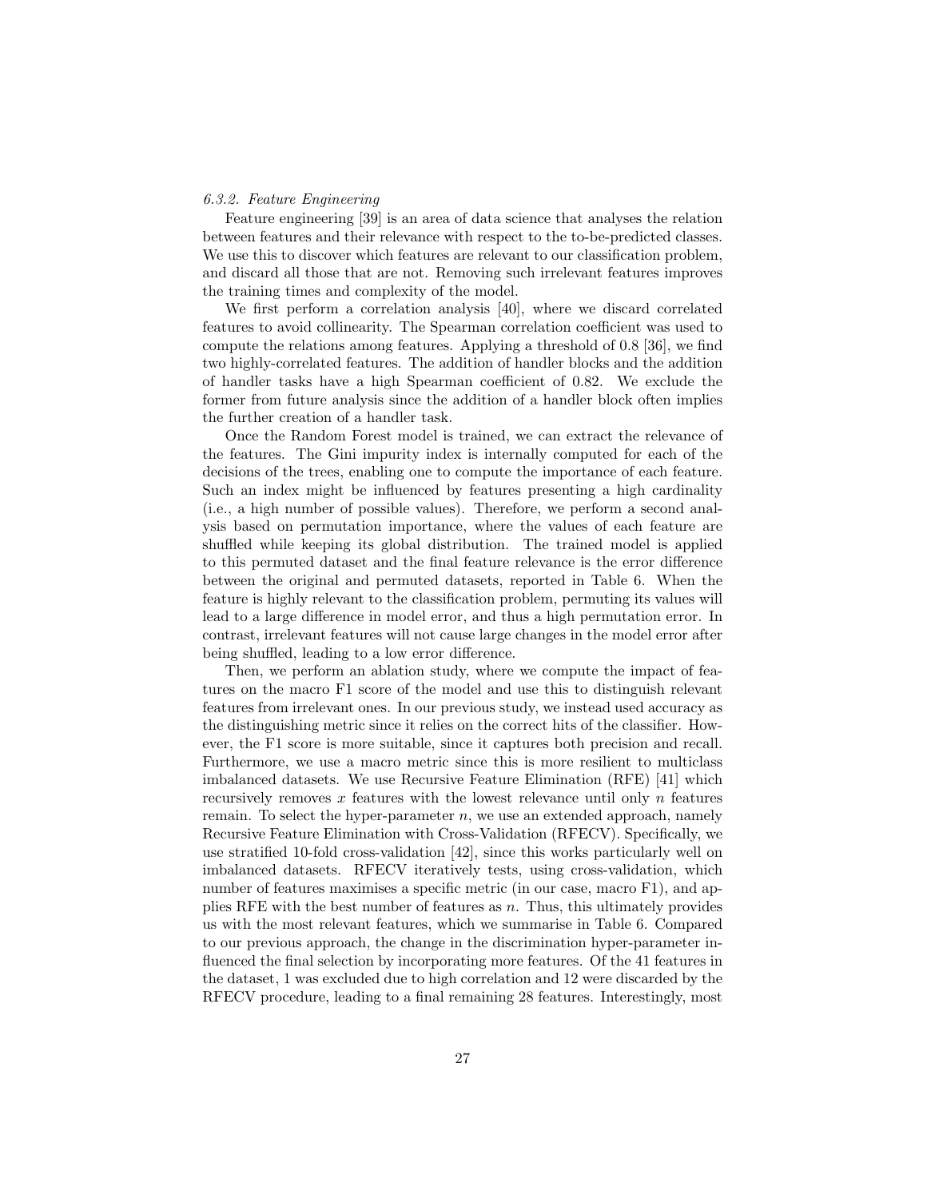*6.3.2. Feature Engineering*

Feature engineering [39] is an area of data science that analyses the relation between features and their relevance with respect to the to-be-predicted classes. We use this to discover which features are relevant to our classification problem, and discard all those that are not. Removing such irrelevant features improves the training times and complexity of the model.

We first perform a correlation analysis [40], where we discard correlated features to avoid collinearity. The Spearman correlation coefficient was used to compute the relations among features. Applying a threshold of 0.8 [36], we find two highly-correlated features. The addition of handler blocks and the addition of handler tasks have a high Spearman coefficient of 0.82. We exclude the former from future analysis since the addition of a handler block often implies the further creation of a handler task.

Once the Random Forest model is trained, we can extract the relevance of the features. The Gini impurity index is internally computed for each of the decisions of the trees, enabling one to compute the importance of each feature. Such an index might be influenced by features presenting a high cardinality (i.e., a high number of possible values). Therefore, we perform a second analysis based on permutation importance, where the values of each feature are shuffled while keeping its global distribution. The trained model is applied to this permuted dataset and the final feature relevance is the error difference between the original and permuted datasets, reported in Table 6. When the feature is highly relevant to the classification problem, permuting its values will lead to a large difference in model error, and thus a high permutation error. In contrast, irrelevant features will not cause large changes in the model error after being shuffled, leading to a low error difference.

Then, we perform an ablation study, where we compute the impact of features on the macro F1 score of the model and use this to distinguish relevant features from irrelevant ones. In our previous study, we instead used accuracy as the distinguishing metric since it relies on the correct hits of the classifier. However, the F1 score is more suitable, since it captures both precision and recall. Furthermore, we use a macro metric since this is more resilient to multiclass imbalanced datasets. We use Recursive Feature Elimination (RFE) [41] which recursively removes $x$ features with the lowest relevance until only $n$ features remain. To select the hyper-parameter $n$, we use an extended approach, namely Recursive Feature Elimination with Cross-Validation (RFECV). Specifically, we use stratified 10-fold cross-validation [42], since this works particularly well on imbalanced datasets. RFECV iteratively tests, using cross-validation, which number of features maximises a specific metric (in our case, macro F1), and applies RFE with the best number of features as $n$. Thus, this ultimately provides us with the most relevant features, which we summarise in Table 6. Compared to our previous approach, the change in the discrimination hyper-parameter influenced the final selection by incorporating more features. Of the 41 features in the dataset, 1 was excluded due to high correlation and 12 were discarded by the RFECV procedure, leading to a final remaining 28 features. Interestingly, most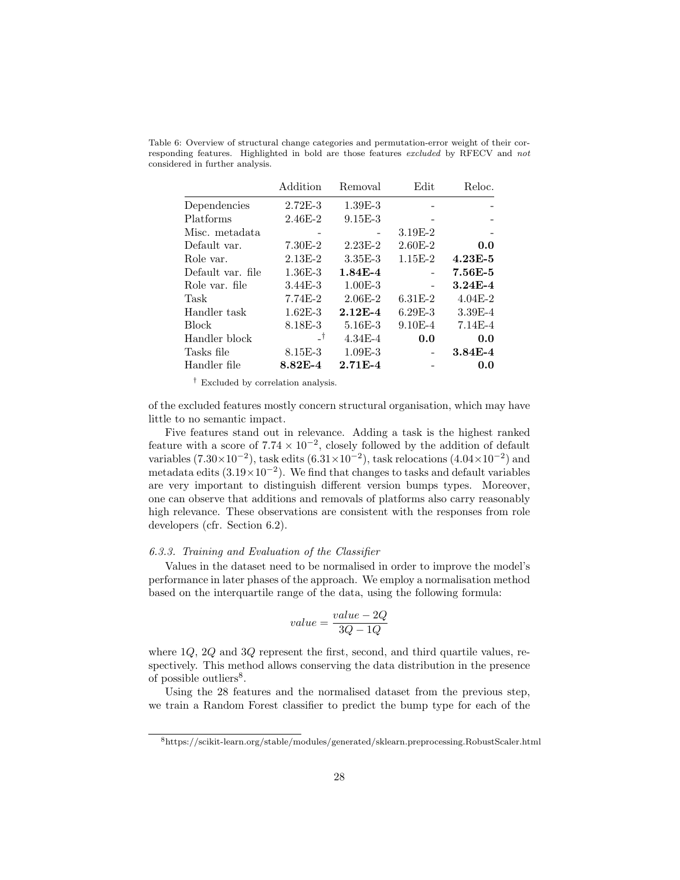Table 6: Overview of structural change categories and permutation-error weight of their corresponding features. Highlighted in bold are those features *excluded* by RFECV and *not* considered in further analysis.

| | Addition | Removal | Edit | Reloc. |
|---|---|---|---|---|
| Dependencies | 2.72E-3 | 1.39E-3 | - | - |
| Platforms | 2.46E-2 | 9.15E-3 | - | - |
| Misc. metadata | - | - | 3.19E-2 | - |
| Default var. | 7.30E-2 | 2.23E-2 | 2.60E-2 | **0.0** |
| Role var. | 2.13E-2 | 3.35E-3 | 1.15E-2 | **4.23E-5** |
| Default var. file | 1.36E-3 | **1.84E-4** | - | **7.56E-5** |
| Role var. file | 3.44E-3 | 1.00E-3 | - | **3.24E-4** |
| Task | 7.74E-2 | 2.06E-2 | 6.31E-2 | 4.04E-2 |
| Handler task | 1.62E-3 | **2.12E-4** | 6.29E-3 | 3.39E-4 |
| Block | 8.18E-3 | 5.16E-3 | 9.10E-4 | 7.14E-4 |
| Handler block | -† | 4.34E-4 | **0.0** | **0.0** |
| Tasks file | 8.15E-3 | 1.09E-3 | - | **3.84E-4** |
| Handler file | **8.82E-4** | **2.71E-4** | - | **0.0** |

† Excluded by correlation analysis.

of the excluded features mostly concern structural organisation, which may have little to no semantic impact.

Five features stand out in relevance. Adding a task is the highest ranked feature with a score of $7.74 \times 10^{-2}$, closely followed by the addition of default variables ($7.30 \times 10^{-2}$), task edits ($6.31 \times 10^{-2}$), task relocations ($4.04 \times 10^{-2}$) and metadata edits ($3.19 \times 10^{-2}$). We find that changes to tasks and default variables are very important to distinguish different version bumps types. Moreover, one can observe that additions and removals of platforms also carry reasonably high relevance. These observations are consistent with the responses from role developers (cfr. Section 6.2).

#### *6.3.3. Training and Evaluation of the Classifier*

Values in the dataset need to be normalised in order to improve the model's performance in later phases of the approach. We employ a normalisation method based on the interquartile range of the data, using the following formula:

$$value = \frac{value - 2Q}{3Q - 1Q}$$

where $1Q$, $2Q$ and $3Q$ represent the first, second, and third quartile values, respectively. This method allows conserving the data distribution in the presence of possible outliers[8].

Using the 28 features and the normalised dataset from the previous step, we train a Random Forest classifier to predict the bump type for each of the

[8] https://scikit-learn.org/stable/modules/generated/sklearn.preprocessing.RobustScaler.html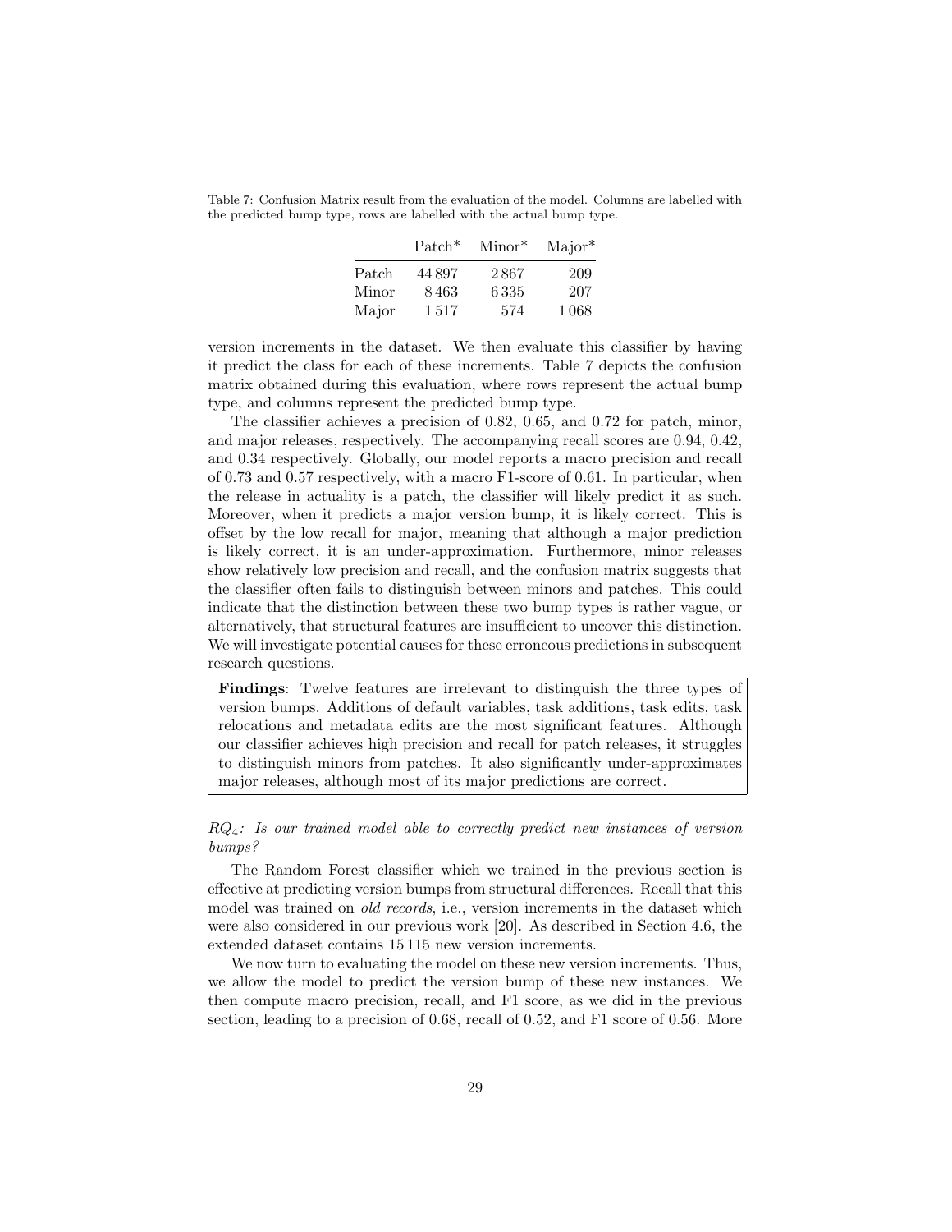Table 7: Confusion Matrix result from the evaluation of the model. Columns are labelled with the predicted bump type, rows are labelled with the actual bump type.

|  | Patch* | Minor* | Major* |
|---|---|---|---|
| Patch | 44 897 | 2 867 | 209 |
| Minor | 8 463 | 6 335 | 207 |
| Major | 1 517 | 574 | 1 068 |

version increments in the dataset. We then evaluate this classifier by having it predict the class for each of these increments. Table 7 depicts the confusion matrix obtained during this evaluation, where rows represent the actual bump type, and columns represent the predicted bump type.

The classifier achieves a precision of 0.82, 0.65, and 0.72 for patch, minor, and major releases, respectively. The accompanying recall scores are 0.94, 0.42, and 0.34 respectively. Globally, our model reports a macro precision and recall of 0.73 and 0.57 respectively, with a macro F1-score of 0.61. In particular, when the release in actuality is a patch, the classifier will likely predict it as such. Moreover, when it predicts a major version bump, it is likely correct. This is offset by the low recall for major, meaning that although a major prediction is likely correct, it is an under-approximation. Furthermore, minor releases show relatively low precision and recall, and the confusion matrix suggests that the classifier often fails to distinguish between minors and patches. This could indicate that the distinction between these two bump types is rather vague, or alternatively, that structural features are insufficient to uncover this distinction. We will investigate potential causes for these erroneous predictions in subsequent research questions.

> **Findings**: Twelve features are irrelevant to distinguish the three types of version bumps. Additions of default variables, task additions, task edits, task relocations and metadata edits are the most significant features. Although our classifier achieves high precision and recall for patch releases, it struggles to distinguish minors from patches. It also significantly under-approximates major releases, although most of its major predictions are correct.

*$RQ_4$: Is our trained model able to correctly predict new instances of version bumps?*

The Random Forest classifier which we trained in the previous section is effective at predicting version bumps from structural differences. Recall that this model was trained on *old records*, i.e., version increments in the dataset which were also considered in our previous work [20]. As described in Section 4.6, the extended dataset contains 15 115 new version increments.

We now turn to evaluating the model on these new version increments. Thus, we allow the model to predict the version bump of these new instances. We then compute macro precision, recall, and F1 score, as we did in the previous section, leading to a precision of 0.68, recall of 0.52, and F1 score of 0.56. More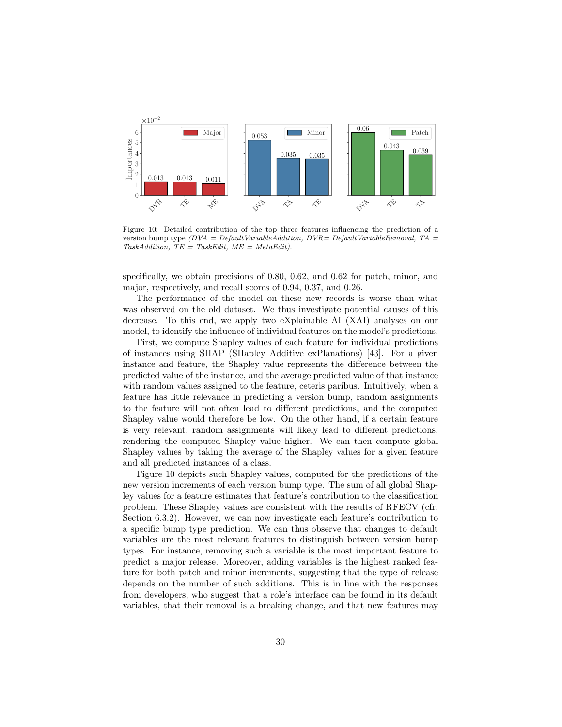Figure 10: Detailed contribution of the top three features influencing the prediction of a version bump type *(DVA = DefaultVariableAddition, DVR= DefaultVariableRemoval, TA = TaskAddition, TE = TaskEdit, ME = MetaEdit).*

specifically, we obtain precisions of 0.80, 0.62, and 0.62 for patch, minor, and major, respectively, and recall scores of 0.94, 0.37, and 0.26.

The performance of the model on these new records is worse than what was observed on the old dataset. We thus investigate potential causes of this decrease. To this end, we apply two eXplainable AI (XAI) analyses on our model, to identify the influence of individual features on the model's predictions.

First, we compute Shapley values of each feature for individual predictions of instances using SHAP (SHapley Additive exPlanations) [43]. For a given instance and feature, the Shapley value represents the difference between the predicted value of the instance, and the average predicted value of that instance with random values assigned to the feature, ceteris paribus. Intuitively, when a feature has little relevance in predicting a version bump, random assignments to the feature will not often lead to different predictions, and the computed Shapley value would therefore be low. On the other hand, if a certain feature is very relevant, random assignments will likely lead to different predictions, rendering the computed Shapley value higher. We can then compute global Shapley values by taking the average of the Shapley values for a given feature and all predicted instances of a class.

Figure 10 depicts such Shapley values, computed for the predictions of the new version increments of each version bump type. The sum of all global Shapley values for a feature estimates that feature's contribution to the classification problem. These Shapley values are consistent with the results of RFECV (cfr. Section 6.3.2). However, we can now investigate each feature's contribution to a specific bump type prediction. We can thus observe that changes to default variables are the most relevant features to distinguish between version bump types. For instance, removing such a variable is the most important feature to predict a major release. Moreover, adding variables is the highest ranked feature for both patch and minor increments, suggesting that the type of release depends on the number of such additions. This is in line with the responses from developers, who suggest that a role's interface can be found in its default variables, that their removal is a breaking change, and that new features may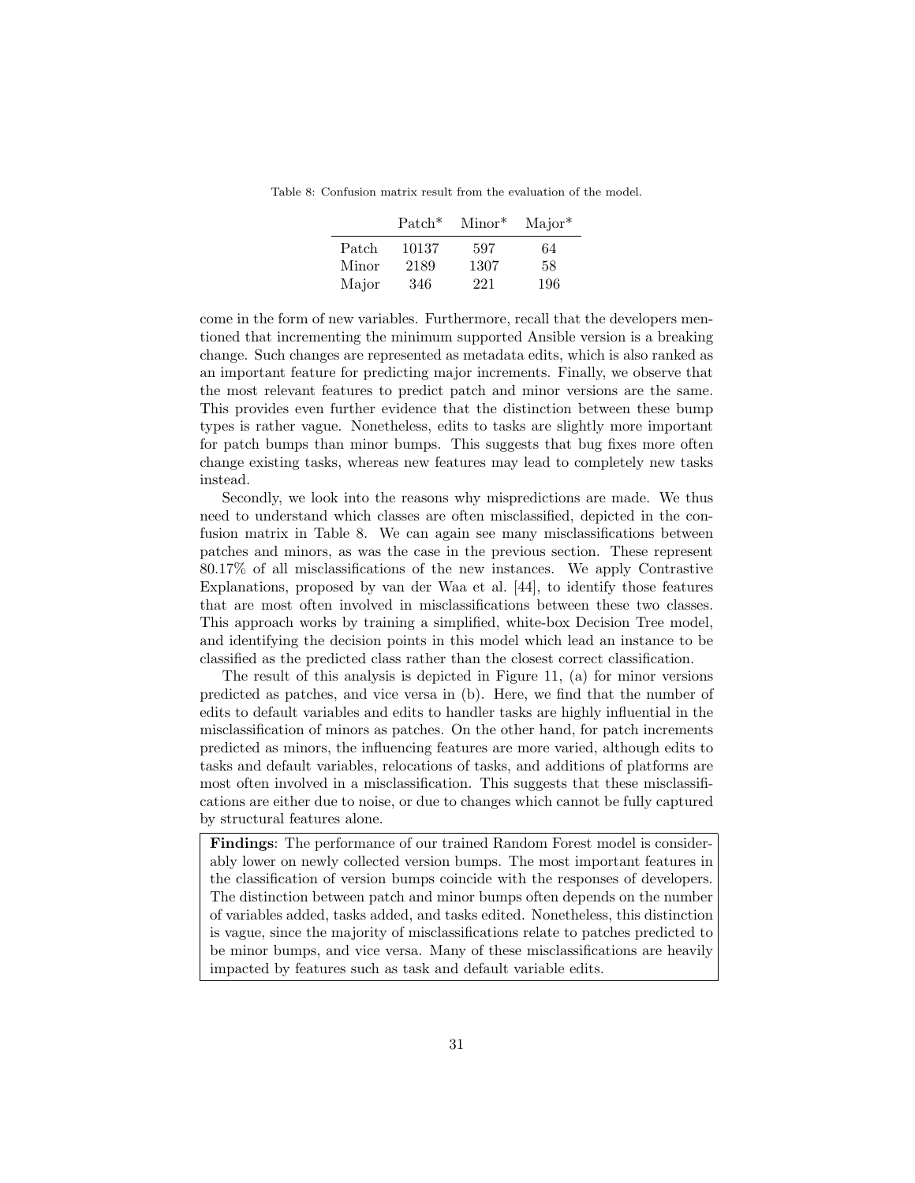Table 8: Confusion matrix result from the evaluation of the model.

| | Patch* | Minor* | Major* |
|---|---|---|---|
| Patch | 10137 | 597 | 64 |
| Minor | 2189 | 1307 | 58 |
| Major | 346 | 221 | 196 |

come in the form of new variables. Furthermore, recall that the developers mentioned that incrementing the minimum supported Ansible version is a breaking change. Such changes are represented as metadata edits, which is also ranked as an important feature for predicting major increments. Finally, we observe that the most relevant features to predict patch and minor versions are the same. This provides even further evidence that the distinction between these bump types is rather vague. Nonetheless, edits to tasks are slightly more important for patch bumps than minor bumps. This suggests that bug fixes more often change existing tasks, whereas new features may lead to completely new tasks instead.

Secondly, we look into the reasons why mispredictions are made. We thus need to understand which classes are often misclassified, depicted in the confusion matrix in Table 8. We can again see many misclassifications between patches and minors, as was the case in the previous section. These represent 80.17% of all misclassifications of the new instances. We apply Contrastive Explanations, proposed by van der Waa et al. [44], to identify those features that are most often involved in misclassifications between these two classes. This approach works by training a simplified, white-box Decision Tree model, and identifying the decision points in this model which lead an instance to be classified as the predicted class rather than the closest correct classification.

The result of this analysis is depicted in Figure 11, (a) for minor versions predicted as patches, and vice versa in (b). Here, we find that the number of edits to default variables and edits to handler tasks are highly influential in the misclassification of minors as patches. On the other hand, for patch increments predicted as minors, the influencing features are more varied, although edits to tasks and default variables, relocations of tasks, and additions of platforms are most often involved in a misclassification. This suggests that these misclassifications are either due to noise, or due to changes which cannot be fully captured by structural features alone.

**Findings**: The performance of our trained Random Forest model is considerably lower on newly collected version bumps. The most important features in the classification of version bumps coincide with the responses of developers. The distinction between patch and minor bumps often depends on the number of variables added, tasks added, and tasks edited. Nonetheless, this distinction is vague, since the majority of misclassifications relate to patches predicted to be minor bumps, and vice versa. Many of these misclassifications are heavily impacted by features such as task and default variable edits.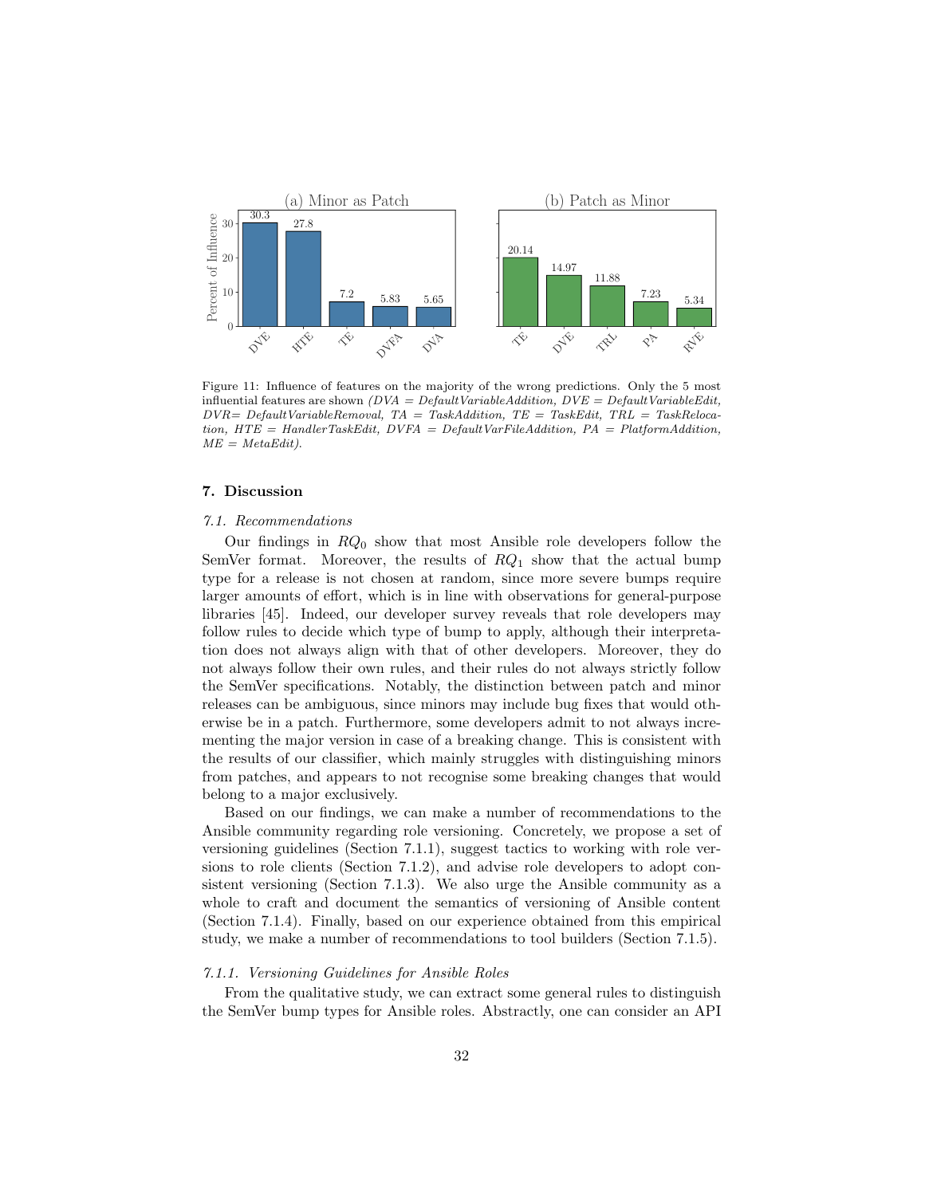Figure 11: Influence of features on the majority of the wrong predictions. Only the 5 most influential features are shown *(DVA = DefaultVariableAddition, DVE = DefaultVariableEdit, DVR= DefaultVariableRemoval, TA = TaskAddition, TE = TaskEdit, TRL = TaskRelocation, HTE = HandlerTaskEdit, DVFA = DefaultVarFileAddition, PA = PlatformAddition, ME = MetaEdit).*

## 7. Discussion

### 7.1. Recommendations

Our findings in $RQ_0$ show that most Ansible role developers follow the SemVer format. Moreover, the results of $RQ_1$ show that the actual bump type for a release is not chosen at random, since more severe bumps require larger amounts of effort, which is in line with observations for general-purpose libraries [45]. Indeed, our developer survey reveals that role developers may follow rules to decide which type of bump to apply, although their interpretation does not always align with that of other developers. Moreover, they do not always follow their own rules, and their rules do not always strictly follow the SemVer specifications. Notably, the distinction between patch and minor releases can be ambiguous, since minors may include bug fixes that would otherwise be in a patch. Furthermore, some developers admit to not always incrementing the major version in case of a breaking change. This is consistent with the results of our classifier, which mainly struggles with distinguishing minors from patches, and appears to not recognise some breaking changes that would belong to a major exclusively.

Based on our findings, we can make a number of recommendations to the Ansible community regarding role versioning. Concretely, we propose a set of versioning guidelines (Section 7.1.1), suggest tactics to working with role versions to role clients (Section 7.1.2), and advise role developers to adopt consistent versioning (Section 7.1.3). We also urge the Ansible community as a whole to craft and document the semantics of versioning of Ansible content (Section 7.1.4). Finally, based on our experience obtained from this empirical study, we make a number of recommendations to tool builders (Section 7.1.5).

#### 7.1.1. Versioning Guidelines for Ansible Roles

From the qualitative study, we can extract some general rules to distinguish the SemVer bump types for Ansible roles. Abstractly, one can consider an API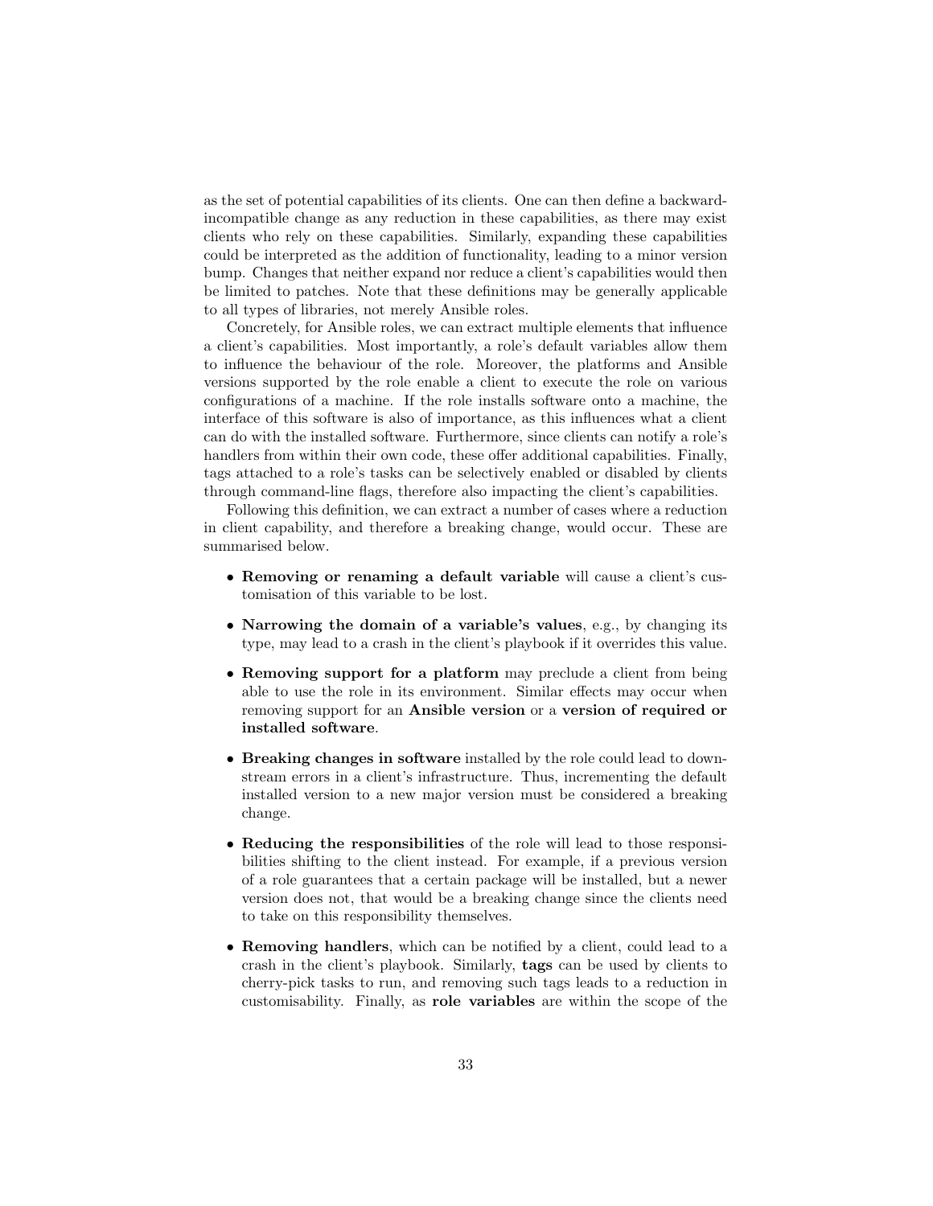as the set of potential capabilities of its clients. One can then define a backward-incompatible change as any reduction in these capabilities, as there may exist clients who rely on these capabilities. Similarly, expanding these capabilities could be interpreted as the addition of functionality, leading to a minor version bump. Changes that neither expand nor reduce a client's capabilities would then be limited to patches. Note that these definitions may be generally applicable to all types of libraries, not merely Ansible roles.

Concretely, for Ansible roles, we can extract multiple elements that influence a client's capabilities. Most importantly, a role's default variables allow them to influence the behaviour of the role. Moreover, the platforms and Ansible versions supported by the role enable a client to execute the role on various configurations of a machine. If the role installs software onto a machine, the interface of this software is also of importance, as this influences what a client can do with the installed software. Furthermore, since clients can notify a role's handlers from within their own code, these offer additional capabilities. Finally, tags attached to a role's tasks can be selectively enabled or disabled by clients through command-line flags, therefore also impacting the client's capabilities.

Following this definition, we can extract a number of cases where a reduction in client capability, and therefore a breaking change, would occur. These are summarised below.

- **Removing or renaming a default variable** will cause a client's customisation of this variable to be lost.
- **Narrowing the domain of a variable's values**, e.g., by changing its type, may lead to a crash in the client's playbook if it overrides this value.
- **Removing support for a platform** may preclude a client from being able to use the role in its environment. Similar effects may occur when removing support for an **Ansible version** or a **version of required or installed software**.
- **Breaking changes in software** installed by the role could lead to downstream errors in a client's infrastructure. Thus, incrementing the default installed version to a new major version must be considered a breaking change.
- **Reducing the responsibilities** of the role will lead to those responsibilities shifting to the client instead. For example, if a previous version of a role guarantees that a certain package will be installed, but a newer version does not, that would be a breaking change since the clients need to take on this responsibility themselves.
- **Removing handlers**, which can be notified by a client, could lead to a crash in the client's playbook. Similarly, **tags** can be used by clients to cherry-pick tasks to run, and removing such tags leads to a reduction in customisability. Finally, as **role variables** are within the scope of the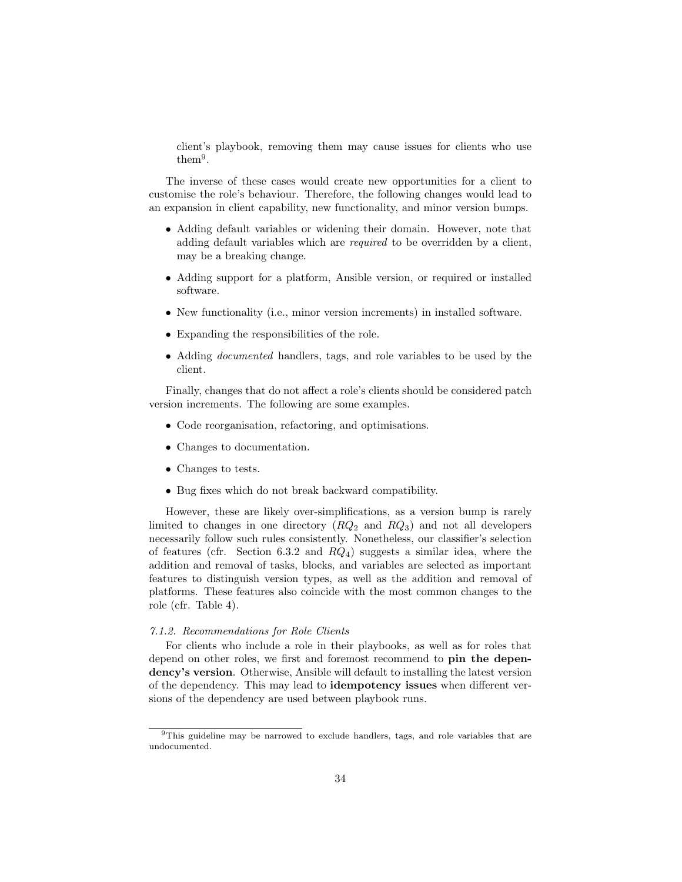client's playbook, removing them may cause issues for clients who use them[9].

The inverse of these cases would create new opportunities for a client to customise the role's behaviour. Therefore, the following changes would lead to an expansion in client capability, new functionality, and minor version bumps.

- Adding default variables or widening their domain. However, note that adding default variables which are *required* to be overridden by a client, may be a breaking change.
- Adding support for a platform, Ansible version, or required or installed software.
- New functionality (i.e., minor version increments) in installed software.
- Expanding the responsibilities of the role.
- Adding *documented* handlers, tags, and role variables to be used by the client.

Finally, changes that do not affect a role's clients should be considered patch version increments. The following are some examples.

- Code reorganisation, refactoring, and optimisations.
- Changes to documentation.
- Changes to tests.
- Bug fixes which do not break backward compatibility.

However, these are likely over-simplifications, as a version bump is rarely limited to changes in one directory ($RQ_2$ and $RQ_3$) and not all developers necessarily follow such rules consistently. Nonetheless, our classifier's selection of features (cfr. Section 6.3.2 and $RQ_4$) suggests a similar idea, where the addition and removal of tasks, blocks, and variables are selected as important features to distinguish version types, as well as the addition and removal of platforms. These features also coincide with the most common changes to the role (cfr. Table 4).

*7.1.2. Recommendations for Role Clients*

For clients who include a role in their playbooks, as well as for roles that depend on other roles, we first and foremost recommend to **pin the dependency's version**. Otherwise, Ansible will default to installing the latest version of the dependency. This may lead to **idempotency issues** when different versions of the dependency are used between playbook runs.

[9] This guideline may be narrowed to exclude handlers, tags, and role variables that are undocumented.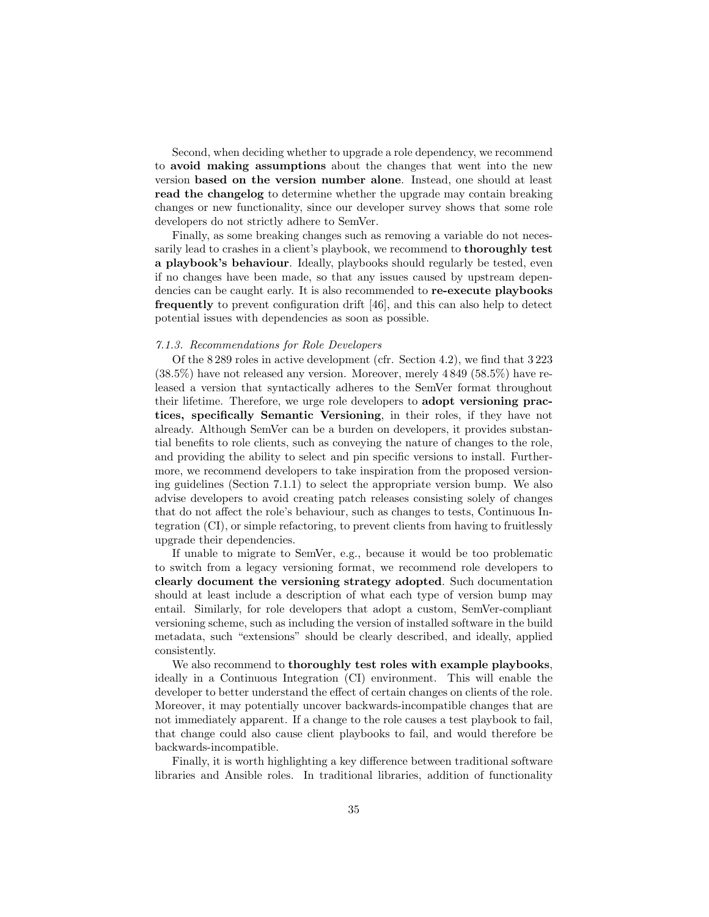Second, when deciding whether to upgrade a role dependency, we recommend to **avoid making assumptions** about the changes that went into the new version **based on the version number alone**. Instead, one should at least **read the changelog** to determine whether the upgrade may contain breaking changes or new functionality, since our developer survey shows that some role developers do not strictly adhere to SemVer.

Finally, as some breaking changes such as removing a variable do not necessarily lead to crashes in a client's playbook, we recommend to **thoroughly test a playbook's behaviour**. Ideally, playbooks should regularly be tested, even if no changes have been made, so that any issues caused by upstream dependencies can be caught early. It is also recommended to **re-execute playbooks frequently** to prevent configuration drift [46], and this can also help to detect potential issues with dependencies as soon as possible.

#### *7.1.3. Recommendations for Role Developers*

Of the 8 289 roles in active development (cfr. Section 4.2), we find that 3 223 (38.5%) have not released any version. Moreover, merely 4 849 (58.5%) have released a version that syntactically adheres to the SemVer format throughout their lifetime. Therefore, we urge role developers to **adopt versioning practices, specifically Semantic Versioning**, in their roles, if they have not already. Although SemVer can be a burden on developers, it provides substantial benefits to role clients, such as conveying the nature of changes to the role, and providing the ability to select and pin specific versions to install. Furthermore, we recommend developers to take inspiration from the proposed versioning guidelines (Section 7.1.1) to select the appropriate version bump. We also advise developers to avoid creating patch releases consisting solely of changes that do not affect the role's behaviour, such as changes to tests, Continuous Integration (CI), or simple refactoring, to prevent clients from having to fruitlessly upgrade their dependencies.

If unable to migrate to SemVer, e.g., because it would be too problematic to switch from a legacy versioning format, we recommend role developers to **clearly document the versioning strategy adopted**. Such documentation should at least include a description of what each type of version bump may entail. Similarly, for role developers that adopt a custom, SemVer-compliant versioning scheme, such as including the version of installed software in the build metadata, such "extensions" should be clearly described, and ideally, applied consistently.

We also recommend to **thoroughly test roles with example playbooks**, ideally in a Continuous Integration (CI) environment. This will enable the developer to better understand the effect of certain changes on clients of the role. Moreover, it may potentially uncover backwards-incompatible changes that are not immediately apparent. If a change to the role causes a test playbook to fail, that change could also cause client playbooks to fail, and would therefore be backwards-incompatible.

Finally, it is worth highlighting a key difference between traditional software libraries and Ansible roles. In traditional libraries, addition of functionality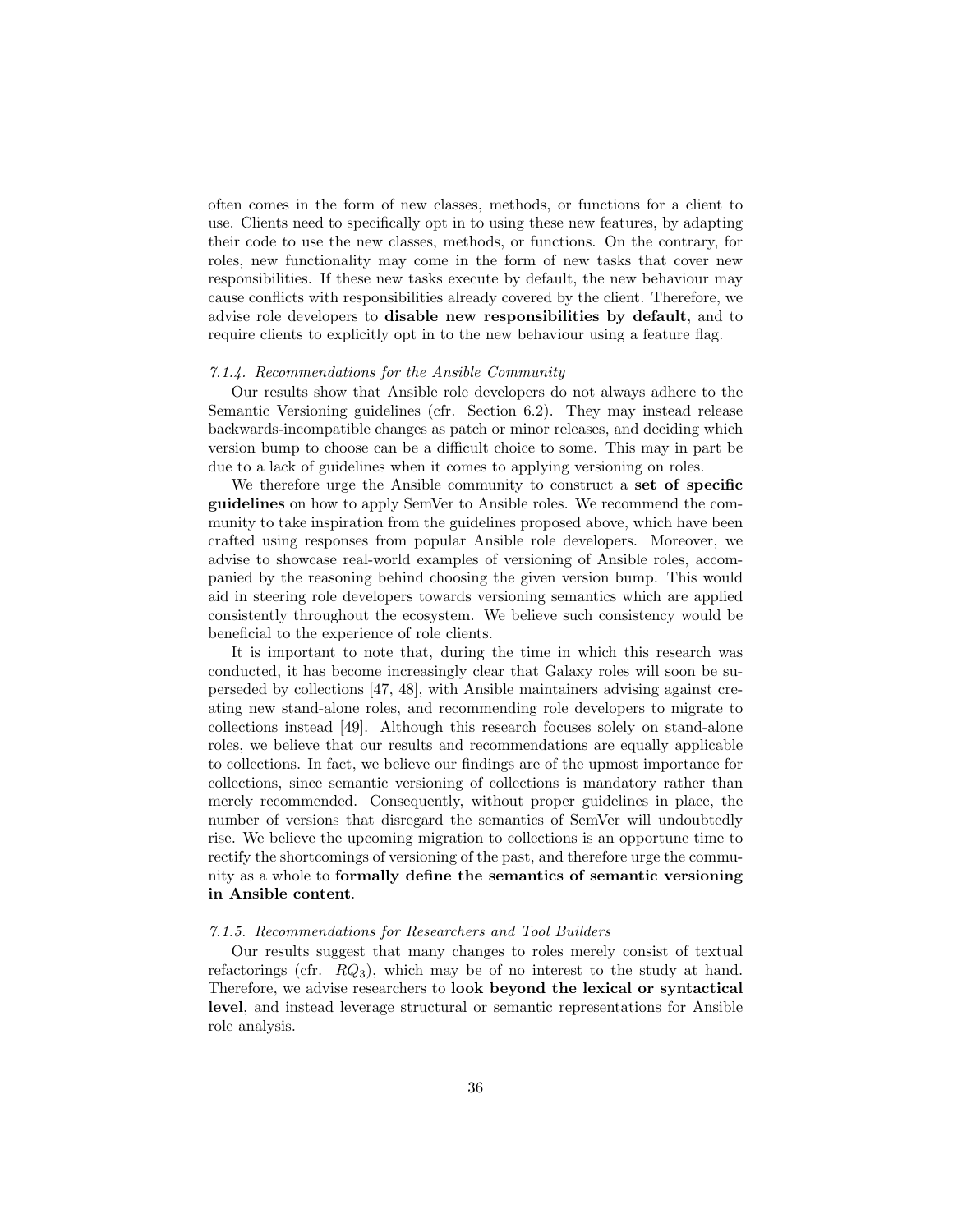often comes in the form of new classes, methods, or functions for a client to use. Clients need to specifically opt in to using these new features, by adapting their code to use the new classes, methods, or functions. On the contrary, for roles, new functionality may come in the form of new tasks that cover new responsibilities. If these new tasks execute by default, the new behaviour may cause conflicts with responsibilities already covered by the client. Therefore, we advise role developers to **disable new responsibilities by default**, and to require clients to explicitly opt in to the new behaviour using a feature flag.

#### *7.1.4. Recommendations for the Ansible Community*

Our results show that Ansible role developers do not always adhere to the Semantic Versioning guidelines (cfr. Section 6.2). They may instead release backwards-incompatible changes as patch or minor releases, and deciding which version bump to choose can be a difficult choice to some. This may in part be due to a lack of guidelines when it comes to applying versioning on roles.

We therefore urge the Ansible community to construct a **set of specific guidelines** on how to apply SemVer to Ansible roles. We recommend the community to take inspiration from the guidelines proposed above, which have been crafted using responses from popular Ansible role developers. Moreover, we advise to showcase real-world examples of versioning of Ansible roles, accompanied by the reasoning behind choosing the given version bump. This would aid in steering role developers towards versioning semantics which are applied consistently throughout the ecosystem. We believe such consistency would be beneficial to the experience of role clients.

It is important to note that, during the time in which this research was conducted, it has become increasingly clear that Galaxy roles will soon be superseded by collections [47, 48], with Ansible maintainers advising against creating new stand-alone roles, and recommending role developers to migrate to collections instead [49]. Although this research focuses solely on stand-alone roles, we believe that our results and recommendations are equally applicable to collections. In fact, we believe our findings are of the upmost importance for collections, since semantic versioning of collections is mandatory rather than merely recommended. Consequently, without proper guidelines in place, the number of versions that disregard the semantics of SemVer will undoubtedly rise. We believe the upcoming migration to collections is an opportune time to rectify the shortcomings of versioning of the past, and therefore urge the community as a whole to **formally define the semantics of semantic versioning in Ansible content**.

#### *7.1.5. Recommendations for Researchers and Tool Builders*

Our results suggest that many changes to roles merely consist of textual refactorings (cfr. $RQ_3$), which may be of no interest to the study at hand. Therefore, we advise researchers to **look beyond the lexical or syntactical level**, and instead leverage structural or semantic representations for Ansible role analysis.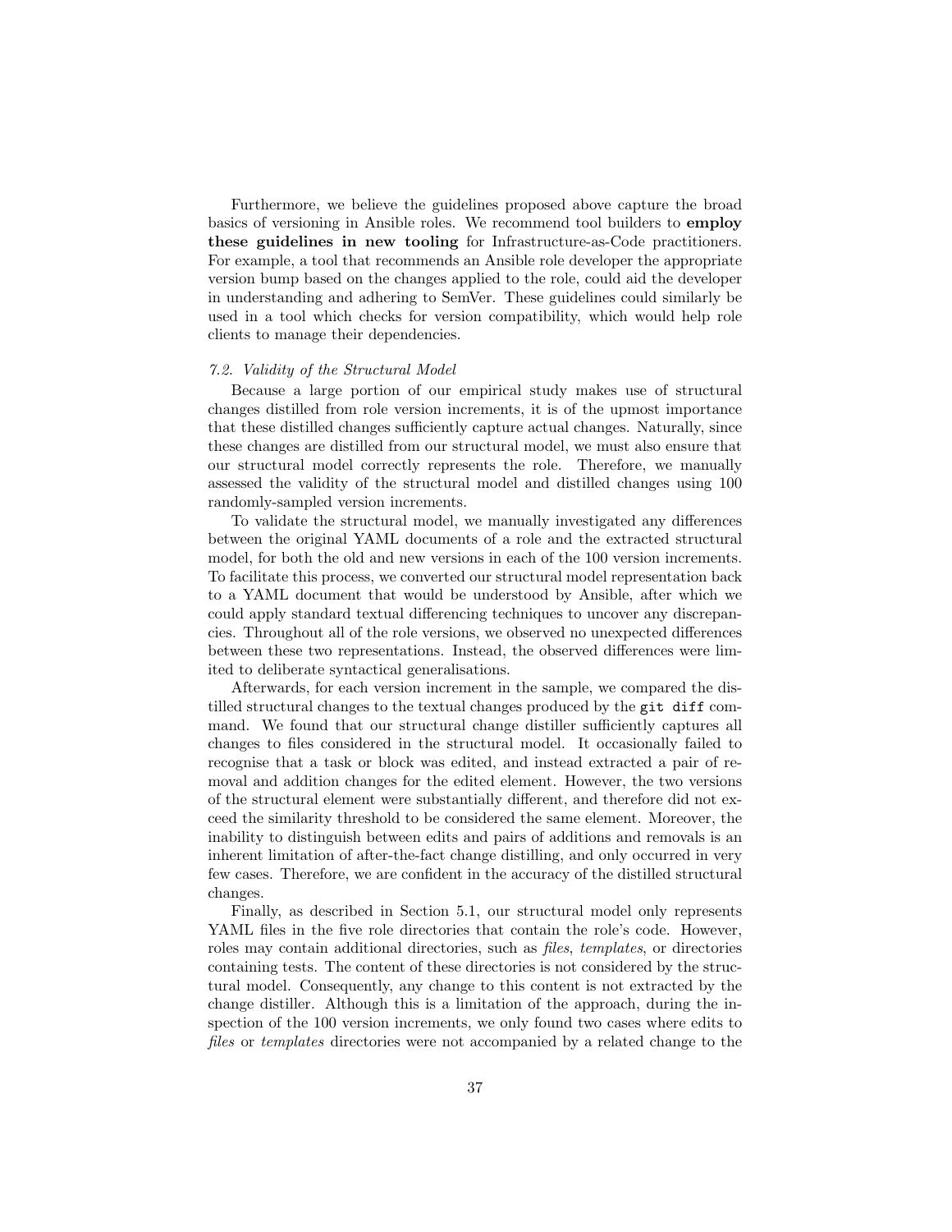Furthermore, we believe the guidelines proposed above capture the broad basics of versioning in Ansible roles. We recommend tool builders to **employ these guidelines in new tooling** for Infrastructure-as-Code practitioners. For example, a tool that recommends an Ansible role developer the appropriate version bump based on the changes applied to the role, could aid the developer in understanding and adhering to SemVer. These guidelines could similarly be used in a tool which checks for version compatibility, which would help role clients to manage their dependencies.

### *7.2. Validity of the Structural Model*

Because a large portion of our empirical study makes use of structural changes distilled from role version increments, it is of the upmost importance that these distilled changes sufficiently capture actual changes. Naturally, since these changes are distilled from our structural model, we must also ensure that our structural model correctly represents the role. Therefore, we manually assessed the validity of the structural model and distilled changes using 100 randomly-sampled version increments.

To validate the structural model, we manually investigated any differences between the original YAML documents of a role and the extracted structural model, for both the old and new versions in each of the 100 version increments. To facilitate this process, we converted our structural model representation back to a YAML document that would be understood by Ansible, after which we could apply standard textual differencing techniques to uncover any discrepancies. Throughout all of the role versions, we observed no unexpected differences between these two representations. Instead, the observed differences were limited to deliberate syntactical generalisations.

Afterwards, for each version increment in the sample, we compared the distilled structural changes to the textual changes produced by the `git diff` command. We found that our structural change distiller sufficiently captures all changes to files considered in the structural model. It occasionally failed to recognise that a task or block was edited, and instead extracted a pair of removal and addition changes for the edited element. However, the two versions of the structural element were substantially different, and therefore did not exceed the similarity threshold to be considered the same element. Moreover, the inability to distinguish between edits and pairs of additions and removals is an inherent limitation of after-the-fact change distilling, and only occurred in very few cases. Therefore, we are confident in the accuracy of the distilled structural changes.

Finally, as described in Section 5.1, our structural model only represents YAML files in the five role directories that contain the role's code. However, roles may contain additional directories, such as *files*, *templates*, or directories containing tests. The content of these directories is not considered by the structural model. Consequently, any change to this content is not extracted by the change distiller. Although this is a limitation of the approach, during the inspection of the 100 version increments, we only found two cases where edits to *files* or *templates* directories were not accompanied by a related change to the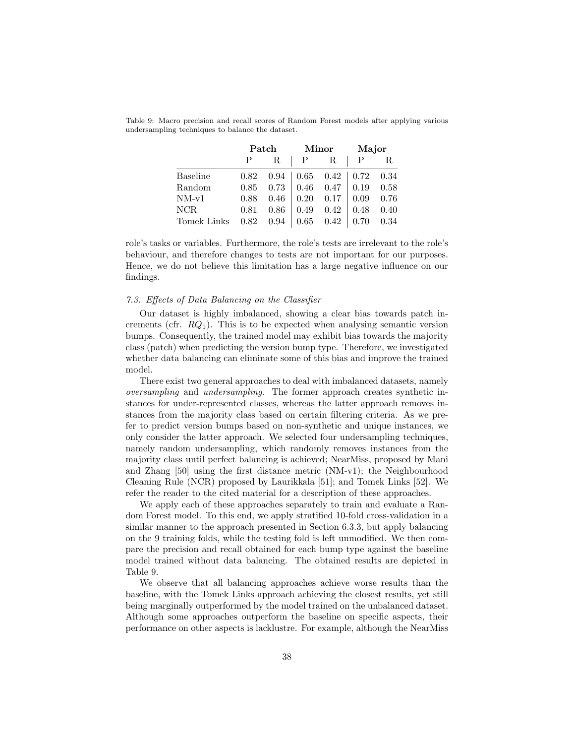Table 9: Macro precision and recall scores of Random Forest models after applying various undersampling techniques to balance the dataset.

| | **Patch** | | **Minor** | | **Major** | |
|---|---|---|---|---|---|---|
| | P | R | P | R | P | R |
| Baseline | 0.82 | 0.94 | 0.65 | 0.42 | 0.72 | 0.34 |
| Random | 0.85 | 0.73 | 0.46 | 0.47 | 0.19 | 0.58 |
| NM-v1 | 0.88 | 0.46 | 0.20 | 0.17 | 0.09 | 0.76 |
| NCR | 0.81 | 0.86 | 0.49 | 0.42 | 0.48 | 0.40 |
| Tomek Links | 0.82 | 0.94 | 0.65 | 0.42 | 0.70 | 0.34 |

role's tasks or variables. Furthermore, the role's tests are irrelevant to the role's behaviour, and therefore changes to tests are not important for our purposes. Hence, we do not believe this limitation has a large negative influence on our findings.

### *7.3. Effects of Data Balancing on the Classifier*

Our dataset is highly imbalanced, showing a clear bias towards patch increments (cfr. $RQ_1$). This is to be expected when analysing semantic version bumps. Consequently, the trained model may exhibit bias towards the majority class (patch) when predicting the version bump type. Therefore, we investigated whether data balancing can eliminate some of this bias and improve the trained model.

There exist two general approaches to deal with imbalanced datasets, namely *oversampling* and *undersampling*. The former approach creates synthetic instances for under-represented classes, whereas the latter approach removes instances from the majority class based on certain filtering criteria. As we prefer to predict version bumps based on non-synthetic and unique instances, we only consider the latter approach. We selected four undersampling techniques, namely random undersampling, which randomly removes instances from the majority class until perfect balancing is achieved; NearMiss, proposed by Mani and Zhang [50] using the first distance metric (NM-v1); the Neighbourhood Cleaning Rule (NCR) proposed by Laurikkala [51]; and Tomek Links [52]. We refer the reader to the cited material for a description of these approaches.

We apply each of these approaches separately to train and evaluate a Random Forest model. To this end, we apply stratified 10-fold cross-validation in a similar manner to the approach presented in Section 6.3.3, but apply balancing on the 9 training folds, while the testing fold is left unmodified. We then compare the precision and recall obtained for each bump type against the baseline model trained without data balancing. The obtained results are depicted in Table 9.

We observe that all balancing approaches achieve worse results than the baseline, with the Tomek Links approach achieving the closest results, yet still being marginally outperformed by the model trained on the unbalanced dataset. Although some approaches outperform the baseline on specific aspects, their performance on other aspects is lacklustre. For example, although the NearMiss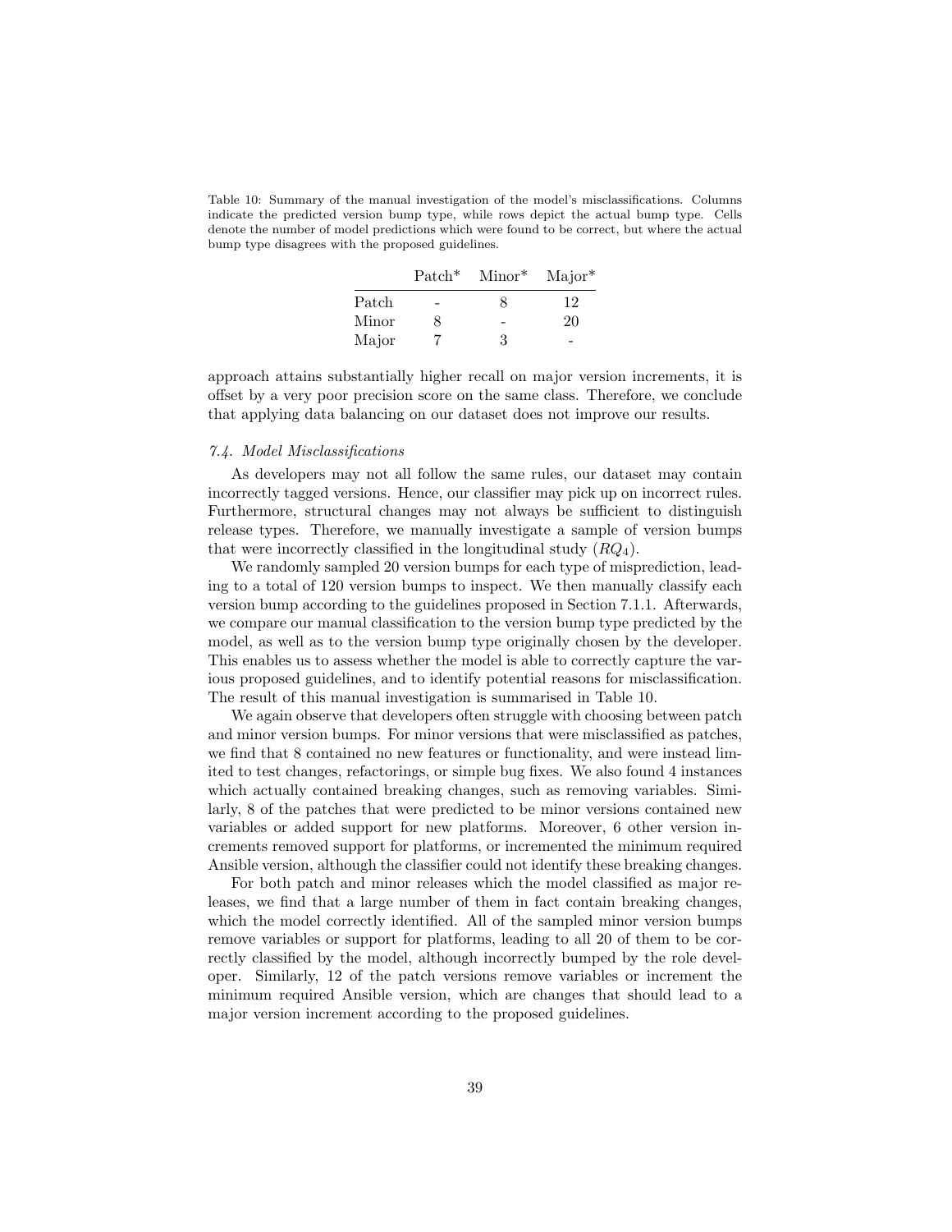Table 10: Summary of the manual investigation of the model's misclassifications. Columns indicate the predicted version bump type, while rows depict the actual bump type. Cells denote the number of model predictions which were found to be correct, but where the actual bump type disagrees with the proposed guidelines.

| | Patch* | Minor* | Major* |
|---|---|---|---|
| Patch | - | 8 | 12 |
| Minor | 8 | - | 20 |
| Major | 7 | 3 | - |

approach attains substantially higher recall on major version increments, it is offset by a very poor precision score on the same class. Therefore, we conclude that applying data balancing on our dataset does not improve our results.

### *7.4. Model Misclassifications*

As developers may not all follow the same rules, our dataset may contain incorrectly tagged versions. Hence, our classifier may pick up on incorrect rules. Furthermore, structural changes may not always be sufficient to distinguish release types. Therefore, we manually investigate a sample of version bumps that were incorrectly classified in the longitudinal study ($RQ_4$).

We randomly sampled 20 version bumps for each type of misprediction, leading to a total of 120 version bumps to inspect. We then manually classify each version bump according to the guidelines proposed in Section 7.1.1. Afterwards, we compare our manual classification to the version bump type predicted by the model, as well as to the version bump type originally chosen by the developer. This enables us to assess whether the model is able to correctly capture the various proposed guidelines, and to identify potential reasons for misclassification. The result of this manual investigation is summarised in Table 10.

We again observe that developers often struggle with choosing between patch and minor version bumps. For minor versions that were misclassified as patches, we find that 8 contained no new features or functionality, and were instead limited to test changes, refactorings, or simple bug fixes. We also found 4 instances which actually contained breaking changes, such as removing variables. Similarly, 8 of the patches that were predicted to be minor versions contained new variables or added support for new platforms. Moreover, 6 other version increments removed support for platforms, or incremented the minimum required Ansible version, although the classifier could not identify these breaking changes.

For both patch and minor releases which the model classified as major releases, we find that a large number of them in fact contain breaking changes, which the model correctly identified. All of the sampled minor version bumps remove variables or support for platforms, leading to all 20 of them to be correctly classified by the model, although incorrectly bumped by the role developer. Similarly, 12 of the patch versions remove variables or increment the minimum required Ansible version, which are changes that should lead to a major version increment according to the proposed guidelines.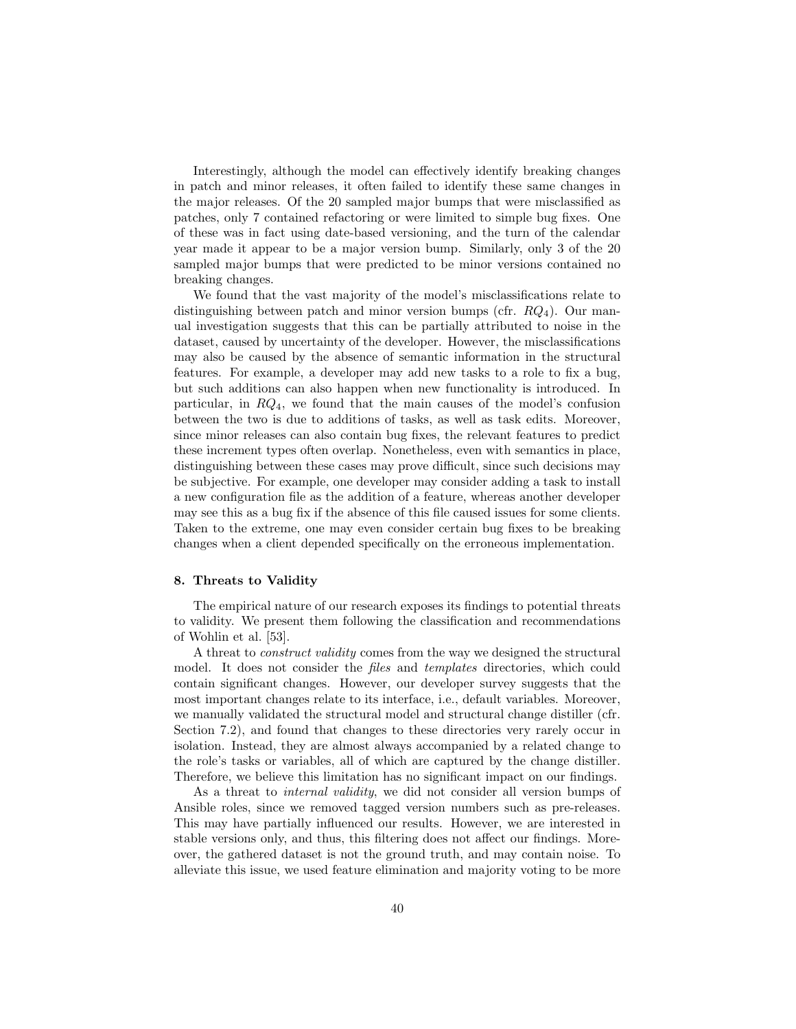Interestingly, although the model can effectively identify breaking changes in patch and minor releases, it often failed to identify these same changes in the major releases. Of the 20 sampled major bumps that were misclassified as patches, only 7 contained refactoring or were limited to simple bug fixes. One of these was in fact using date-based versioning, and the turn of the calendar year made it appear to be a major version bump. Similarly, only 3 of the 20 sampled major bumps that were predicted to be minor versions contained no breaking changes.

We found that the vast majority of the model's misclassifications relate to distinguishing between patch and minor version bumps (cfr. $RQ_4$). Our manual investigation suggests that this can be partially attributed to noise in the dataset, caused by uncertainty of the developer. However, the misclassifications may also be caused by the absence of semantic information in the structural features. For example, a developer may add new tasks to a role to fix a bug, but such additions can also happen when new functionality is introduced. In particular, in $RQ_4$, we found that the main causes of the model's confusion between the two is due to additions of tasks, as well as task edits. Moreover, since minor releases can also contain bug fixes, the relevant features to predict these increment types often overlap. Nonetheless, even with semantics in place, distinguishing between these cases may prove difficult, since such decisions may be subjective. For example, one developer may consider adding a task to install a new configuration file as the addition of a feature, whereas another developer may see this as a bug fix if the absence of this file caused issues for some clients. Taken to the extreme, one may even consider certain bug fixes to be breaking changes when a client depended specifically on the erroneous implementation.

## 8. Threats to Validity

The empirical nature of our research exposes its findings to potential threats to validity. We present them following the classification and recommendations of Wohlin et al. [53].

A threat to *construct validity* comes from the way we designed the structural model. It does not consider the *files* and *templates* directories, which could contain significant changes. However, our developer survey suggests that the most important changes relate to its interface, i.e., default variables. Moreover, we manually validated the structural model and structural change distiller (cfr. Section 7.2), and found that changes to these directories very rarely occur in isolation. Instead, they are almost always accompanied by a related change to the role's tasks or variables, all of which are captured by the change distiller. Therefore, we believe this limitation has no significant impact on our findings.

As a threat to *internal validity*, we did not consider all version bumps of Ansible roles, since we removed tagged version numbers such as pre-releases. This may have partially influenced our results. However, we are interested in stable versions only, and thus, this filtering does not affect our findings. Moreover, the gathered dataset is not the ground truth, and may contain noise. To alleviate this issue, we used feature elimination and majority voting to be more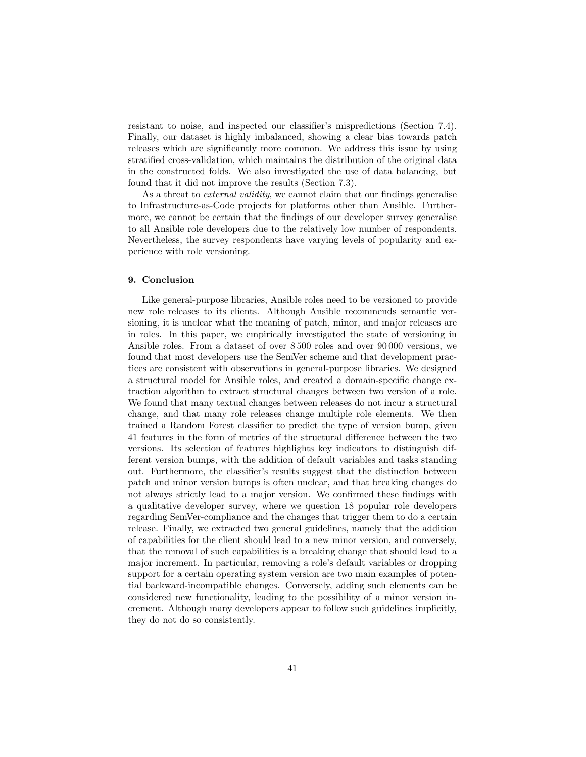resistant to noise, and inspected our classifier's mispredictions (Section 7.4). Finally, our dataset is highly imbalanced, showing a clear bias towards patch releases which are significantly more common. We address this issue by using stratified cross-validation, which maintains the distribution of the original data in the constructed folds. We also investigated the use of data balancing, but found that it did not improve the results (Section 7.3).

As a threat to *external validity*, we cannot claim that our findings generalise to Infrastructure-as-Code projects for platforms other than Ansible. Furthermore, we cannot be certain that the findings of our developer survey generalise to all Ansible role developers due to the relatively low number of respondents. Nevertheless, the survey respondents have varying levels of popularity and experience with role versioning.

## 9. Conclusion

Like general-purpose libraries, Ansible roles need to be versioned to provide new role releases to its clients. Although Ansible recommends semantic versioning, it is unclear what the meaning of patch, minor, and major releases are in roles. In this paper, we empirically investigated the state of versioning in Ansible roles. From a dataset of over 8 500 roles and over 90 000 versions, we found that most developers use the SemVer scheme and that development practices are consistent with observations in general-purpose libraries. We designed a structural model for Ansible roles, and created a domain-specific change extraction algorithm to extract structural changes between two version of a role. We found that many textual changes between releases do not incur a structural change, and that many role releases change multiple role elements. We then trained a Random Forest classifier to predict the type of version bump, given 41 features in the form of metrics of the structural difference between the two versions. Its selection of features highlights key indicators to distinguish different version bumps, with the addition of default variables and tasks standing out. Furthermore, the classifier's results suggest that the distinction between patch and minor version bumps is often unclear, and that breaking changes do not always strictly lead to a major version. We confirmed these findings with a qualitative developer survey, where we question 18 popular role developers regarding SemVer-compliance and the changes that trigger them to do a certain release. Finally, we extracted two general guidelines, namely that the addition of capabilities for the client should lead to a new minor version, and conversely, that the removal of such capabilities is a breaking change that should lead to a major increment. In particular, removing a role's default variables or dropping support for a certain operating system version are two main examples of potential backward-incompatible changes. Conversely, adding such elements can be considered new functionality, leading to the possibility of a minor version increment. Although many developers appear to follow such guidelines implicitly, they do not do so consistently.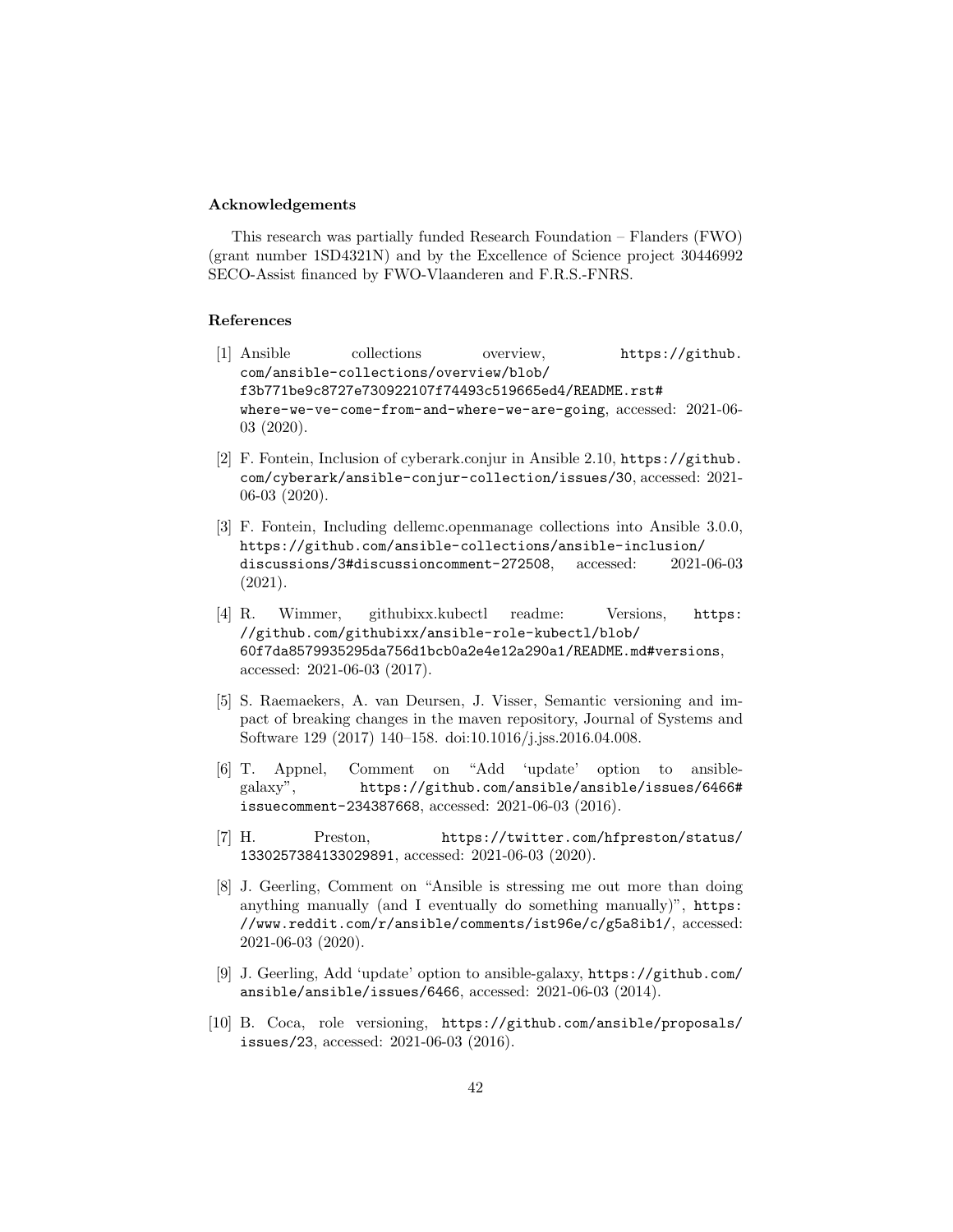### Acknowledgements

This research was partially funded Research Foundation – Flanders (FWO) (grant number 1SD4321N) and by the Excellence of Science project 30446992 SECO-Assist financed by FWO-Vlaanderen and F.R.S.-FNRS.

### References

[1] Ansible collections overview, https://github.com/ansible-collections/overview/blob/f3b771be9c8727e730922107f74493c519665ed4/README.rst#where-we-ve-come-from-and-where-we-are-going, accessed: 2021-06-03 (2020).

[2] F. Fontein, Inclusion of cyberark.conjur in Ansible 2.10, https://github.com/cyberark/ansible-conjur-collection/issues/30, accessed: 2021-06-03 (2020).

[3] F. Fontein, Including dellemc.openmanage collections into Ansible 3.0.0, https://github.com/ansible-collections/ansible-inclusion/discussions/3#discussioncomment-272508, accessed: 2021-06-03 (2021).

[4] R. Wimmer, githubixx.kubectl readme: Versions, https://github.com/githubixx/ansible-role-kubectl/blob/60f7da8579935295da756d1bcb0a2e4e12a290a1/README.md#versions, accessed: 2021-06-03 (2017).

[5] S. Raemaekers, A. van Deursen, J. Visser, Semantic versioning and impact of breaking changes in the maven repository, Journal of Systems and Software 129 (2017) 140–158. doi:10.1016/j.jss.2016.04.008.

[6] T. Appnel, Comment on "Add 'update' option to ansible-galaxy", https://github.com/ansible/ansible/issues/6466#issuecomment-234387668, accessed: 2021-06-03 (2016).

[7] H. Preston, https://twitter.com/hfpreston/status/1330257384133029891, accessed: 2021-06-03 (2020).

[8] J. Geerling, Comment on "Ansible is stressing me out more than doing anything manually (and I eventually do something manually)", https://www.reddit.com/r/ansible/comments/ist96e/c/g5a8ib1/, accessed: 2021-06-03 (2020).

[9] J. Geerling, Add 'update' option to ansible-galaxy, https://github.com/ansible/ansible/issues/6466, accessed: 2021-06-03 (2014).

[10] B. Coca, role versioning, https://github.com/ansible/proposals/issues/23, accessed: 2021-06-03 (2016).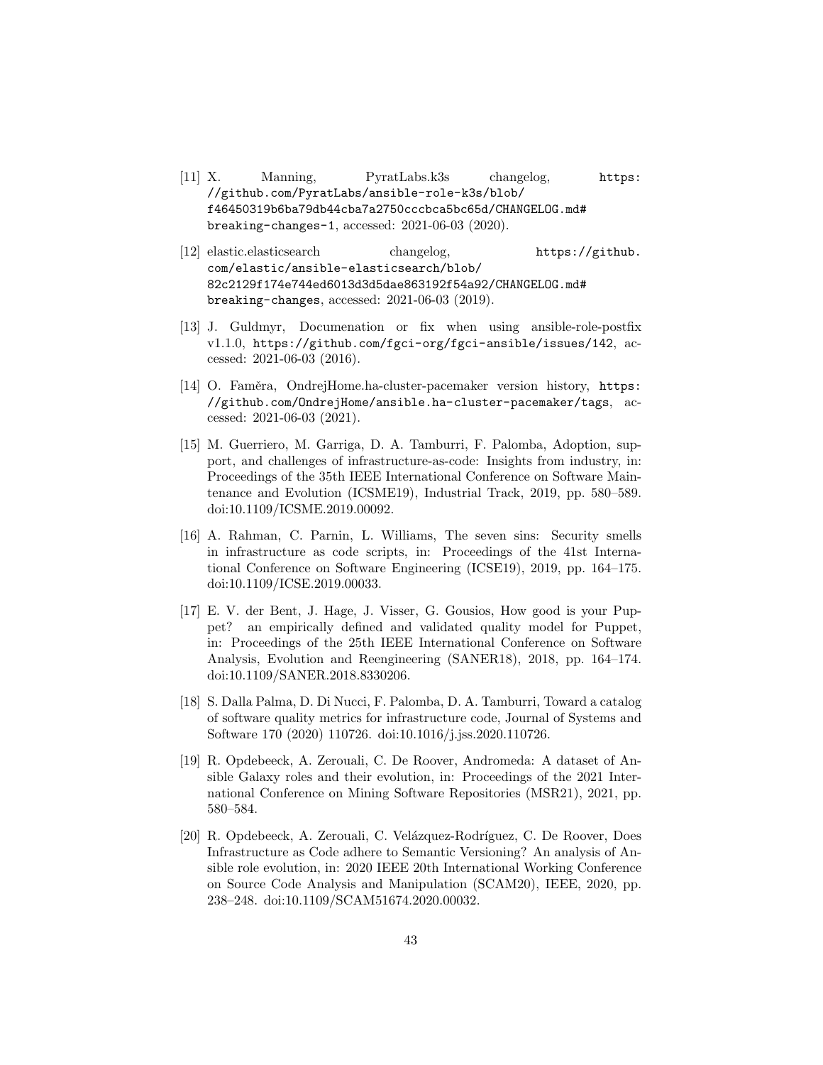[11] X. Manning, PyratLabs.k3s changelog, https://github.com/PyratLabs/ansible-role-k3s/blob/f46450319b6ba79db44cba7a2750cccbca5bc65d/CHANGELOG.md#breaking-changes-1, accessed: 2021-06-03 (2020).

[12] elastic.elasticsearch changelog, https://github.com/elastic/ansible-elasticsearch/blob/82c2129f174e744ed6013d3d5dae863192f54a92/CHANGELOG.md#breaking-changes, accessed: 2021-06-03 (2019).

[13] J. Guldmyr, Documenation or fix when using ansible-role-postfix v1.1.0, https://github.com/fgci-org/fgci-ansible/issues/142, accessed: 2021-06-03 (2016).

[14] O. Faměra, OndrejHome.ha-cluster-pacemaker version history, https://github.com/OndrejHome/ansible.ha-cluster-pacemaker/tags, accessed: 2021-06-03 (2021).

[15] M. Guerriero, M. Garriga, D. A. Tamburri, F. Palomba, Adoption, support, and challenges of infrastructure-as-code: Insights from industry, in: Proceedings of the 35th IEEE International Conference on Software Maintenance and Evolution (ICSME19), Industrial Track, 2019, pp. 580–589. doi:10.1109/ICSME.2019.00092.

[16] A. Rahman, C. Parnin, L. Williams, The seven sins: Security smells in infrastructure as code scripts, in: Proceedings of the 41st International Conference on Software Engineering (ICSE19), 2019, pp. 164–175. doi:10.1109/ICSE.2019.00033.

[17] E. V. der Bent, J. Hage, J. Visser, G. Gousios, How good is your Puppet? an empirically defined and validated quality model for Puppet, in: Proceedings of the 25th IEEE International Conference on Software Analysis, Evolution and Reengineering (SANER18), 2018, pp. 164–174. doi:10.1109/SANER.2018.8330206.

[18] S. Dalla Palma, D. Di Nucci, F. Palomba, D. A. Tamburri, Toward a catalog of software quality metrics for infrastructure code, Journal of Systems and Software 170 (2020) 110726. doi:10.1016/j.jss.2020.110726.

[19] R. Opdebeeck, A. Zerouali, C. De Roover, Andromeda: A dataset of Ansible Galaxy roles and their evolution, in: Proceedings of the 2021 International Conference on Mining Software Repositories (MSR21), 2021, pp. 580–584.

[20] R. Opdebeeck, A. Zerouali, C. Velázquez-Rodríguez, C. De Roover, Does Infrastructure as Code adhere to Semantic Versioning? An analysis of Ansible role evolution, in: 2020 IEEE 20th International Working Conference on Source Code Analysis and Manipulation (SCAM20), IEEE, 2020, pp. 238–248. doi:10.1109/SCAM51674.2020.00032.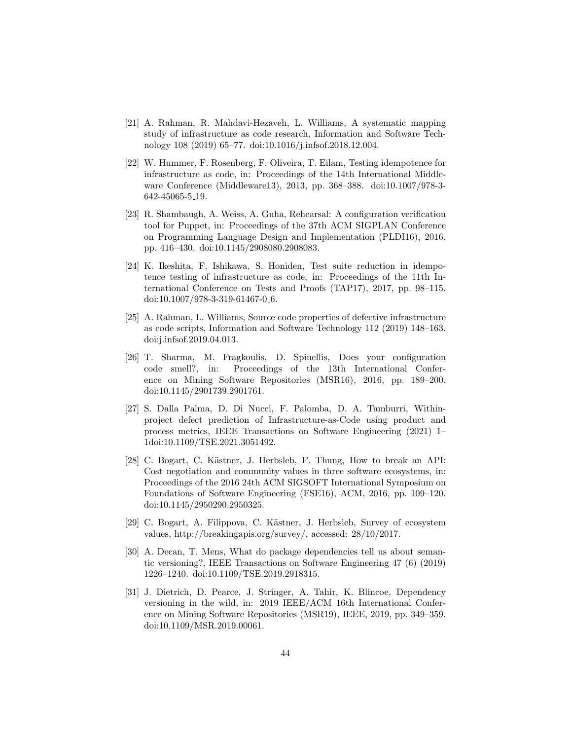[21] A. Rahman, R. Mahdavi-Hezaveh, L. Williams, A systematic mapping study of infrastructure as code research, Information and Software Technology 108 (2019) 65–77. doi:10.1016/j.infsof.2018.12.004.

[22] W. Hummer, F. Rosenberg, F. Oliveira, T. Eilam, Testing idempotence for infrastructure as code, in: Proceedings of the 14th International Middleware Conference (Middleware13), 2013, pp. 368–388. doi:10.1007/978-3-642-45065-5_19.

[23] R. Shambaugh, A. Weiss, A. Guha, Rehearsal: A configuration verification tool for Puppet, in: Proceedings of the 37th ACM SIGPLAN Conference on Programming Language Design and Implementation (PLDI16), 2016, pp. 416–430. doi:10.1145/2908080.2908083.

[24] K. Ikeshita, F. Ishikawa, S. Honiden, Test suite reduction in idempotence testing of infrastructure as code, in: Proceedings of the 11th International Conference on Tests and Proofs (TAP17), 2017, pp. 98–115. doi:10.1007/978-3-319-61467-0_6.

[25] A. Rahman, L. Williams, Source code properties of defective infrastructure as code scripts, Information and Software Technology 112 (2019) 148–163. doi:j.infsof.2019.04.013.

[26] T. Sharma, M. Fragkoulis, D. Spinellis, Does your configuration code smell?, in: Proceedings of the 13th International Conference on Mining Software Repositories (MSR16), 2016, pp. 189–200. doi:10.1145/2901739.2901761.

[27] S. Dalla Palma, D. Di Nucci, F. Palomba, D. A. Tamburri, Within-project defect prediction of Infrastructure-as-Code using product and process metrics, IEEE Transactions on Software Engineering (2021) 1–1doi:10.1109/TSE.2021.3051492.

[28] C. Bogart, C. Kästner, J. Herbsleb, F. Thung, How to break an API: Cost negotiation and community values in three software ecosystems, in: Proceedings of the 2016 24th ACM SIGSOFT International Symposium on Foundations of Software Engineering (FSE16), ACM, 2016, pp. 109–120. doi:10.1145/2950290.2950325.

[29] C. Bogart, A. Filippova, C. Kästner, J. Herbsleb, Survey of ecosystem values, http://breakingapis.org/survey/, accessed: 28/10/2017.

[30] A. Decan, T. Mens, What do package dependencies tell us about semantic versioning?, IEEE Transactions on Software Engineering 47 (6) (2019) 1226–1240. doi:10.1109/TSE.2019.2918315.

[31] J. Dietrich, D. Pearce, J. Stringer, A. Tahir, K. Blincoe, Dependency versioning in the wild, in: 2019 IEEE/ACM 16th International Conference on Mining Software Repositories (MSR19), IEEE, 2019, pp. 349–359. doi:10.1109/MSR.2019.00061.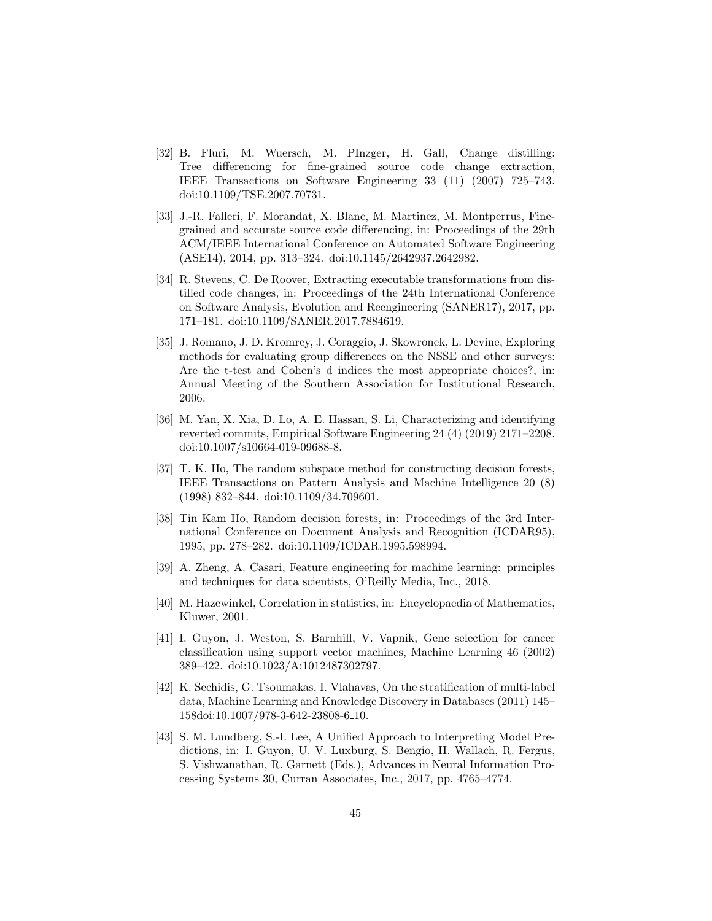[32] B. Fluri, M. Wuersch, M. PInzger, H. Gall, Change distilling: Tree differencing for fine-grained source code change extraction, IEEE Transactions on Software Engineering 33 (11) (2007) 725–743. doi:10.1109/TSE.2007.70731.

[33] J.-R. Falleri, F. Morandat, X. Blanc, M. Martinez, M. Montperrus, Fine-grained and accurate source code differencing, in: Proceedings of the 29th ACM/IEEE International Conference on Automated Software Engineering (ASE14), 2014, pp. 313–324. doi:10.1145/2642937.2642982.

[34] R. Stevens, C. De Roover, Extracting executable transformations from distilled code changes, in: Proceedings of the 24th International Conference on Software Analysis, Evolution and Reengineering (SANER17), 2017, pp. 171–181. doi:10.1109/SANER.2017.7884619.

[35] J. Romano, J. D. Kromrey, J. Coraggio, J. Skowronek, L. Devine, Exploring methods for evaluating group differences on the NSSE and other surveys: Are the t-test and Cohen's d indices the most appropriate choices?, in: Annual Meeting of the Southern Association for Institutional Research, 2006.

[36] M. Yan, X. Xia, D. Lo, A. E. Hassan, S. Li, Characterizing and identifying reverted commits, Empirical Software Engineering 24 (4) (2019) 2171–2208. doi:10.1007/s10664-019-09688-8.

[37] T. K. Ho, The random subspace method for constructing decision forests, IEEE Transactions on Pattern Analysis and Machine Intelligence 20 (8) (1998) 832–844. doi:10.1109/34.709601.

[38] Tin Kam Ho, Random decision forests, in: Proceedings of the 3rd International Conference on Document Analysis and Recognition (ICDAR95), 1995, pp. 278–282. doi:10.1109/ICDAR.1995.598994.

[39] A. Zheng, A. Casari, Feature engineering for machine learning: principles and techniques for data scientists, O'Reilly Media, Inc., 2018.

[40] M. Hazewinkel, Correlation in statistics, in: Encyclopaedia of Mathematics, Kluwer, 2001.

[41] I. Guyon, J. Weston, S. Barnhill, V. Vapnik, Gene selection for cancer classification using support vector machines, Machine Learning 46 (2002) 389–422. doi:10.1023/A:1012487302797.

[42] K. Sechidis, G. Tsoumakas, I. Vlahavas, On the stratification of multi-label data, Machine Learning and Knowledge Discovery in Databases (2011) 145–158doi:10.1007/978-3-642-23808-6_10.

[43] S. M. Lundberg, S.-I. Lee, A Unified Approach to Interpreting Model Predictions, in: I. Guyon, U. V. Luxburg, S. Bengio, H. Wallach, R. Fergus, S. Vishwanathan, R. Garnett (Eds.), Advances in Neural Information Processing Systems 30, Curran Associates, Inc., 2017, pp. 4765–4774.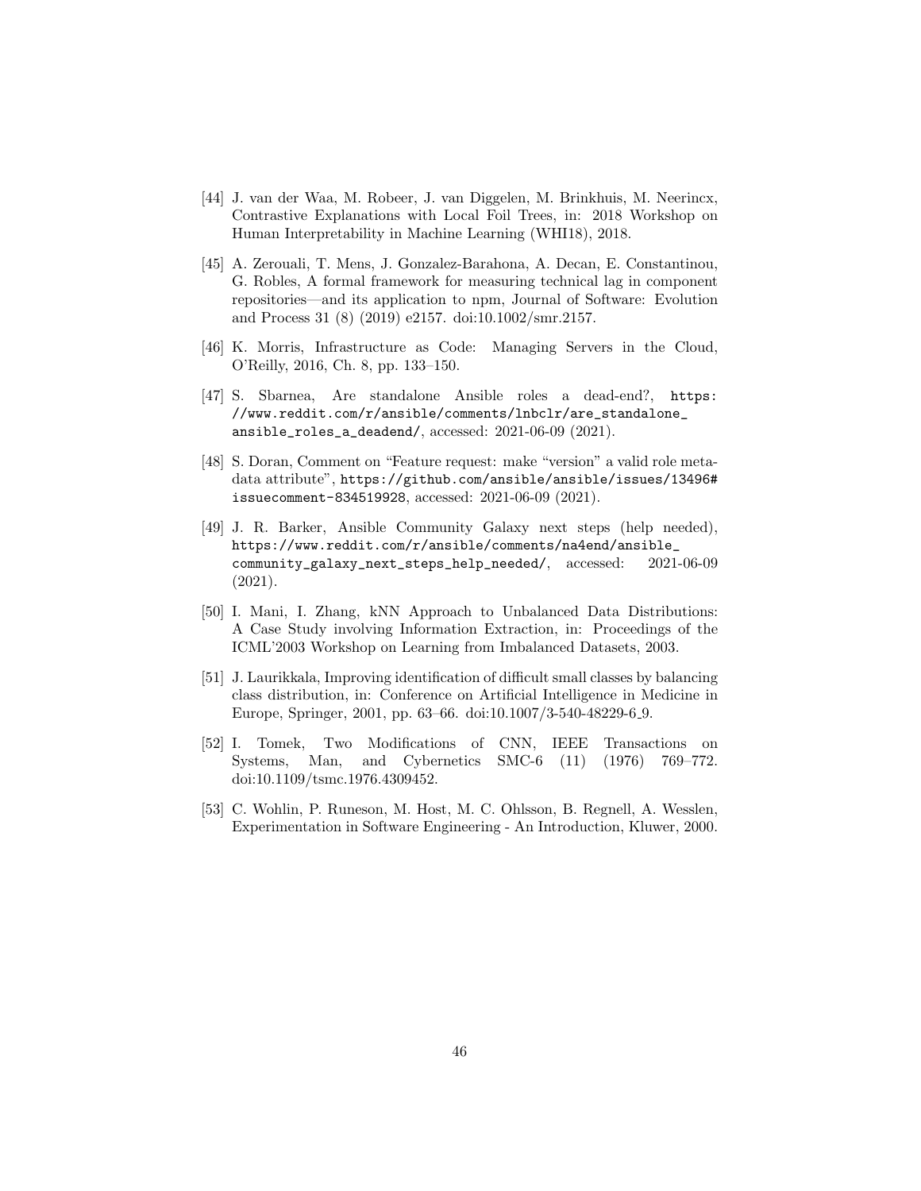[44] J. van der Waa, M. Robeer, J. van Diggelen, M. Brinkhuis, M. Neerincx, Contrastive Explanations with Local Foil Trees, in: 2018 Workshop on Human Interpretability in Machine Learning (WHI18), 2018.

[45] A. Zerouali, T. Mens, J. Gonzalez-Barahona, A. Decan, E. Constantinou, G. Robles, A formal framework for measuring technical lag in component repositories—and its application to npm, Journal of Software: Evolution and Process 31 (8) (2019) e2157. doi:10.1002/smr.2157.

[46] K. Morris, Infrastructure as Code: Managing Servers in the Cloud, O'Reilly, 2016, Ch. 8, pp. 133–150.

[47] S. Sbarnea, Are standalone Ansible roles a dead-end?, https://www.reddit.com/r/ansible/comments/lnbclr/are_standalone_ansible_roles_a_deadend/, accessed: 2021-06-09 (2021).

[48] S. Doran, Comment on "Feature request: make "version" a valid role metadata attribute", https://github.com/ansible/ansible/issues/13496#issuecomment-834519928, accessed: 2021-06-09 (2021).

[49] J. R. Barker, Ansible Community Galaxy next steps (help needed), https://www.reddit.com/r/ansible/comments/na4end/ansible_community_galaxy_next_steps_help_needed/, accessed: 2021-06-09 (2021).

[50] I. Mani, I. Zhang, kNN Approach to Unbalanced Data Distributions: A Case Study involving Information Extraction, in: Proceedings of the ICML'2003 Workshop on Learning from Imbalanced Datasets, 2003.

[51] J. Laurikkala, Improving identification of difficult small classes by balancing class distribution, in: Conference on Artificial Intelligence in Medicine in Europe, Springer, 2001, pp. 63–66. doi:10.1007/3-540-48229-6_9.

[52] I. Tomek, Two Modifications of CNN, IEEE Transactions on Systems, Man, and Cybernetics SMC-6 (11) (1976) 769–772. doi:10.1109/tsmc.1976.4309452.

[53] C. Wohlin, P. Runeson, M. Host, M. C. Ohlsson, B. Regnell, A. Wesslen, Experimentation in Software Engineering - An Introduction, Kluwer, 2000.